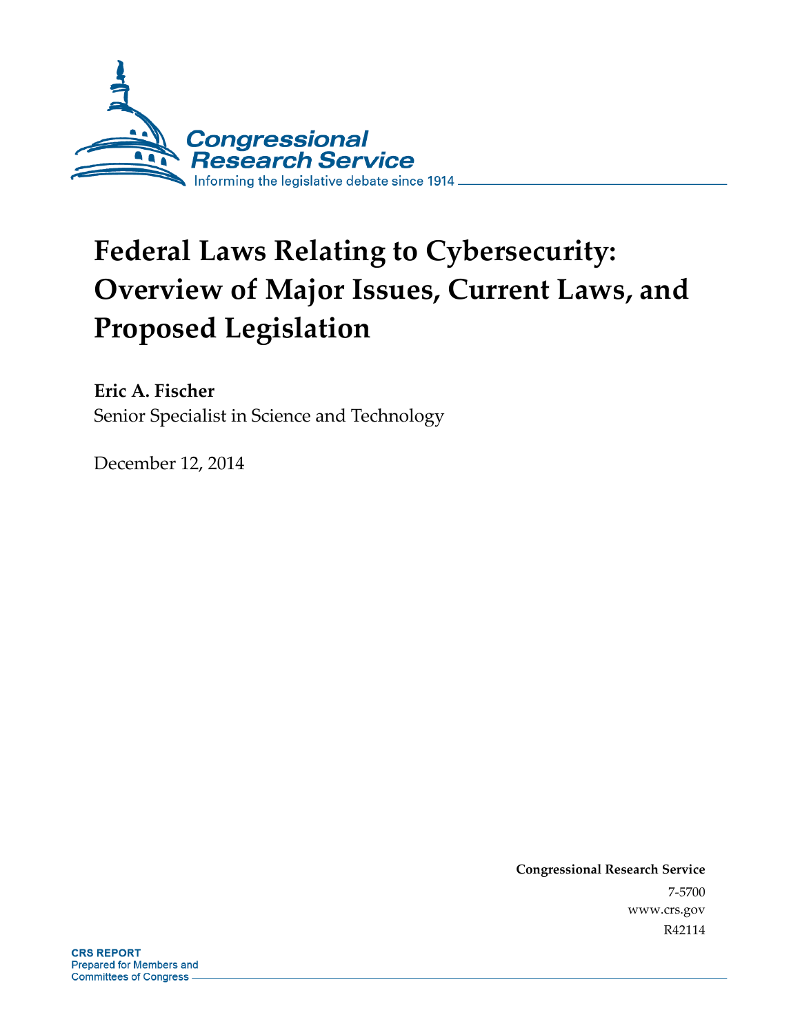Congressional Research Service

Informing the legislative debate since 1914

# Federal Laws Relating to Cybersecurity: Overview of Major Issues, Current Laws, and Proposed Legislation

**Eric A. Fischer**

Senior Specialist in Science and Technology

December 12, 2014

**Congressional Research Service**

7-5700

www.crs.gov

R42114

**CRS REPORT**

Prepared for Members and Committees of Congress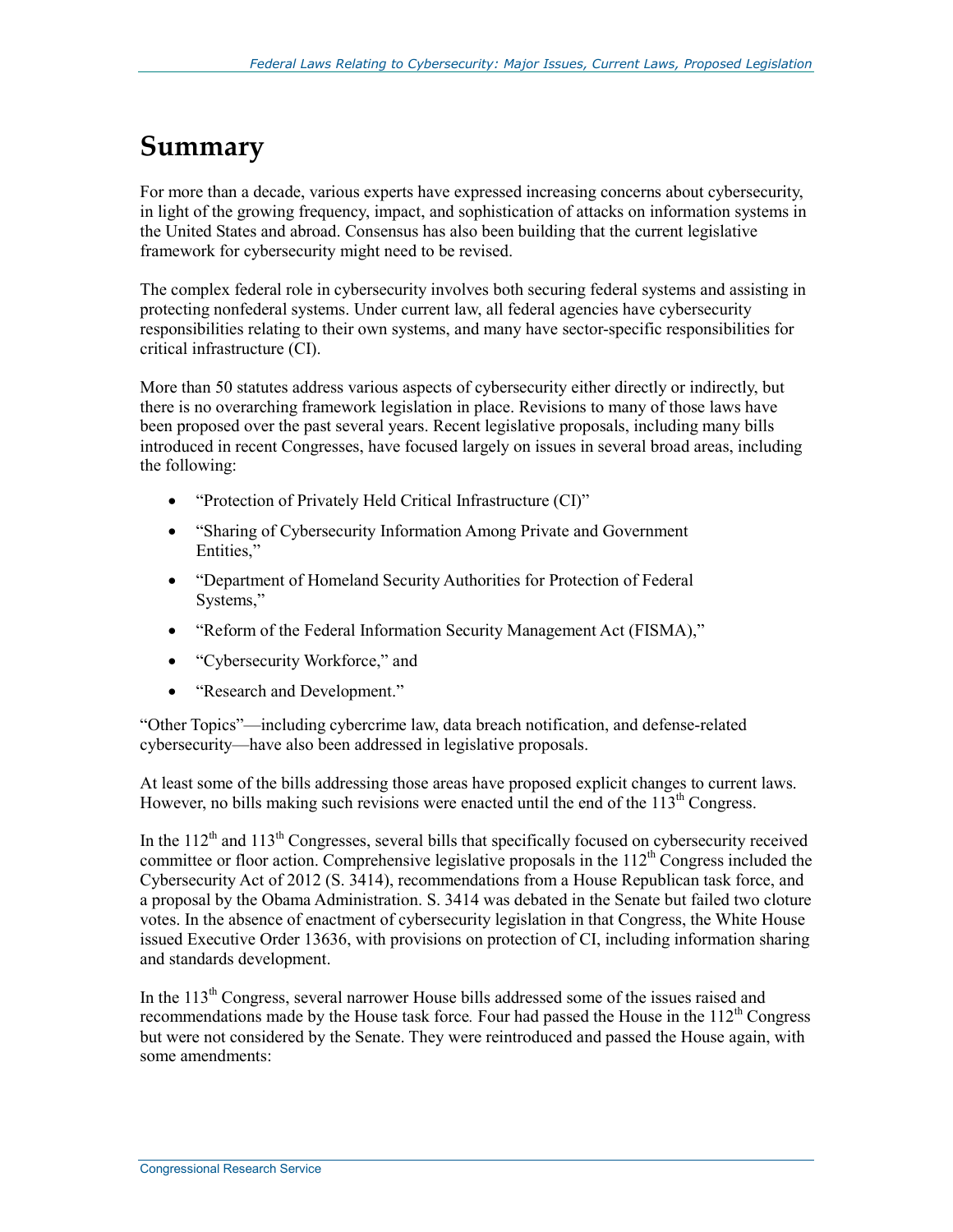# Summary

For more than a decade, various experts have expressed increasing concerns about cybersecurity, in light of the growing frequency, impact, and sophistication of attacks on information systems in the United States and abroad. Consensus has also been building that the current legislative framework for cybersecurity might need to be revised.

The complex federal role in cybersecurity involves both securing federal systems and assisting in protecting nonfederal systems. Under current law, all federal agencies have cybersecurity responsibilities relating to their own systems, and many have sector-specific responsibilities for critical infrastructure (CI).

More than 50 statutes address various aspects of cybersecurity either directly or indirectly, but there is no overarching framework legislation in place. Revisions to many of those laws have been proposed over the past several years. Recent legislative proposals, including many bills introduced in recent Congresses, have focused largely on issues in several broad areas, including the following:

- "Protection of Privately Held Critical Infrastructure (CI)"
- "Sharing of Cybersecurity Information Among Private and Government Entities,"
- "Department of Homeland Security Authorities for Protection of Federal Systems,"
- "Reform of the Federal Information Security Management Act (FISMA),"
- "Cybersecurity Workforce," and
- "Research and Development."

"Other Topics"—including cybercrime law, data breach notification, and defense-related cybersecurity—have also been addressed in legislative proposals.

At least some of the bills addressing those areas have proposed explicit changes to current laws. However, no bills making such revisions were enacted until the end of the 113th Congress.

In the 112th and 113th Congresses, several bills that specifically focused on cybersecurity received committee or floor action. Comprehensive legislative proposals in the 112th Congress included the Cybersecurity Act of 2012 (S. 3414), recommendations from a House Republican task force, and a proposal by the Obama Administration. S. 3414 was debated in the Senate but failed two cloture votes. In the absence of enactment of cybersecurity legislation in that Congress, the White House issued Executive Order 13636, with provisions on protection of CI, including information sharing and standards development.

In the 113th Congress, several narrower House bills addressed some of the issues raised and recommendations made by the House task force. Four had passed the House in the 112th Congress but were not considered by the Senate. They were reintroduced and passed the House again, with some amendments: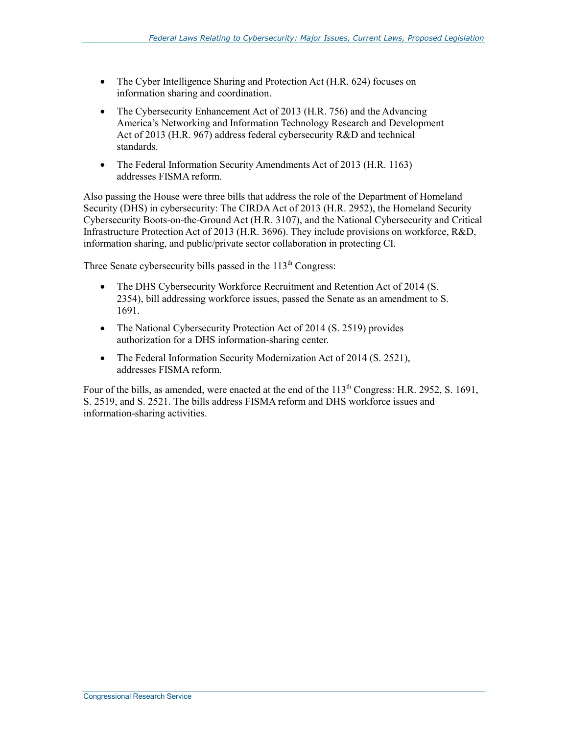- The Cyber Intelligence Sharing and Protection Act (H.R. 624) focuses on information sharing and coordination.
- The Cybersecurity Enhancement Act of 2013 (H.R. 756) and the Advancing America's Networking and Information Technology Research and Development Act of 2013 (H.R. 967) address federal cybersecurity R&D and technical standards.
- The Federal Information Security Amendments Act of 2013 (H.R. 1163) addresses FISMA reform.

Also passing the House were three bills that address the role of the Department of Homeland Security (DHS) in cybersecurity: The CIRDA Act of 2013 (H.R. 2952), the Homeland Security Cybersecurity Boots-on-the-Ground Act (H.R. 3107), and the National Cybersecurity and Critical Infrastructure Protection Act of 2013 (H.R. 3696). They include provisions on workforce, R&D, information sharing, and public/private sector collaboration in protecting CI.

Three Senate cybersecurity bills passed in the 113th Congress:

- The DHS Cybersecurity Workforce Recruitment and Retention Act of 2014 (S. 2354), bill addressing workforce issues, passed the Senate as an amendment to S. 1691.
- The National Cybersecurity Protection Act of 2014 (S. 2519) provides authorization for a DHS information-sharing center.
- The Federal Information Security Modernization Act of 2014 (S. 2521), addresses FISMA reform.

Four of the bills, as amended, were enacted at the end of the 113th Congress: H.R. 2952, S. 1691, S. 2519, and S. 2521. The bills address FISMA reform and DHS workforce issues and information-sharing activities.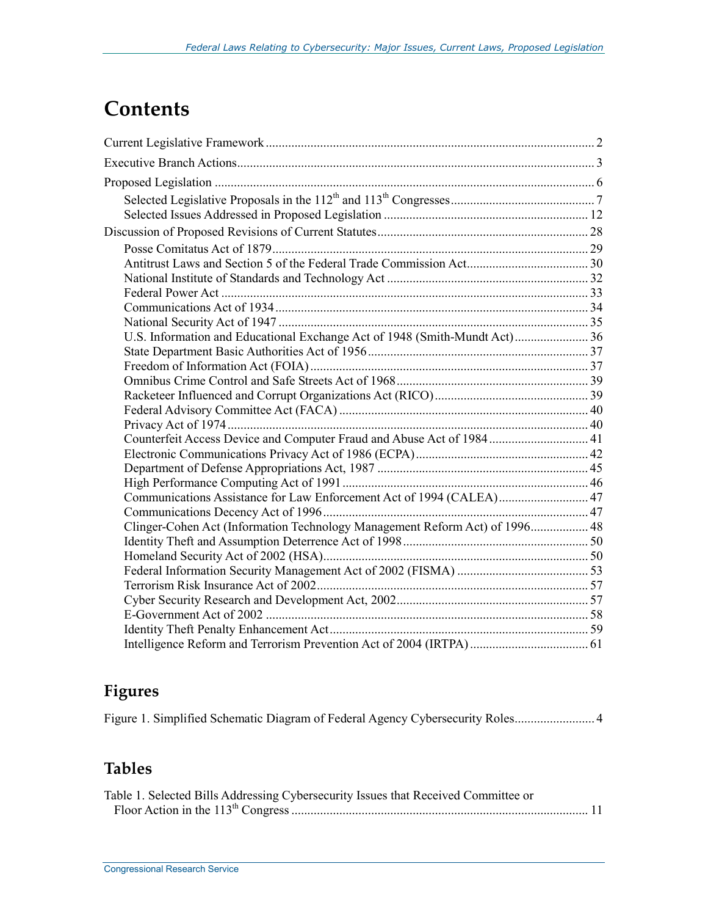# Contents

Current Legislative Framework ..... 2

Executive Branch Actions ..... 3

Proposed Legislation ..... 6

- Selected Legislative Proposals in the 112th and 113th Congresses ..... 7
- Selected Issues Addressed in Proposed Legislation ..... 12

Discussion of Proposed Revisions of Current Statutes ..... 28

- Posse Comitatus Act of 1879 ..... 29
- Antitrust Laws and Section 5 of the Federal Trade Commission Act ..... 30
- National Institute of Standards and Technology Act ..... 32
- Federal Power Act ..... 33
- Communications Act of 1934 ..... 34
- National Security Act of 1947 ..... 35
- U.S. Information and Educational Exchange Act of 1948 (Smith-Mundt Act) ..... 36
- State Department Basic Authorities Act of 1956 ..... 37
- Freedom of Information Act (FOIA) ..... 37
- Omnibus Crime Control and Safe Streets Act of 1968 ..... 39
- Racketeer Influenced and Corrupt Organizations Act (RICO) ..... 39
- Federal Advisory Committee Act (FACA) ..... 40
- Privacy Act of 1974 ..... 40
- Counterfeit Access Device and Computer Fraud and Abuse Act of 1984 ..... 41
- Electronic Communications Privacy Act of 1986 (ECPA) ..... 42
- Department of Defense Appropriations Act, 1987 ..... 45
- High Performance Computing Act of 1991 ..... 46
- Communications Assistance for Law Enforcement Act of 1994 (CALEA) ..... 47
- Communications Decency Act of 1996 ..... 47
- Clinger-Cohen Act (Information Technology Management Reform Act) of 1996 ..... 48
- Identity Theft and Assumption Deterrence Act of 1998 ..... 50
- Homeland Security Act of 2002 (HSA) ..... 50
- Federal Information Security Management Act of 2002 (FISMA) ..... 53
- Terrorism Risk Insurance Act of 2002 ..... 57
- Cyber Security Research and Development Act, 2002 ..... 57
- E-Government Act of 2002 ..... 58
- Identity Theft Penalty Enhancement Act ..... 59
- Intelligence Reform and Terrorism Prevention Act of 2004 (IRTPA) ..... 61

## Figures

Figure 1. Simplified Schematic Diagram of Federal Agency Cybersecurity Roles ..... 4

## Tables

Table 1. Selected Bills Addressing Cybersecurity Issues that Received Committee or Floor Action in the 113th Congress ..... 11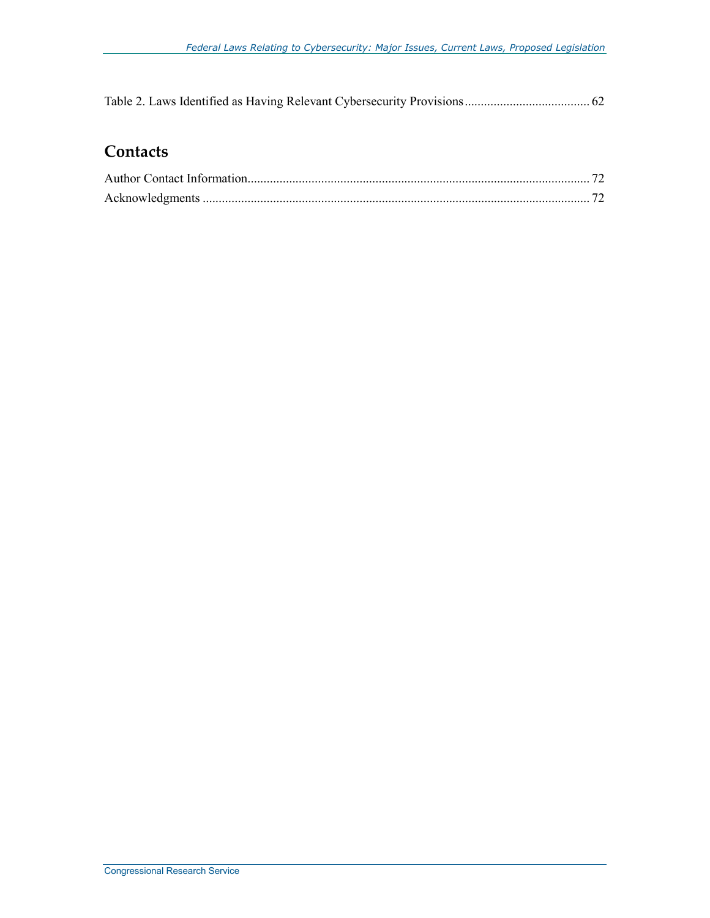Table 2. Laws Identified as Having Relevant Cybersecurity Provisions ....................................... 62

## Contacts

Author Contact Information........................................................................................................... 72

Acknowledgments ......................................................................................................................... 72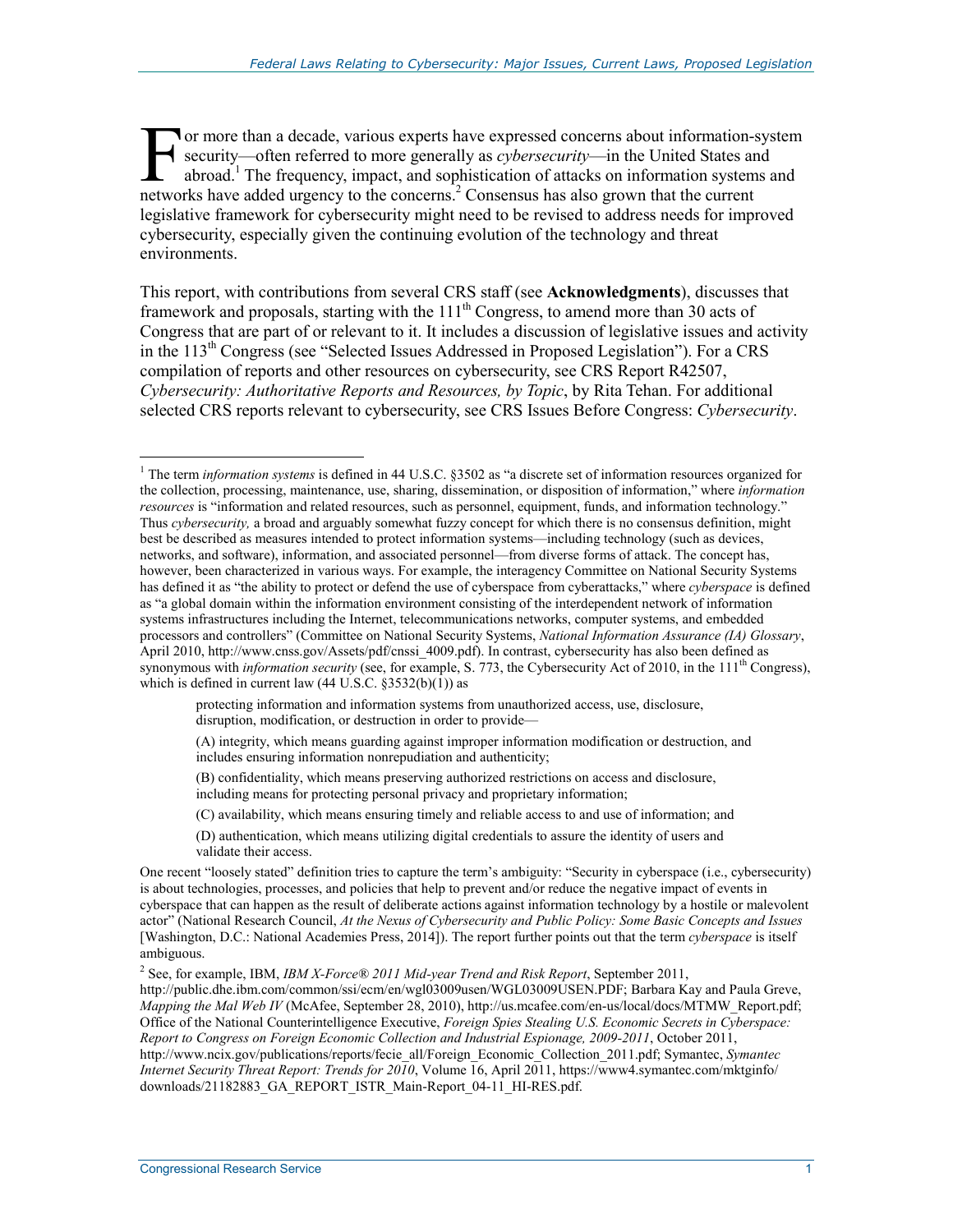For more than a decade, various experts have expressed concerns about information-system security—often referred to more generally as *cybersecurity*—in the United States and abroad.[1] The frequency, impact, and sophistication of attacks on information systems and networks have added urgency to the concerns.[2] Consensus has also grown that the current legislative framework for cybersecurity might need to be revised to address needs for improved cybersecurity, especially given the continuing evolution of the technology and threat environments.

This report, with contributions from several CRS staff (see **Acknowledgments**), discusses that framework and proposals, starting with the 111th Congress, to amend more than 30 acts of Congress that are part of or relevant to it. It includes a discussion of legislative issues and activity in the 113th Congress (see "Selected Issues Addressed in Proposed Legislation"). For a CRS compilation of reports and other resources on cybersecurity, see CRS Report R42507, *Cybersecurity: Authoritative Reports and Resources, by Topic*, by Rita Tehan. For additional selected CRS reports relevant to cybersecurity, see CRS Issues Before Congress: *Cybersecurity*.

---

[1] The term *information systems* is defined in 44 U.S.C. §3502 as "a discrete set of information resources organized for the collection, processing, maintenance, use, sharing, dissemination, or disposition of information," where *information resources* is "information and related resources, such as personnel, equipment, funds, and information technology." Thus *cybersecurity,* a broad and arguably somewhat fuzzy concept for which there is no consensus definition, might best be described as measures intended to protect information systems—including technology (such as devices, networks, and software), information, and associated personnel—from diverse forms of attack. The concept has, however, been characterized in various ways. For example, the interagency Committee on National Security Systems has defined it as "the ability to protect or defend the use of cyberspace from cyberattacks," where *cyberspace* is defined as "a global domain within the information environment consisting of the interdependent network of information systems infrastructures including the Internet, telecommunications networks, computer systems, and embedded processors and controllers" (Committee on National Security Systems, *National Information Assurance (IA) Glossary*, April 2010, http://www.cnss.gov/Assets/pdf/cnssi_4009.pdf). In contrast, cybersecurity has also been defined as synonymous with *information security* (see, for example, S. 773, the Cybersecurity Act of 2010, in the 111th Congress), which is defined in current law (44 U.S.C. §3532(b)(1)) as

> protecting information and information systems from unauthorized access, use, disclosure, disruption, modification, or destruction in order to provide—
>
> (A) integrity, which means guarding against improper information modification or destruction, and includes ensuring information nonrepudiation and authenticity;
>
> (B) confidentiality, which means preserving authorized restrictions on access and disclosure, including means for protecting personal privacy and proprietary information;
>
> (C) availability, which means ensuring timely and reliable access to and use of information; and
>
> (D) authentication, which means utilizing digital credentials to assure the identity of users and validate their access.

One recent "loosely stated" definition tries to capture the term's ambiguity: "Security in cyberspace (i.e., cybersecurity) is about technologies, processes, and policies that help to prevent and/or reduce the negative impact of events in cyberspace that can happen as the result of deliberate actions against information technology by a hostile or malevolent actor" (National Research Council, *At the Nexus of Cybersecurity and Public Policy: Some Basic Concepts and Issues* [Washington, D.C.: National Academies Press, 2014]). The report further points out that the term *cyberspace* is itself ambiguous.

[2] See, for example, IBM, *IBM X-Force® 2011 Mid-year Trend and Risk Report*, September 2011, http://public.dhe.ibm.com/common/ssi/ecm/en/wgl03009usen/WGL03009USEN.PDF; Barbara Kay and Paula Greve, *Mapping the Mal Web IV* (McAfee, September 28, 2010), http://us.mcafee.com/en-us/local/docs/MTMW_Report.pdf; Office of the National Counterintelligence Executive, *Foreign Spies Stealing U.S. Economic Secrets in Cyberspace: Report to Congress on Foreign Economic Collection and Industrial Espionage, 2009-2011*, October 2011, http://www.ncix.gov/publications/reports/fecie_all/Foreign_Economic_Collection_2011.pdf; Symantec, *Symantec Internet Security Threat Report: Trends for 2010*, Volume 16, April 2011, https://www4.symantec.com/mktginfo/downloads/21182883_GA_REPORT_ISTR_Main-Report_04-11_HI-RES.pdf.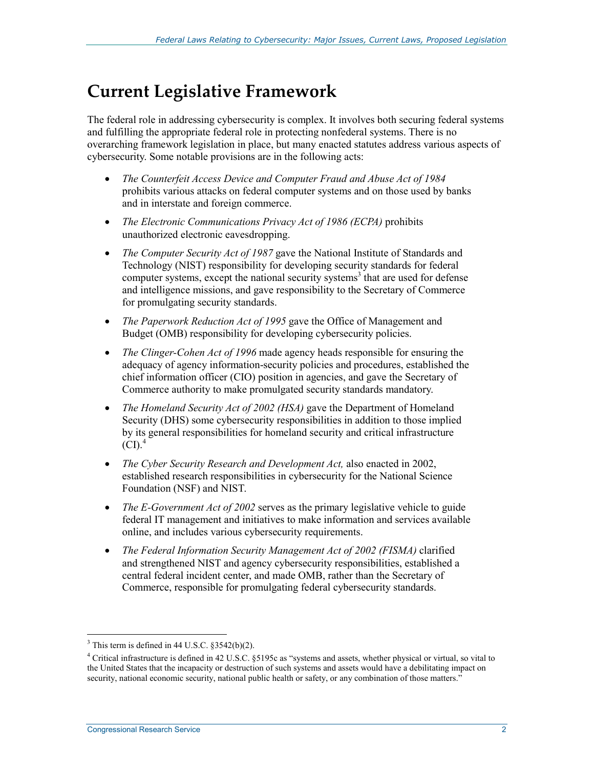# Current Legislative Framework

The federal role in addressing cybersecurity is complex. It involves both securing federal systems and fulfilling the appropriate federal role in protecting nonfederal systems. There is no overarching framework legislation in place, but many enacted statutes address various aspects of cybersecurity. Some notable provisions are in the following acts:

- *The Counterfeit Access Device and Computer Fraud and Abuse Act of 1984* prohibits various attacks on federal computer systems and on those used by banks and in interstate and foreign commerce.
- *The Electronic Communications Privacy Act of 1986 (ECPA)* prohibits unauthorized electronic eavesdropping.
- *The Computer Security Act of 1987* gave the National Institute of Standards and Technology (NIST) responsibility for developing security standards for federal computer systems, except the national security systems[3] that are used for defense and intelligence missions, and gave responsibility to the Secretary of Commerce for promulgating security standards.
- *The Paperwork Reduction Act of 1995* gave the Office of Management and Budget (OMB) responsibility for developing cybersecurity policies.
- *The Clinger-Cohen Act of 1996* made agency heads responsible for ensuring the adequacy of agency information-security policies and procedures, established the chief information officer (CIO) position in agencies, and gave the Secretary of Commerce authority to make promulgated security standards mandatory.
- *The Homeland Security Act of 2002 (HSA)* gave the Department of Homeland Security (DHS) some cybersecurity responsibilities in addition to those implied by its general responsibilities for homeland security and critical infrastructure (CI).[4]
- *The Cyber Security Research and Development Act,* also enacted in 2002, established research responsibilities in cybersecurity for the National Science Foundation (NSF) and NIST.
- *The E-Government Act of 2002* serves as the primary legislative vehicle to guide federal IT management and initiatives to make information and services available online, and includes various cybersecurity requirements.
- *The Federal Information Security Management Act of 2002 (FISMA)* clarified and strengthened NIST and agency cybersecurity responsibilities, established a central federal incident center, and made OMB, rather than the Secretary of Commerce, responsible for promulgating federal cybersecurity standards.

---

[3] This term is defined in 44 U.S.C. §3542(b)(2).

[4] Critical infrastructure is defined in 42 U.S.C. §5195c as "systems and assets, whether physical or virtual, so vital to the United States that the incapacity or destruction of such systems and assets would have a debilitating impact on security, national economic security, national public health or safety, or any combination of those matters."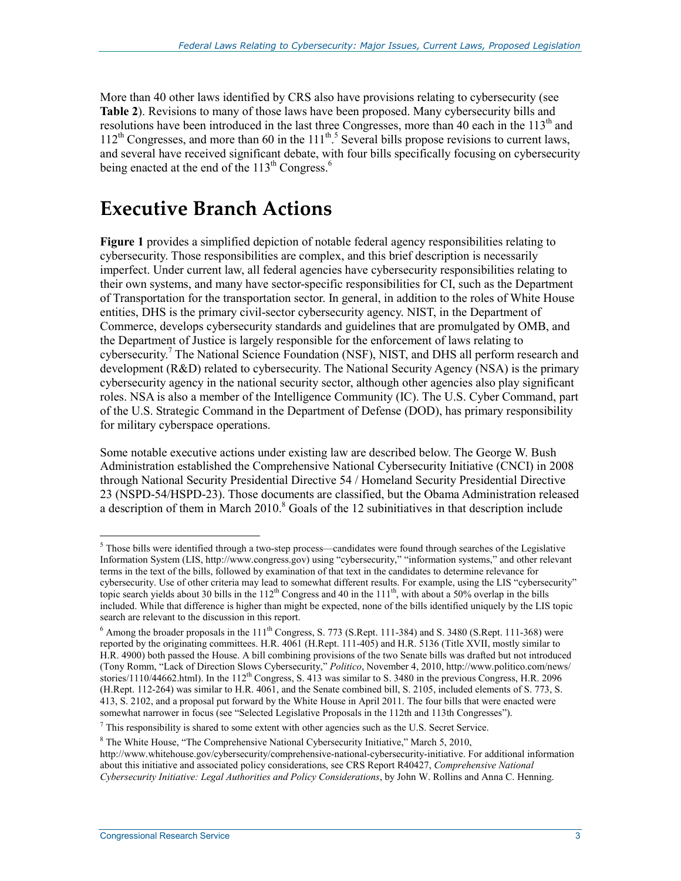More than 40 other laws identified by CRS also have provisions relating to cybersecurity (see **Table 2**). Revisions to many of those laws have been proposed. Many cybersecurity bills and resolutions have been introduced in the last three Congresses, more than 40 each in the 113th and 112th Congresses, and more than 60 in the 111th.[5] Several bills propose revisions to current laws, and several have received significant debate, with four bills specifically focusing on cybersecurity being enacted at the end of the 113th Congress.[6]

# Executive Branch Actions

**Figure 1** provides a simplified depiction of notable federal agency responsibilities relating to cybersecurity. Those responsibilities are complex, and this brief description is necessarily imperfect. Under current law, all federal agencies have cybersecurity responsibilities relating to their own systems, and many have sector-specific responsibilities for CI, such as the Department of Transportation for the transportation sector. In general, in addition to the roles of White House entities, DHS is the primary civil-sector cybersecurity agency. NIST, in the Department of Commerce, develops cybersecurity standards and guidelines that are promulgated by OMB, and the Department of Justice is largely responsible for the enforcement of laws relating to cybersecurity.[7] The National Science Foundation (NSF), NIST, and DHS all perform research and development (R&D) related to cybersecurity. The National Security Agency (NSA) is the primary cybersecurity agency in the national security sector, although other agencies also play significant roles. NSA is also a member of the Intelligence Community (IC). The U.S. Cyber Command, part of the U.S. Strategic Command in the Department of Defense (DOD), has primary responsibility for military cyberspace operations.

Some notable executive actions under existing law are described below. The George W. Bush Administration established the Comprehensive National Cybersecurity Initiative (CNCI) in 2008 through National Security Presidential Directive 54 / Homeland Security Presidential Directive 23 (NSPD-54/HSPD-23). Those documents are classified, but the Obama Administration released a description of them in March 2010.[8] Goals of the 12 subinitiatives in that description include

---

[5] Those bills were identified through a two-step process—candidates were found through searches of the Legislative Information System (LIS, http://www.congress.gov) using "cybersecurity," "information systems," and other relevant terms in the text of the bills, followed by examination of that text in the candidates to determine relevance for cybersecurity. Use of other criteria may lead to somewhat different results. For example, using the LIS "cybersecurity" topic search yields about 30 bills in the 112th Congress and 40 in the 111th, with about a 50% overlap in the bills included. While that difference is higher than might be expected, none of the bills identified uniquely by the LIS topic search are relevant to the discussion in this report.

[6] Among the broader proposals in the 111th Congress, S. 773 (S.Rept. 111-384) and S. 3480 (S.Rept. 111-368) were reported by the originating committees. H.R. 4061 (H.Rept. 111-405) and H.R. 5136 (Title XVII, mostly similar to H.R. 4900) both passed the House. A bill combining provisions of the two Senate bills was drafted but not introduced (Tony Romm, "Lack of Direction Slows Cybersecurity," *Politico*, November 4, 2010, http://www.politico.com/news/stories/1110/44662.html). In the 112th Congress, S. 413 was similar to S. 3480 in the previous Congress, H.R. 2096 (H.Rept. 112-264) was similar to H.R. 4061, and the Senate combined bill, S. 2105, included elements of S. 773, S. 413, S. 2102, and a proposal put forward by the White House in April 2011. The four bills that were enacted were somewhat narrower in focus (see "Selected Legislative Proposals in the 112th and 113th Congresses").

[7] This responsibility is shared to some extent with other agencies such as the U.S. Secret Service.

[8] The White House, "The Comprehensive National Cybersecurity Initiative," March 5, 2010, http://www.whitehouse.gov/cybersecurity/comprehensive-national-cybersecurity-initiative. For additional information about this initiative and associated policy considerations, see CRS Report R40427, *Comprehensive National Cybersecurity Initiative: Legal Authorities and Policy Considerations*, by John W. Rollins and Anna C. Henning.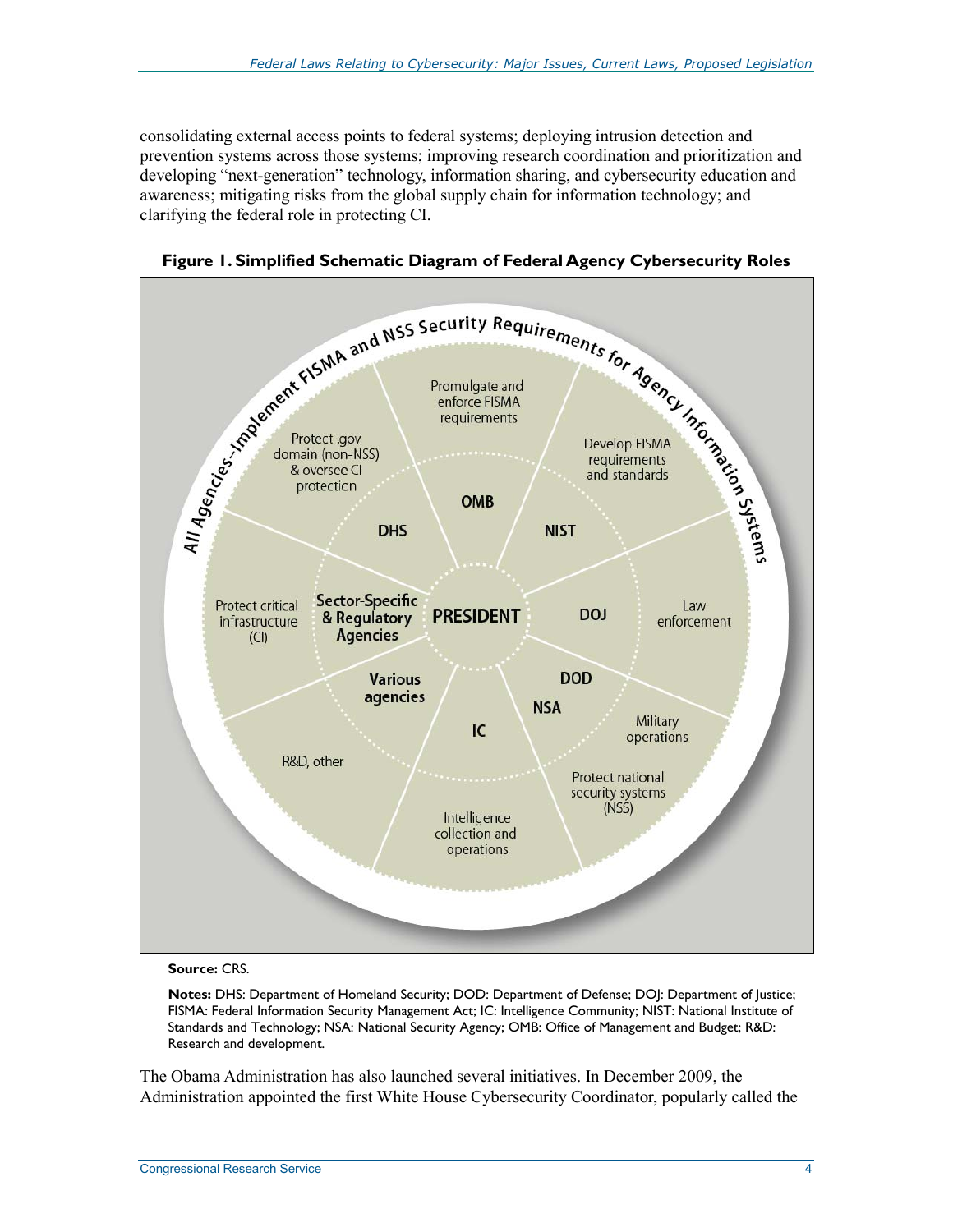consolidating external access points to federal systems; deploying intrusion detection and prevention systems across those systems; improving research coordination and prioritization and developing "next-generation" technology, information sharing, and cybersecurity education and awareness; mitigating risks from the global supply chain for information technology; and clarifying the federal role in protecting CI.

**Figure 1. Simplified Schematic Diagram of Federal Agency Cybersecurity Roles**

**Source:** CRS.

**Notes:** DHS: Department of Homeland Security; DOD: Department of Defense; DOJ: Department of Justice; FISMA: Federal Information Security Management Act; IC: Intelligence Community; NIST: National Institute of Standards and Technology; NSA: National Security Agency; OMB: Office of Management and Budget; R&D: Research and development.

The Obama Administration has also launched several initiatives. In December 2009, the Administration appointed the first White House Cybersecurity Coordinator, popularly called the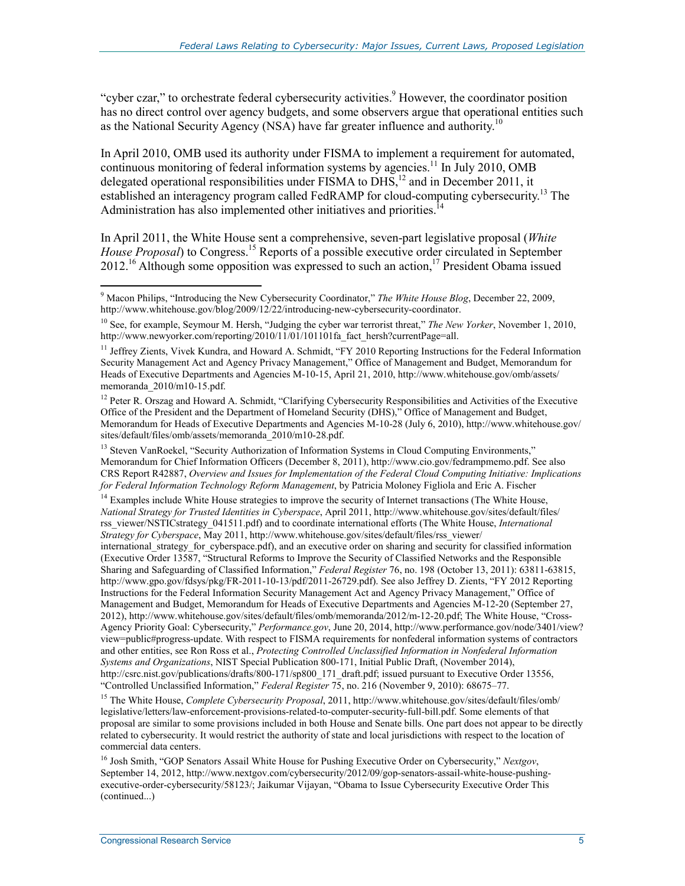"cyber czar," to orchestrate federal cybersecurity activities.[9] However, the coordinator position has no direct control over agency budgets, and some observers argue that operational entities such as the National Security Agency (NSA) have far greater influence and authority.[10]

In April 2010, OMB used its authority under FISMA to implement a requirement for automated, continuous monitoring of federal information systems by agencies.[11] In July 2010, OMB delegated operational responsibilities under FISMA to DHS,[12] and in December 2011, it established an interagency program called FedRAMP for cloud-computing cybersecurity.[13] The Administration has also implemented other initiatives and priorities.[14]

In April 2011, the White House sent a comprehensive, seven-part legislative proposal (*White House Proposal*) to Congress.[15] Reports of a possible executive order circulated in September 2012.[16] Although some opposition was expressed to such an action,[17] President Obama issued

---

[9] Macon Philips, "Introducing the New Cybersecurity Coordinator," *The White House Blog*, December 22, 2009, http://www.whitehouse.gov/blog/2009/12/22/introducing-new-cybersecurity-coordinator.

[10] See, for example, Seymour M. Hersh, "Judging the cyber war terrorist threat," *The New Yorker*, November 1, 2010, http://www.newyorker.com/reporting/2010/11/01/101101fa_fact_hersh?currentPage=all.

[11] Jeffrey Zients, Vivek Kundra, and Howard A. Schmidt, "FY 2010 Reporting Instructions for the Federal Information Security Management Act and Agency Privacy Management," Office of Management and Budget, Memorandum for Heads of Executive Departments and Agencies M-10-15, April 21, 2010, http://www.whitehouse.gov/omb/assets/memoranda_2010/m10-15.pdf.

[12] Peter R. Orszag and Howard A. Schmidt, "Clarifying Cybersecurity Responsibilities and Activities of the Executive Office of the President and the Department of Homeland Security (DHS)," Office of Management and Budget, Memorandum for Heads of Executive Departments and Agencies M-10-28 (July 6, 2010), http://www.whitehouse.gov/sites/default/files/omb/assets/memoranda_2010/m10-28.pdf.

[13] Steven VanRoekel, "Security Authorization of Information Systems in Cloud Computing Environments," Memorandum for Chief Information Officers (December 8, 2011), http://www.cio.gov/fedrampmemo.pdf. See also CRS Report R42887, *Overview and Issues for Implementation of the Federal Cloud Computing Initiative: Implications for Federal Information Technology Reform Management*, by Patricia Moloney Figliola and Eric A. Fischer

[14] Examples include White House strategies to improve the security of Internet transactions (The White House, *National Strategy for Trusted Identities in Cyberspace*, April 2011, http://www.whitehouse.gov/sites/default/files/rss_viewer/NSTICstrategy_041511.pdf) and to coordinate international efforts (The White House, *International Strategy for Cyberspace*, May 2011, http://www.whitehouse.gov/sites/default/files/rss_viewer/international_strategy_for_cyberspace.pdf), and an executive order on sharing and security for classified information (Executive Order 13587, "Structural Reforms to Improve the Security of Classified Networks and the Responsible Sharing and Safeguarding of Classified Information," *Federal Register* 76, no. 198 (October 13, 2011): 63811-63815, http://www.gpo.gov/fdsys/pkg/FR-2011-10-13/pdf/2011-26729.pdf). See also Jeffrey D. Zients, "FY 2012 Reporting Instructions for the Federal Information Security Management Act and Agency Privacy Management," Office of Management and Budget, Memorandum for Heads of Executive Departments and Agencies M-12-20 (September 27, 2012), http://www.whitehouse.gov/sites/default/files/omb/memoranda/2012/m-12-20.pdf; The White House, "Cross-Agency Priority Goal: Cybersecurity," *Performance.gov*, June 20, 2014, http://www.performance.gov/node/3401/view?view=public#progress-update. With respect to FISMA requirements for nonfederal information systems of contractors and other entities, see Ron Ross et al., *Protecting Controlled Unclassified Information in Nonfederal Information Systems and Organizations*, NIST Special Publication 800-171, Initial Public Draft, (November 2014), http://csrc.nist.gov/publications/drafts/800-171/sp800_171_draft.pdf; issued pursuant to Executive Order 13556, "Controlled Unclassified Information," *Federal Register* 75, no. 216 (November 9, 2010): 68675–77.

[15] The White House, *Complete Cybersecurity Proposal*, 2011, http://www.whitehouse.gov/sites/default/files/omb/legislative/letters/law-enforcement-provisions-related-to-computer-security-full-bill.pdf. Some elements of that proposal are similar to some provisions included in both House and Senate bills. One part does not appear to be directly related to cybersecurity. It would restrict the authority of state and local jurisdictions with respect to the location of commercial data centers.

[16] Josh Smith, "GOP Senators Assail White House for Pushing Executive Order on Cybersecurity," *Nextgov*, September 14, 2012, http://www.nextgov.com/cybersecurity/2012/09/gop-senators-assail-white-house-pushing-executive-order-cybersecurity/58123/; Jaikumar Vijayan, "Obama to Issue Cybersecurity Executive Order This (continued...)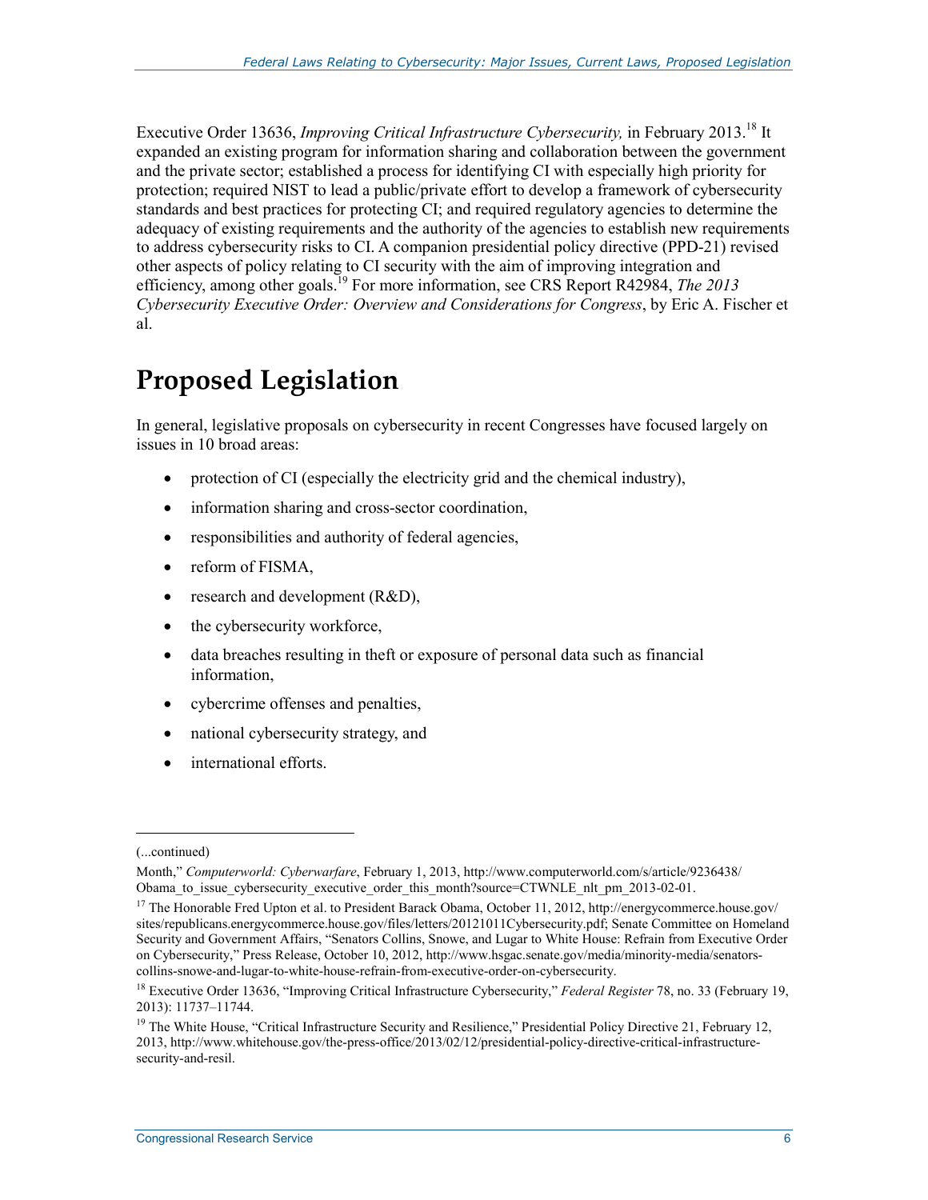Executive Order 13636, *Improving Critical Infrastructure Cybersecurity,* in February 2013.[18] It expanded an existing program for information sharing and collaboration between the government and the private sector; established a process for identifying CI with especially high priority for protection; required NIST to lead a public/private effort to develop a framework of cybersecurity standards and best practices for protecting CI; and required regulatory agencies to determine the adequacy of existing requirements and the authority of the agencies to establish new requirements to address cybersecurity risks to CI. A companion presidential policy directive (PPD-21) revised other aspects of policy relating to CI security with the aim of improving integration and efficiency, among other goals.[19] For more information, see CRS Report R42984, *The 2013 Cybersecurity Executive Order: Overview and Considerations for Congress*, by Eric A. Fischer et al.

# Proposed Legislation

In general, legislative proposals on cybersecurity in recent Congresses have focused largely on issues in 10 broad areas:

- protection of CI (especially the electricity grid and the chemical industry),
- information sharing and cross-sector coordination,
- responsibilities and authority of federal agencies,
- reform of FISMA,
- research and development (R&D),
- the cybersecurity workforce,
- data breaches resulting in theft or exposure of personal data such as financial information,
- cybercrime offenses and penalties,
- national cybersecurity strategy, and
- international efforts.

---

(...continued)

Month," *Computerworld: Cyberwarfare*, February 1, 2013, http://www.computerworld.com/s/article/9236438/Obama_to_issue_cybersecurity_executive_order_this_month?source=CTWNLE_nlt_pm_2013-02-01.

[17] The Honorable Fred Upton et al. to President Barack Obama, October 11, 2012, http://energycommerce.house.gov/sites/republicans.energycommerce.house.gov/files/letters/20121011Cybersecurity.pdf; Senate Committee on Homeland Security and Government Affairs, "Senators Collins, Snowe, and Lugar to White House: Refrain from Executive Order on Cybersecurity," Press Release, October 10, 2012, http://www.hsgac.senate.gov/media/minority-media/senators-collins-snowe-and-lugar-to-white-house-refrain-from-executive-order-on-cybersecurity.

[18] Executive Order 13636, "Improving Critical Infrastructure Cybersecurity," *Federal Register* 78, no. 33 (February 19, 2013): 11737–11744.

[19] The White House, "Critical Infrastructure Security and Resilience," Presidential Policy Directive 21, February 12, 2013, http://www.whitehouse.gov/the-press-office/2013/02/12/presidential-policy-directive-critical-infrastructure-security-and-resil.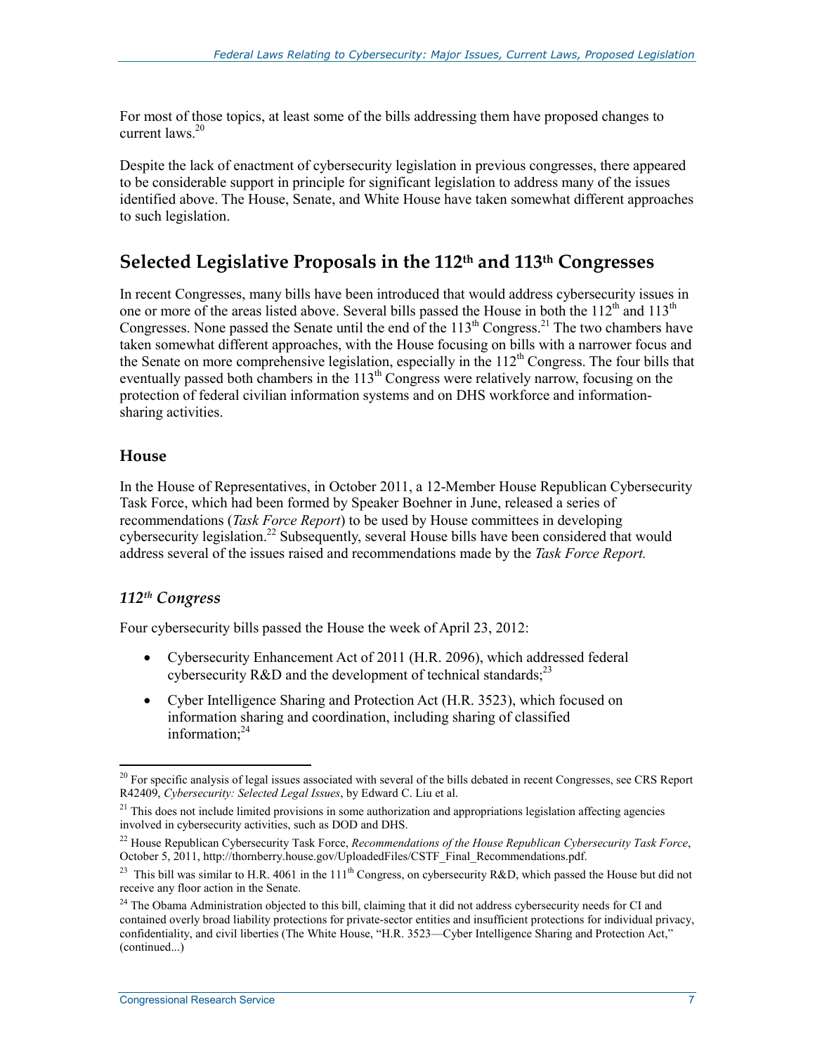For most of those topics, at least some of the bills addressing them have proposed changes to current laws.[20]

Despite the lack of enactment of cybersecurity legislation in previous congresses, there appeared to be considerable support in principle for significant legislation to address many of the issues identified above. The House, Senate, and White House have taken somewhat different approaches to such legislation.

## Selected Legislative Proposals in the 112th and 113th Congresses

In recent Congresses, many bills have been introduced that would address cybersecurity issues in one or more of the areas listed above. Several bills passed the House in both the 112th and 113th Congresses. None passed the Senate until the end of the 113th Congress.[21] The two chambers have taken somewhat different approaches, with the House focusing on bills with a narrower focus and the Senate on more comprehensive legislation, especially in the 112th Congress. The four bills that eventually passed both chambers in the 113th Congress were relatively narrow, focusing on the protection of federal civilian information systems and on DHS workforce and information-sharing activities.

### House

In the House of Representatives, in October 2011, a 12-Member House Republican Cybersecurity Task Force, which had been formed by Speaker Boehner in June, released a series of recommendations (*Task Force Report*) to be used by House committees in developing cybersecurity legislation.[22] Subsequently, several House bills have been considered that would address several of the issues raised and recommendations made by the *Task Force Report.*

#### *112th Congress*

Four cybersecurity bills passed the House the week of April 23, 2012:

- Cybersecurity Enhancement Act of 2011 (H.R. 2096), which addressed federal cybersecurity R&D and the development of technical standards;[23]
- Cyber Intelligence Sharing and Protection Act (H.R. 3523), which focused on information sharing and coordination, including sharing of classified information;[24]

---

[20] For specific analysis of legal issues associated with several of the bills debated in recent Congresses, see CRS Report R42409, *Cybersecurity: Selected Legal Issues*, by Edward C. Liu et al.

[21] This does not include limited provisions in some authorization and appropriations legislation affecting agencies involved in cybersecurity activities, such as DOD and DHS.

[22] House Republican Cybersecurity Task Force, *Recommendations of the House Republican Cybersecurity Task Force*, October 5, 2011, http://thornberry.house.gov/UploadedFiles/CSTF_Final_Recommendations.pdf.

[23] This bill was similar to H.R. 4061 in the 111th Congress, on cybersecurity R&D, which passed the House but did not receive any floor action in the Senate.

[24] The Obama Administration objected to this bill, claiming that it did not address cybersecurity needs for CI and contained overly broad liability protections for private-sector entities and insufficient protections for individual privacy, confidentiality, and civil liberties (The White House, "H.R. 3523—Cyber Intelligence Sharing and Protection Act," (continued...)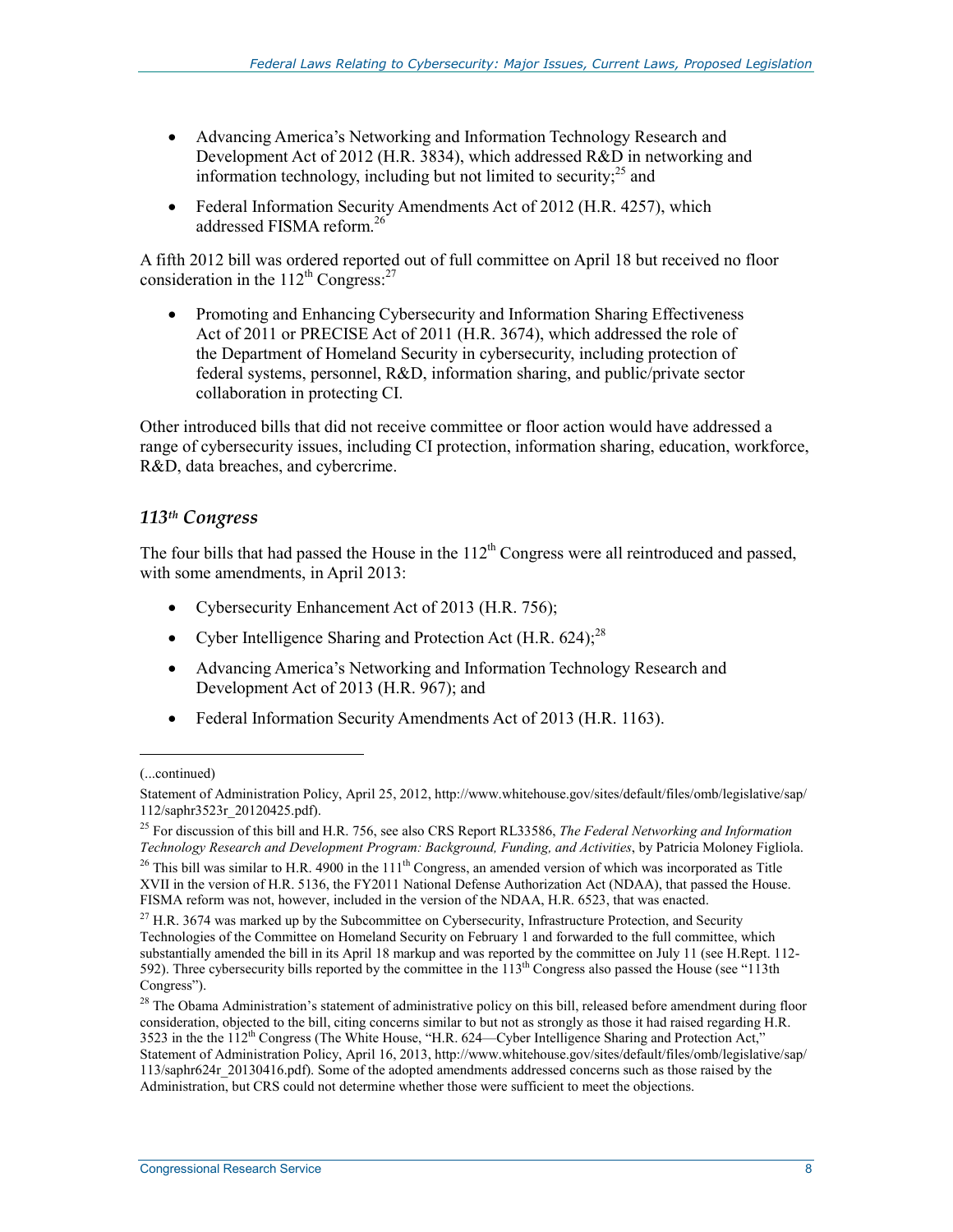- Advancing America's Networking and Information Technology Research and Development Act of 2012 (H.R. 3834), which addressed R&D in networking and information technology, including but not limited to security;[25] and
- Federal Information Security Amendments Act of 2012 (H.R. 4257), which addressed FISMA reform.[26]

A fifth 2012 bill was ordered reported out of full committee on April 18 but received no floor consideration in the 112th Congress:[27]

- Promoting and Enhancing Cybersecurity and Information Sharing Effectiveness Act of 2011 or PRECISE Act of 2011 (H.R. 3674), which addressed the role of the Department of Homeland Security in cybersecurity, including protection of federal systems, personnel, R&D, information sharing, and public/private sector collaboration in protecting CI.

Other introduced bills that did not receive committee or floor action would have addressed a range of cybersecurity issues, including CI protection, information sharing, education, workforce, R&D, data breaches, and cybercrime.

### *113th Congress*

The four bills that had passed the House in the 112th Congress were all reintroduced and passed, with some amendments, in April 2013:

- Cybersecurity Enhancement Act of 2013 (H.R. 756);
- Cyber Intelligence Sharing and Protection Act (H.R. 624);[28]
- Advancing America's Networking and Information Technology Research and Development Act of 2013 (H.R. 967); and
- Federal Information Security Amendments Act of 2013 (H.R. 1163).

---

(...continued)

Statement of Administration Policy, April 25, 2012, http://www.whitehouse.gov/sites/default/files/omb/legislative/sap/112/saphr3523r_20120425.pdf).

[25] For discussion of this bill and H.R. 756, see also CRS Report RL33586, *The Federal Networking and Information Technology Research and Development Program: Background, Funding, and Activities*, by Patricia Moloney Figliola.

[26] This bill was similar to H.R. 4900 in the 111th Congress, an amended version of which was incorporated as Title XVII in the version of H.R. 5136, the FY2011 National Defense Authorization Act (NDAA), that passed the House. FISMA reform was not, however, included in the version of the NDAA, H.R. 6523, that was enacted.

[27] H.R. 3674 was marked up by the Subcommittee on Cybersecurity, Infrastructure Protection, and Security Technologies of the Committee on Homeland Security on February 1 and forwarded to the full committee, which substantially amended the bill in its April 18 markup and was reported by the committee on July 11 (see H.Rept. 112-592). Three cybersecurity bills reported by the committee in the 113th Congress also passed the House (see "113th Congress").

[28] The Obama Administration's statement of administrative policy on this bill, released before amendment during floor consideration, objected to the bill, citing concerns similar to but not as strongly as those it had raised regarding H.R. 3523 in the the 112th Congress (The White House, "H.R. 624—Cyber Intelligence Sharing and Protection Act," Statement of Administration Policy, April 16, 2013, http://www.whitehouse.gov/sites/default/files/omb/legislative/sap/113/saphr624r_20130416.pdf). Some of the adopted amendments addressed concerns such as those raised by the Administration, but CRS could not determine whether those were sufficient to meet the objections.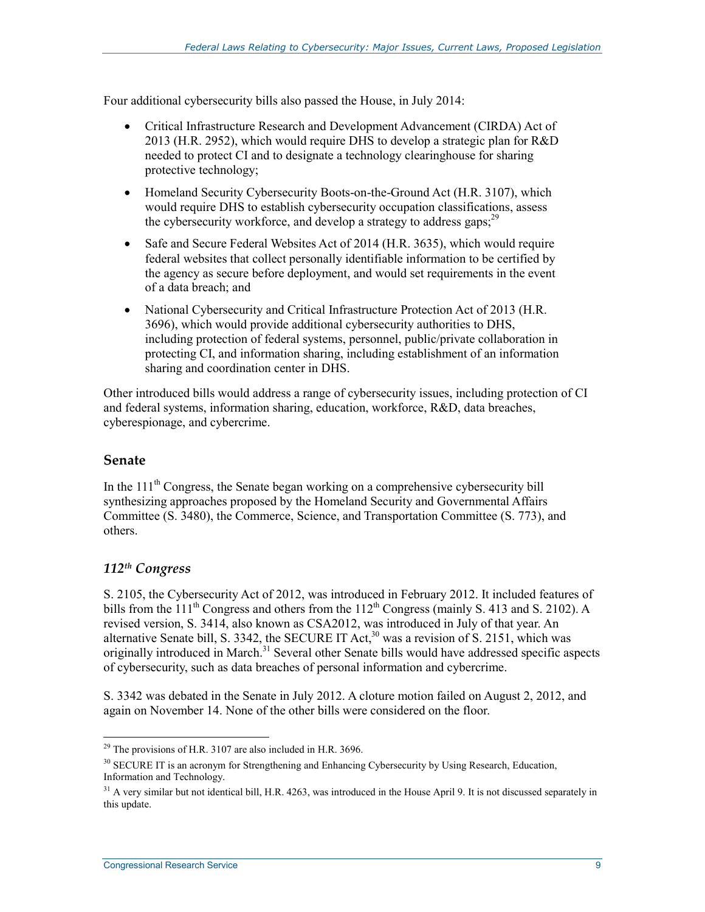Four additional cybersecurity bills also passed the House, in July 2014:

- Critical Infrastructure Research and Development Advancement (CIRDA) Act of 2013 (H.R. 2952), which would require DHS to develop a strategic plan for R&D needed to protect CI and to designate a technology clearinghouse for sharing protective technology;
- Homeland Security Cybersecurity Boots-on-the-Ground Act (H.R. 3107), which would require DHS to establish cybersecurity occupation classifications, assess the cybersecurity workforce, and develop a strategy to address gaps;[29]
- Safe and Secure Federal Websites Act of 2014 (H.R. 3635), which would require federal websites that collect personally identifiable information to be certified by the agency as secure before deployment, and would set requirements in the event of a data breach; and
- National Cybersecurity and Critical Infrastructure Protection Act of 2013 (H.R. 3696), which would provide additional cybersecurity authorities to DHS, including protection of federal systems, personnel, public/private collaboration in protecting CI, and information sharing, including establishment of an information sharing and coordination center in DHS.

Other introduced bills would address a range of cybersecurity issues, including protection of CI and federal systems, information sharing, education, workforce, R&D, data breaches, cyberespionage, and cybercrime.

## Senate

In the 111th Congress, the Senate began working on a comprehensive cybersecurity bill synthesizing approaches proposed by the Homeland Security and Governmental Affairs Committee (S. 3480), the Commerce, Science, and Transportation Committee (S. 773), and others.

### *112th Congress*

S. 2105, the Cybersecurity Act of 2012, was introduced in February 2012. It included features of bills from the 111th Congress and others from the 112th Congress (mainly S. 413 and S. 2102). A revised version, S. 3414, also known as CSA2012, was introduced in July of that year. An alternative Senate bill, S. 3342, the SECURE IT Act,[30] was a revision of S. 2151, which was originally introduced in March.[31] Several other Senate bills would have addressed specific aspects of cybersecurity, such as data breaches of personal information and cybercrime.

S. 3342 was debated in the Senate in July 2012. A cloture motion failed on August 2, 2012, and again on November 14. None of the other bills were considered on the floor.

---

[29] The provisions of H.R. 3107 are also included in H.R. 3696.

[30] SECURE IT is an acronym for Strengthening and Enhancing Cybersecurity by Using Research, Education, Information and Technology.

[31] A very similar but not identical bill, H.R. 4263, was introduced in the House April 9. It is not discussed separately in this update.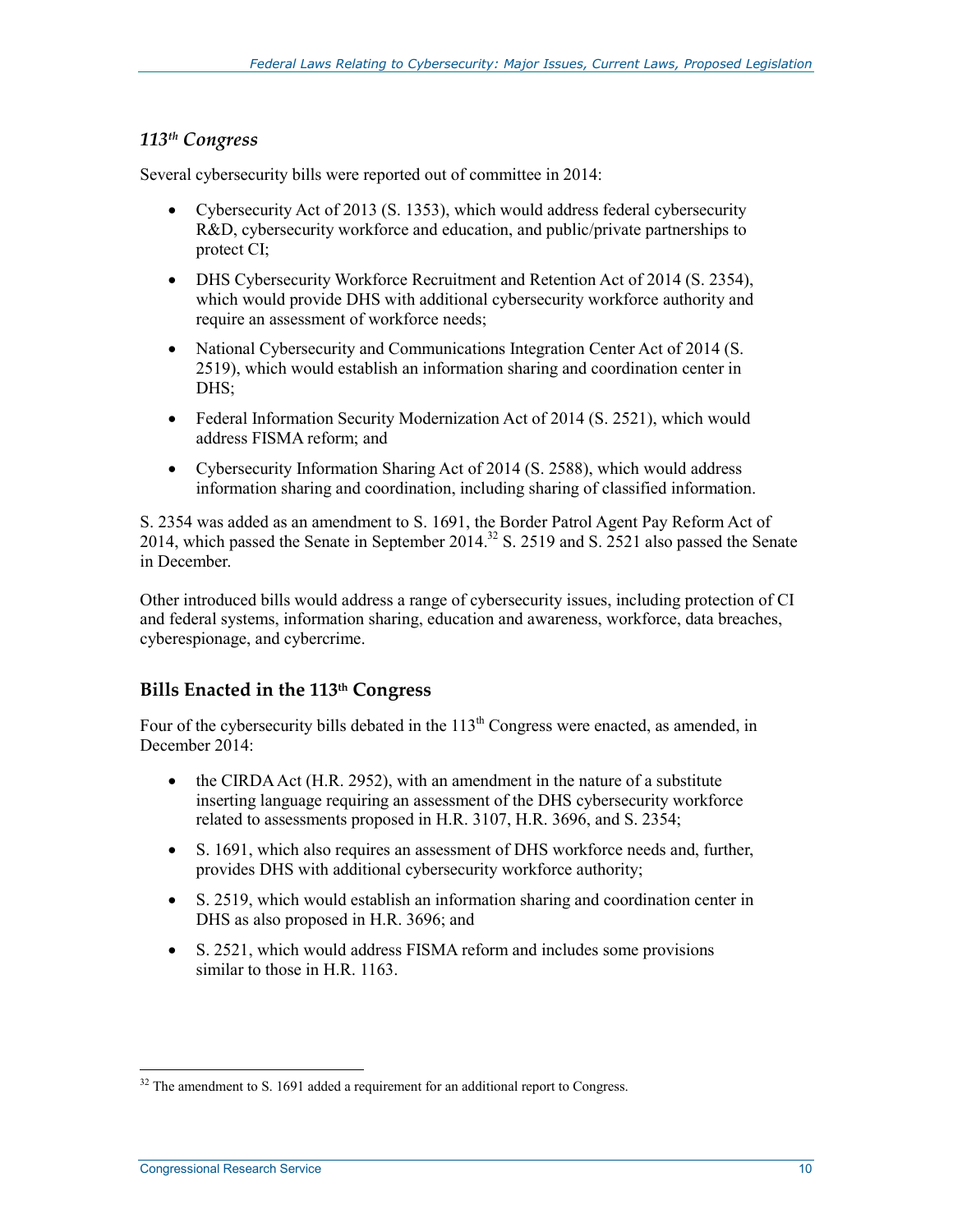### *113th Congress*

Several cybersecurity bills were reported out of committee in 2014:

- Cybersecurity Act of 2013 (S. 1353), which would address federal cybersecurity R&D, cybersecurity workforce and education, and public/private partnerships to protect CI;
- DHS Cybersecurity Workforce Recruitment and Retention Act of 2014 (S. 2354), which would provide DHS with additional cybersecurity workforce authority and require an assessment of workforce needs;
- National Cybersecurity and Communications Integration Center Act of 2014 (S. 2519), which would establish an information sharing and coordination center in DHS;
- Federal Information Security Modernization Act of 2014 (S. 2521), which would address FISMA reform; and
- Cybersecurity Information Sharing Act of 2014 (S. 2588), which would address information sharing and coordination, including sharing of classified information.

S. 2354 was added as an amendment to S. 1691, the Border Patrol Agent Pay Reform Act of 2014, which passed the Senate in September 2014.[32] S. 2519 and S. 2521 also passed the Senate in December.

Other introduced bills would address a range of cybersecurity issues, including protection of CI and federal systems, information sharing, education and awareness, workforce, data breaches, cyberespionage, and cybercrime.

## Bills Enacted in the 113th Congress

Four of the cybersecurity bills debated in the 113th Congress were enacted, as amended, in December 2014:

- the CIRDA Act (H.R. 2952), with an amendment in the nature of a substitute inserting language requiring an assessment of the DHS cybersecurity workforce related to assessments proposed in H.R. 3107, H.R. 3696, and S. 2354;
- S. 1691, which also requires an assessment of DHS workforce needs and, further, provides DHS with additional cybersecurity workforce authority;
- S. 2519, which would establish an information sharing and coordination center in DHS as also proposed in H.R. 3696; and
- S. 2521, which would address FISMA reform and includes some provisions similar to those in H.R. 1163.

[32] The amendment to S. 1691 added a requirement for an additional report to Congress.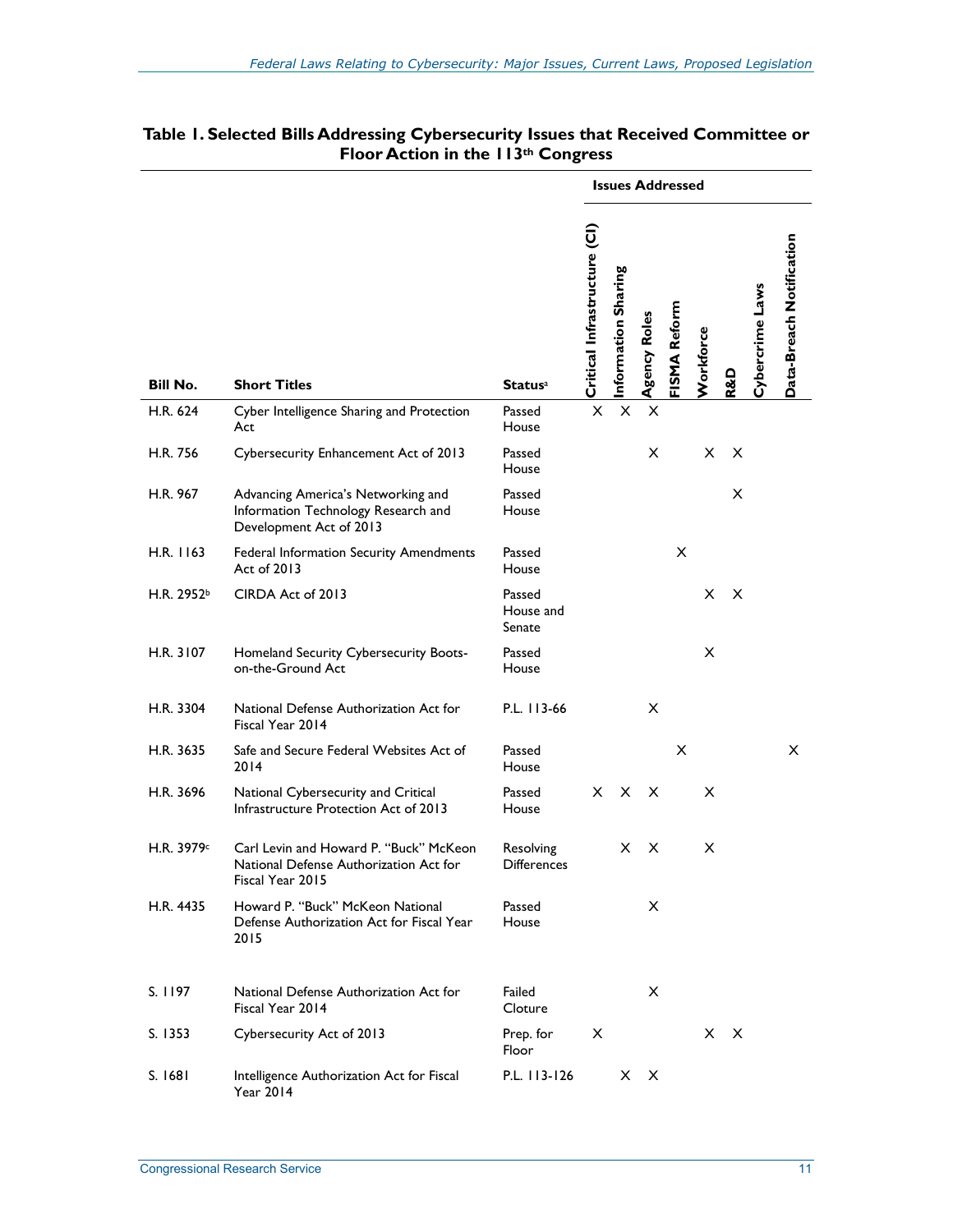**Table 1. Selected Bills Addressing Cybersecurity Issues that Received Committee or Floor Action in the 113th Congress**

| | | | Issues Addressed | | | | | | | |
|---|---|---|---|---|---|---|---|---|---|---|
| **Bill No.** | **Short Titles** | **Status**[a] | **Critical Infrastructure (CI)** | **Information Sharing** | **Agency Roles** | **FISMA Reform** | **Workforce** | **R&D** | **Cybercrime Laws** | **Data-Breach Notification** |
| H.R. 624 | Cyber Intelligence Sharing and Protection Act | Passed House | X | X | X | | | | | |
| H.R. 756 | Cybersecurity Enhancement Act of 2013 | Passed House | | | X | | X | X | | |
| H.R. 967 | Advancing America's Networking and Information Technology Research and Development Act of 2013 | Passed House | | | | | | X | | |
| H.R. 1163 | Federal Information Security Amendments Act of 2013 | Passed House | | | | X | | | | |
| H.R. 2952[b] | CIRDA Act of 2013 | Passed House and Senate | | | | | X | X | | |
| H.R. 3107 | Homeland Security Cybersecurity Boots-on-the-Ground Act | Passed House | | | | | X | | | |
| H.R. 3304 | National Defense Authorization Act for Fiscal Year 2014 | P.L. 113-66 | | | X | | | | | |
| H.R. 3635 | Safe and Secure Federal Websites Act of 2014 | Passed House | | | | X | | | | X |
| H.R. 3696 | National Cybersecurity and Critical Infrastructure Protection Act of 2013 | Passed House | X | X | X | | X | | | |
| H.R. 3979[c] | Carl Levin and Howard P. "Buck" McKeon National Defense Authorization Act for Fiscal Year 2015 | Resolving Differences | | X | X | | X | | | |
| H.R. 4435 | Howard P. "Buck" McKeon National Defense Authorization Act for Fiscal Year 2015 | Passed House | | | X | | | | | |
| S. 1197 | National Defense Authorization Act for Fiscal Year 2014 | Failed Cloture | | | X | | | | | |
| S. 1353 | Cybersecurity Act of 2013 | Prep. for Floor | X | | | | X | X | | |
| S. 1681 | Intelligence Authorization Act for Fiscal Year 2014 | P.L. 113-126 | | X | X | | | | | |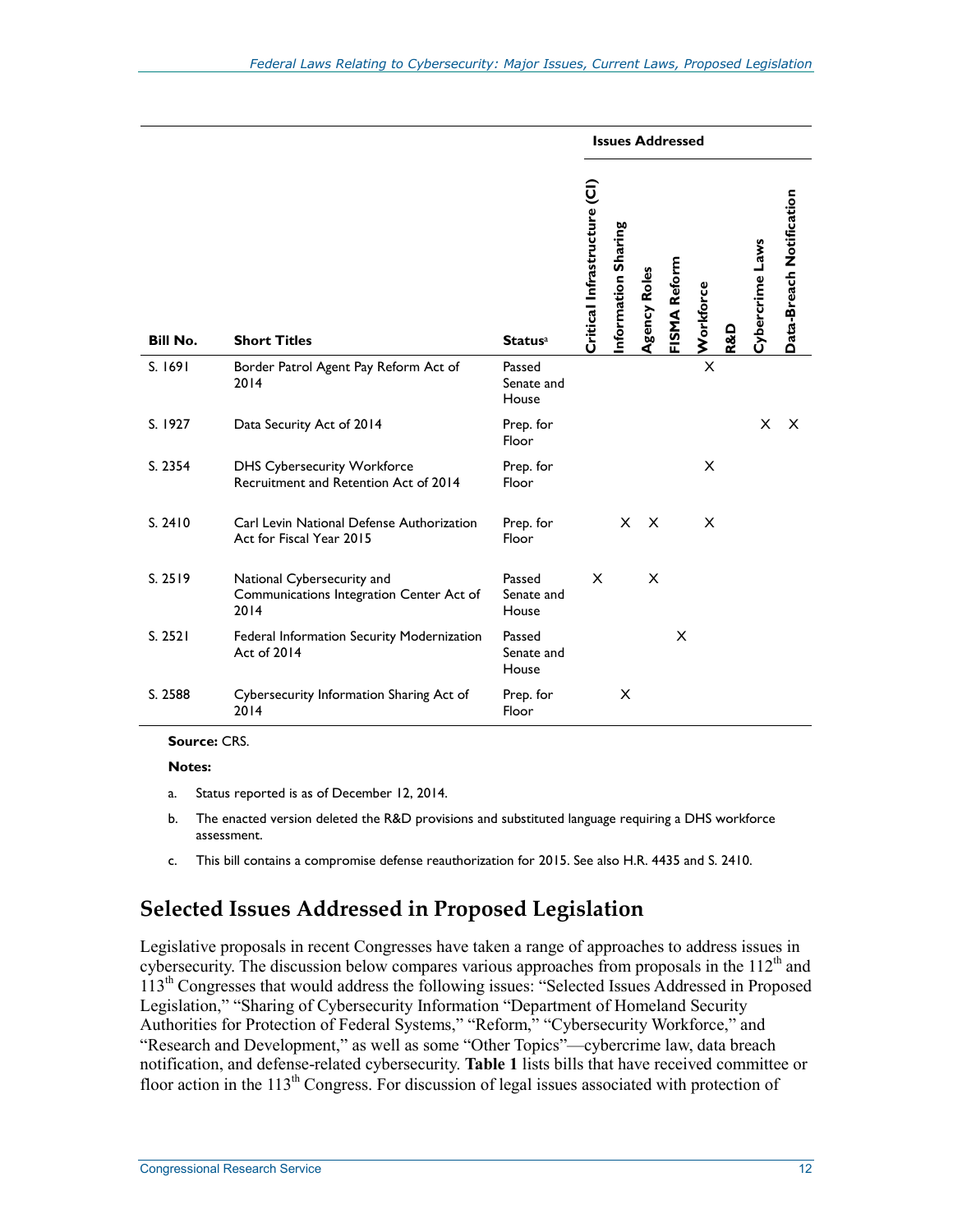| Bill No. | Short Titles | Status[a] | Issues Addressed | | | | | | | |
|---|---|---|---|---|---|---|---|---|---|---|
| | | | Critical Infrastructure (CI) | Information Sharing | Agency Roles | FISMA Reform | Workforce | R&D | Cybercrime Laws | Data-Breach Notification |
| S. 1691 | Border Patrol Agent Pay Reform Act of 2014 | Passed Senate and House | | | | | X | | | |
| S. 1927 | Data Security Act of 2014 | Prep. for Floor | | | | | | | X | X |
| S. 2354 | DHS Cybersecurity Workforce Recruitment and Retention Act of 2014 | Prep. for Floor | | | | | X | | | |
| S. 2410 | Carl Levin National Defense Authorization Act for Fiscal Year 2015 | Prep. for Floor | | X | X | | X | | | |
| S. 2519 | National Cybersecurity and Communications Integration Center Act of 2014 | Passed Senate and House | X | | X | | | | | |
| S. 2521 | Federal Information Security Modernization Act of 2014 | Passed Senate and House | | | | X | | | | |
| S. 2588 | Cybersecurity Information Sharing Act of 2014 | Prep. for Floor | | X | | | | | | |

**Source:** CRS.

**Notes:**

a. Status reported is as of December 12, 2014.

b. The enacted version deleted the R&D provisions and substituted language requiring a DHS workforce assessment.

c. This bill contains a compromise defense reauthorization for 2015. See also H.R. 4435 and S. 2410.

## Selected Issues Addressed in Proposed Legislation

Legislative proposals in recent Congresses have taken a range of approaches to address issues in cybersecurity. The discussion below compares various approaches from proposals in the 112th and 113th Congresses that would address the following issues: "Selected Issues Addressed in Proposed Legislation," "Sharing of Cybersecurity Information "Department of Homeland Security Authorities for Protection of Federal Systems," "Reform," "Cybersecurity Workforce," and "Research and Development," as well as some "Other Topics"—cybercrime law, data breach notification, and defense-related cybersecurity. **Table 1** lists bills that have received committee or floor action in the 113th Congress. For discussion of legal issues associated with protection of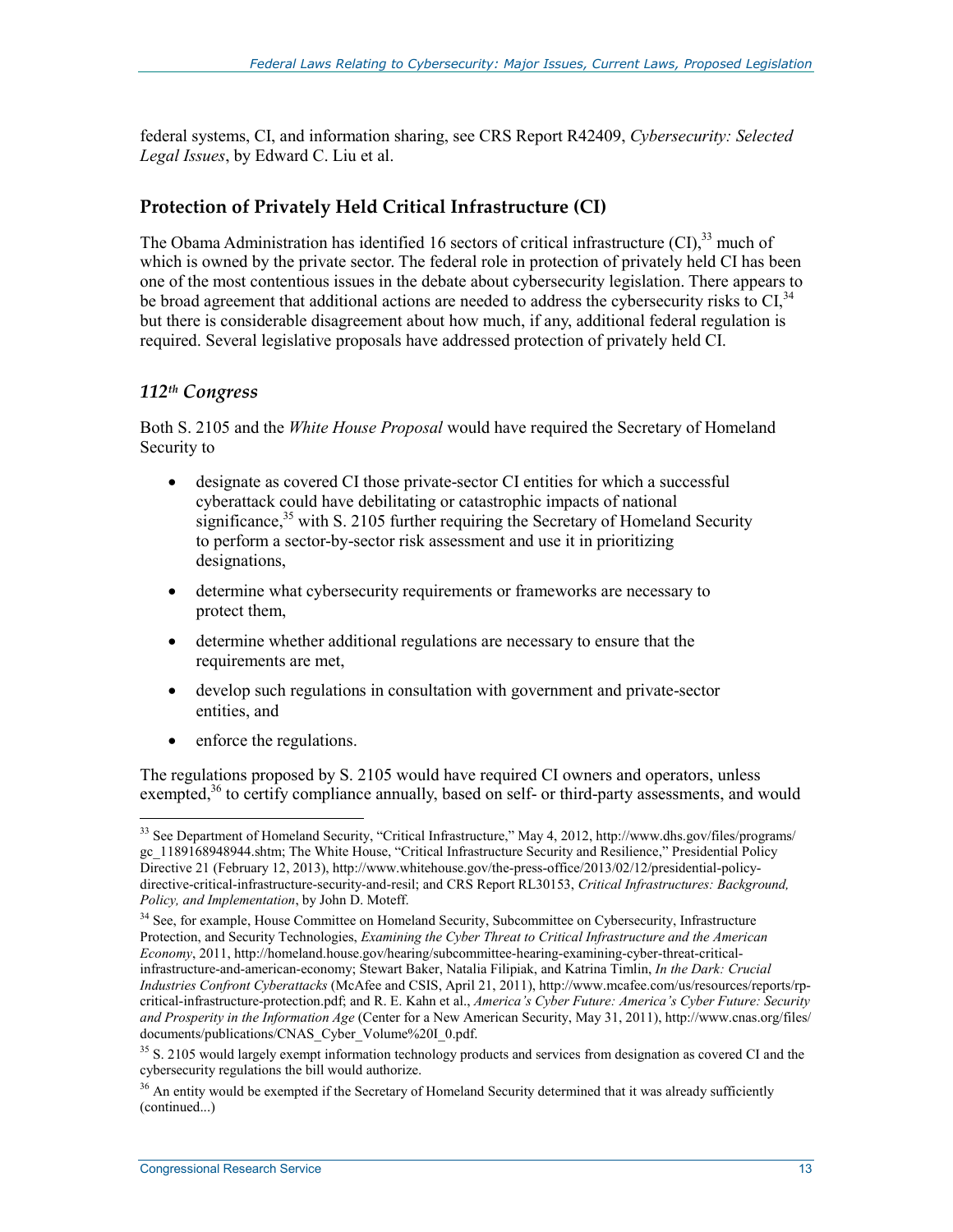federal systems, CI, and information sharing, see CRS Report R42409, *Cybersecurity: Selected Legal Issues*, by Edward C. Liu et al.

## Protection of Privately Held Critical Infrastructure (CI)

The Obama Administration has identified 16 sectors of critical infrastructure (CI),[33] much of which is owned by the private sector. The federal role in protection of privately held CI has been one of the most contentious issues in the debate about cybersecurity legislation. There appears to be broad agreement that additional actions are needed to address the cybersecurity risks to CI,[34] but there is considerable disagreement about how much, if any, additional federal regulation is required. Several legislative proposals have addressed protection of privately held CI.

### *112th Congress*

Both S. 2105 and the *White House Proposal* would have required the Secretary of Homeland Security to

- designate as covered CI those private-sector CI entities for which a successful cyberattack could have debilitating or catastrophic impacts of national significance,[35] with S. 2105 further requiring the Secretary of Homeland Security to perform a sector-by-sector risk assessment and use it in prioritizing designations,
- determine what cybersecurity requirements or frameworks are necessary to protect them,
- determine whether additional regulations are necessary to ensure that the requirements are met,
- develop such regulations in consultation with government and private-sector entities, and
- enforce the regulations.

The regulations proposed by S. 2105 would have required CI owners and operators, unless exempted,[36] to certify compliance annually, based on self- or third-party assessments, and would

---

[33] See Department of Homeland Security, "Critical Infrastructure," May 4, 2012, http://www.dhs.gov/files/programs/gc_1189168948944.shtm; The White House, "Critical Infrastructure Security and Resilience," Presidential Policy Directive 21 (February 12, 2013), http://www.whitehouse.gov/the-press-office/2013/02/12/presidential-policy-directive-critical-infrastructure-security-and-resil; and CRS Report RL30153, *Critical Infrastructures: Background, Policy, and Implementation*, by John D. Moteff.

[34] See, for example, House Committee on Homeland Security, Subcommittee on Cybersecurity, Infrastructure Protection, and Security Technologies, *Examining the Cyber Threat to Critical Infrastructure and the American Economy*, 2011, http://homeland.house.gov/hearing/subcommittee-hearing-examining-cyber-threat-critical-infrastructure-and-american-economy; Stewart Baker, Natalia Filipiak, and Katrina Timlin, *In the Dark: Crucial Industries Confront Cyberattacks* (McAfee and CSIS, April 21, 2011), http://www.mcafee.com/us/resources/reports/rp-critical-infrastructure-protection.pdf; and R. E. Kahn et al., *America's Cyber Future: America's Cyber Future: Security and Prosperity in the Information Age* (Center for a New American Security, May 31, 2011), http://www.cnas.org/files/documents/publications/CNAS_Cyber_Volume%20I_0.pdf.

[35] S. 2105 would largely exempt information technology products and services from designation as covered CI and the cybersecurity regulations the bill would authorize.

[36] An entity would be exempted if the Secretary of Homeland Security determined that it was already sufficiently (continued...)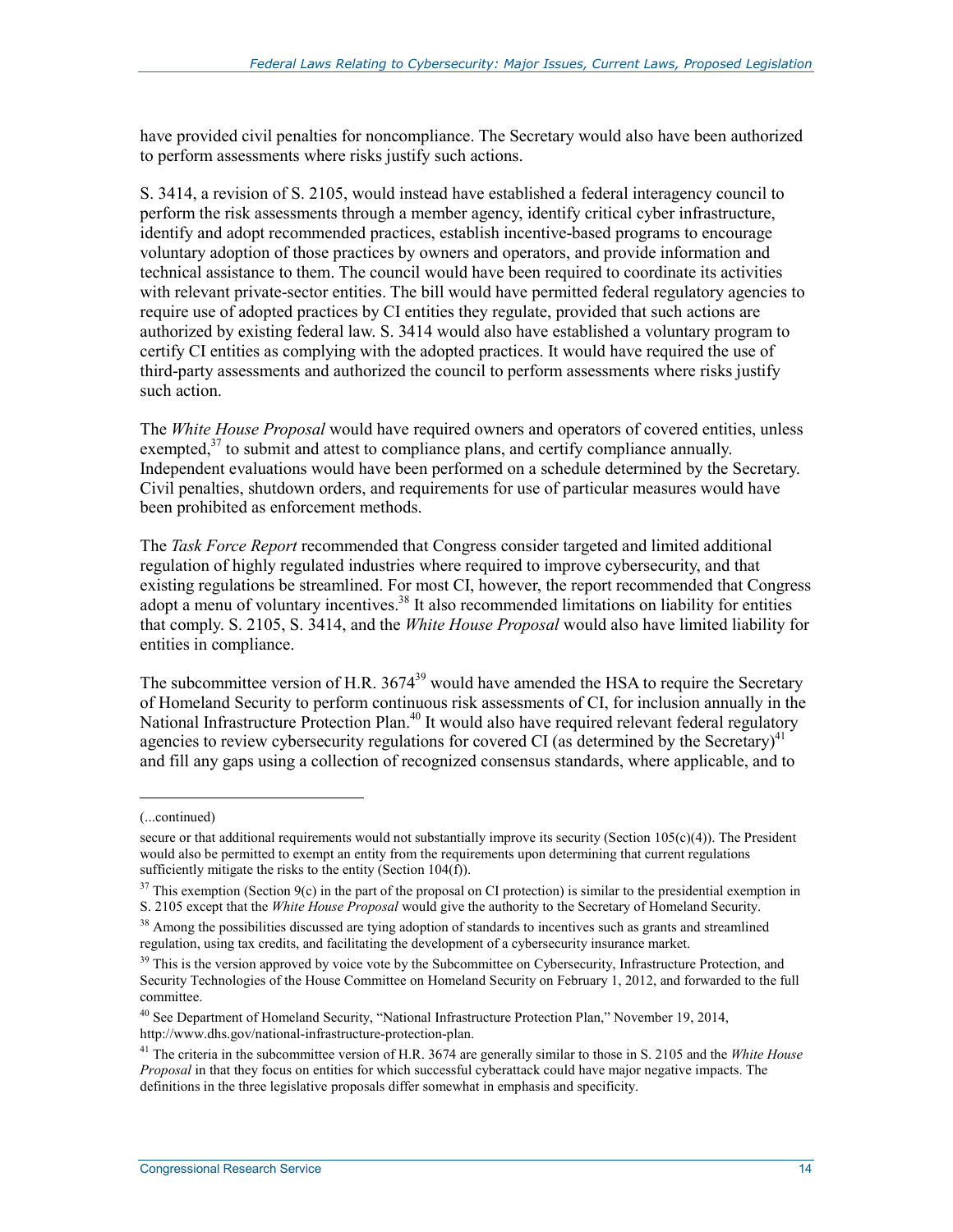have provided civil penalties for noncompliance. The Secretary would also have been authorized to perform assessments where risks justify such actions.

S. 3414, a revision of S. 2105, would instead have established a federal interagency council to perform the risk assessments through a member agency, identify critical cyber infrastructure, identify and adopt recommended practices, establish incentive-based programs to encourage voluntary adoption of those practices by owners and operators, and provide information and technical assistance to them. The council would have been required to coordinate its activities with relevant private-sector entities. The bill would have permitted federal regulatory agencies to require use of adopted practices by CI entities they regulate, provided that such actions are authorized by existing federal law. S. 3414 would also have established a voluntary program to certify CI entities as complying with the adopted practices. It would have required the use of third-party assessments and authorized the council to perform assessments where risks justify such action.

The *White House Proposal* would have required owners and operators of covered entities, unless exempted,[37] to submit and attest to compliance plans, and certify compliance annually. Independent evaluations would have been performed on a schedule determined by the Secretary. Civil penalties, shutdown orders, and requirements for use of particular measures would have been prohibited as enforcement methods.

The *Task Force Report* recommended that Congress consider targeted and limited additional regulation of highly regulated industries where required to improve cybersecurity, and that existing regulations be streamlined. For most CI, however, the report recommended that Congress adopt a menu of voluntary incentives.[38] It also recommended limitations on liability for entities that comply. S. 2105, S. 3414, and the *White House Proposal* would also have limited liability for entities in compliance.

The subcommittee version of H.R. 3674[39] would have amended the HSA to require the Secretary of Homeland Security to perform continuous risk assessments of CI, for inclusion annually in the National Infrastructure Protection Plan.[40] It would also have required relevant federal regulatory agencies to review cybersecurity regulations for covered CI (as determined by the Secretary)[41] and fill any gaps using a collection of recognized consensus standards, where applicable, and to

---

(...continued)

secure or that additional requirements would not substantially improve its security (Section 105(c)(4)). The President would also be permitted to exempt an entity from the requirements upon determining that current regulations sufficiently mitigate the risks to the entity (Section 104(f)).

[37] This exemption (Section 9(c) in the part of the proposal on CI protection) is similar to the presidential exemption in S. 2105 except that the *White House Proposal* would give the authority to the Secretary of Homeland Security.

[38] Among the possibilities discussed are tying adoption of standards to incentives such as grants and streamlined regulation, using tax credits, and facilitating the development of a cybersecurity insurance market.

[39] This is the version approved by voice vote by the Subcommittee on Cybersecurity, Infrastructure Protection, and Security Technologies of the House Committee on Homeland Security on February 1, 2012, and forwarded to the full committee.

[40] See Department of Homeland Security, "National Infrastructure Protection Plan," November 19, 2014, http://www.dhs.gov/national-infrastructure-protection-plan.

[41] The criteria in the subcommittee version of H.R. 3674 are generally similar to those in S. 2105 and the *White House Proposal* in that they focus on entities for which successful cyberattack could have major negative impacts. The definitions in the three legislative proposals differ somewhat in emphasis and specificity.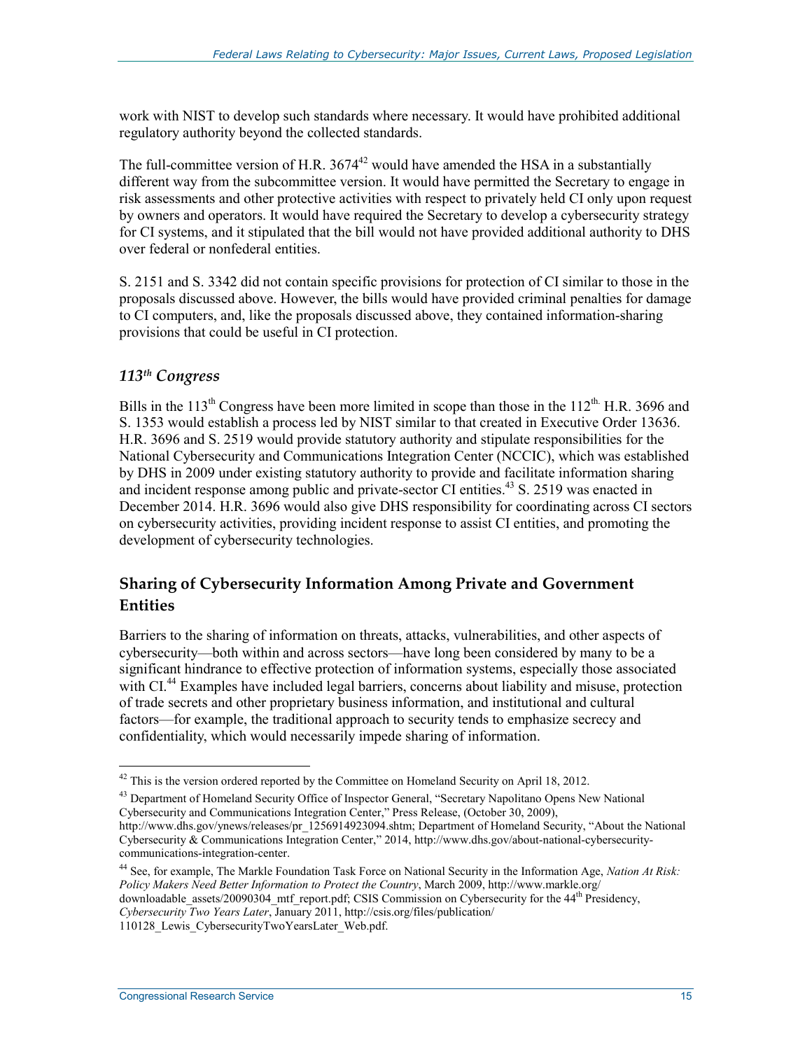work with NIST to develop such standards where necessary. It would have prohibited additional regulatory authority beyond the collected standards.

The full-committee version of H.R. 3674[42] would have amended the HSA in a substantially different way from the subcommittee version. It would have permitted the Secretary to engage in risk assessments and other protective activities with respect to privately held CI only upon request by owners and operators. It would have required the Secretary to develop a cybersecurity strategy for CI systems, and it stipulated that the bill would not have provided additional authority to DHS over federal or nonfederal entities.

S. 2151 and S. 3342 did not contain specific provisions for protection of CI similar to those in the proposals discussed above. However, the bills would have provided criminal penalties for damage to CI computers, and, like the proposals discussed above, they contained information-sharing provisions that could be useful in CI protection.

### *113th Congress*

Bills in the 113th Congress have been more limited in scope than those in the 112th. H.R. 3696 and S. 1353 would establish a process led by NIST similar to that created in Executive Order 13636. H.R. 3696 and S. 2519 would provide statutory authority and stipulate responsibilities for the National Cybersecurity and Communications Integration Center (NCCIC), which was established by DHS in 2009 under existing statutory authority to provide and facilitate information sharing and incident response among public and private-sector CI entities.[43] S. 2519 was enacted in December 2014. H.R. 3696 would also give DHS responsibility for coordinating across CI sectors on cybersecurity activities, providing incident response to assist CI entities, and promoting the development of cybersecurity technologies.

## Sharing of Cybersecurity Information Among Private and Government Entities

Barriers to the sharing of information on threats, attacks, vulnerabilities, and other aspects of cybersecurity—both within and across sectors—have long been considered by many to be a significant hindrance to effective protection of information systems, especially those associated with CI.[44] Examples have included legal barriers, concerns about liability and misuse, protection of trade secrets and other proprietary business information, and institutional and cultural factors—for example, the traditional approach to security tends to emphasize secrecy and confidentiality, which would necessarily impede sharing of information.

---

[42] This is the version ordered reported by the Committee on Homeland Security on April 18, 2012.

[43] Department of Homeland Security Office of Inspector General, "Secretary Napolitano Opens New National Cybersecurity and Communications Integration Center," Press Release, (October 30, 2009), http://www.dhs.gov/ynews/releases/pr_1256914923094.shtm; Department of Homeland Security, "About the National Cybersecurity & Communications Integration Center," 2014, http://www.dhs.gov/about-national-cybersecurity-communications-integration-center.

[44] See, for example, The Markle Foundation Task Force on National Security in the Information Age, *Nation At Risk: Policy Makers Need Better Information to Protect the Country*, March 2009, http://www.markle.org/downloadable_assets/20090304_mtf_report.pdf; CSIS Commission on Cybersecurity for the 44th Presidency, *Cybersecurity Two Years Later*, January 2011, http://csis.org/files/publication/110128_Lewis_CybersecurityTwoYearsLater_Web.pdf.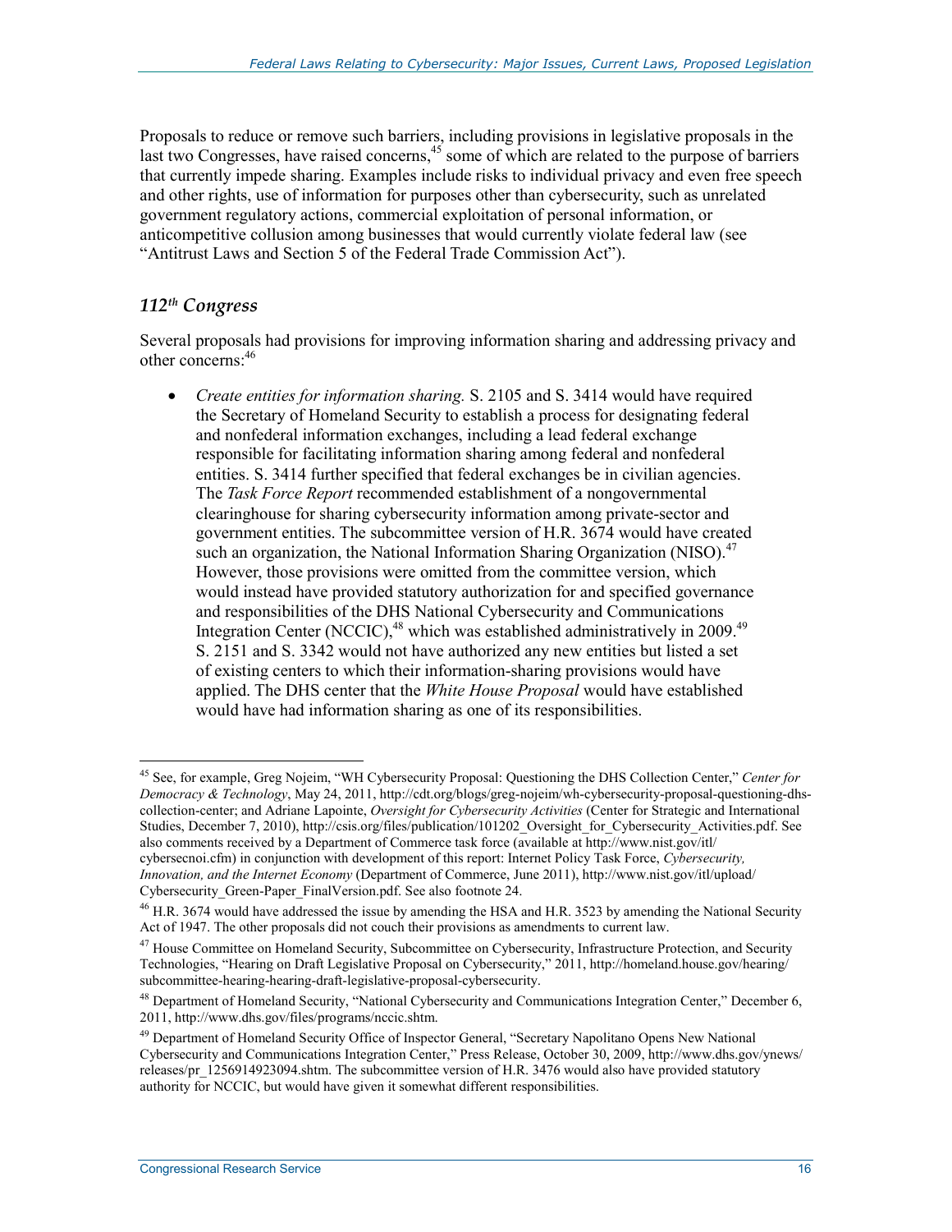Proposals to reduce or remove such barriers, including provisions in legislative proposals in the last two Congresses, have raised concerns,[45] some of which are related to the purpose of barriers that currently impede sharing. Examples include risks to individual privacy and even free speech and other rights, use of information for purposes other than cybersecurity, such as unrelated government regulatory actions, commercial exploitation of personal information, or anticompetitive collusion among businesses that would currently violate federal law (see "Antitrust Laws and Section 5 of the Federal Trade Commission Act").

### *112th Congress*

Several proposals had provisions for improving information sharing and addressing privacy and other concerns:[46]

- *Create entities for information sharing.* S. 2105 and S. 3414 would have required the Secretary of Homeland Security to establish a process for designating federal and nonfederal information exchanges, including a lead federal exchange responsible for facilitating information sharing among federal and nonfederal entities. S. 3414 further specified that federal exchanges be in civilian agencies. The *Task Force Report* recommended establishment of a nongovernmental clearinghouse for sharing cybersecurity information among private-sector and government entities. The subcommittee version of H.R. 3674 would have created such an organization, the National Information Sharing Organization (NISO).[47] However, those provisions were omitted from the committee version, which would instead have provided statutory authorization for and specified governance and responsibilities of the DHS National Cybersecurity and Communications Integration Center (NCCIC),[48] which was established administratively in 2009.[49] S. 2151 and S. 3342 would not have authorized any new entities but listed a set of existing centers to which their information-sharing provisions would have applied. The DHS center that the *White House Proposal* would have established would have had information sharing as one of its responsibilities.

---

[45] See, for example, Greg Nojeim, "WH Cybersecurity Proposal: Questioning the DHS Collection Center," *Center for Democracy & Technology*, May 24, 2011, http://cdt.org/blogs/greg-nojeim/wh-cybersecurity-proposal-questioning-dhs-collection-center; and Adriane Lapointe, *Oversight for Cybersecurity Activities* (Center for Strategic and International Studies, December 7, 2010), http://csis.org/files/publication/101202_Oversight_for_Cybersecurity_Activities.pdf. See also comments received by a Department of Commerce task force (available at http://www.nist.gov/itl/cybersecnoi.cfm) in conjunction with development of this report: Internet Policy Task Force, *Cybersecurity, Innovation, and the Internet Economy* (Department of Commerce, June 2011), http://www.nist.gov/itl/upload/Cybersecurity_Green-Paper_FinalVersion.pdf. See also footnote 24.

[46] H.R. 3674 would have addressed the issue by amending the HSA and H.R. 3523 by amending the National Security Act of 1947. The other proposals did not couch their provisions as amendments to current law.

[47] House Committee on Homeland Security, Subcommittee on Cybersecurity, Infrastructure Protection, and Security Technologies, "Hearing on Draft Legislative Proposal on Cybersecurity," 2011, http://homeland.house.gov/hearing/subcommittee-hearing-hearing-draft-legislative-proposal-cybersecurity.

[48] Department of Homeland Security, "National Cybersecurity and Communications Integration Center," December 6, 2011, http://www.dhs.gov/files/programs/nccic.shtm.

[49] Department of Homeland Security Office of Inspector General, "Secretary Napolitano Opens New National Cybersecurity and Communications Integration Center," Press Release, October 30, 2009, http://www.dhs.gov/ynews/releases/pr_1256914923094.shtm. The subcommittee version of H.R. 3476 would also have provided statutory authority for NCCIC, but would have given it somewhat different responsibilities.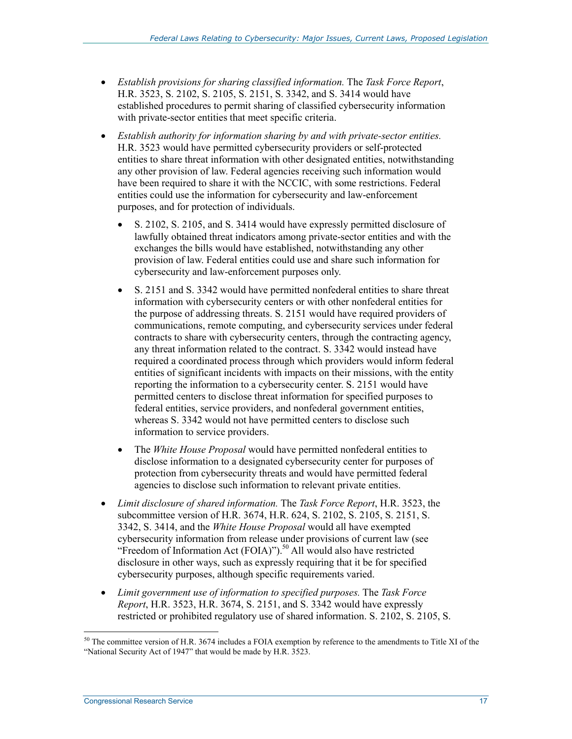- *Establish provisions for sharing classified information.* The *Task Force Report*, H.R. 3523, S. 2102, S. 2105, S. 2151, S. 3342, and S. 3414 would have established procedures to permit sharing of classified cybersecurity information with private-sector entities that meet specific criteria.
- *Establish authority for information sharing by and with private-sector entities.* H.R. 3523 would have permitted cybersecurity providers or self-protected entities to share threat information with other designated entities, notwithstanding any other provision of law. Federal agencies receiving such information would have been required to share it with the NCCIC, with some restrictions. Federal entities could use the information for cybersecurity and law-enforcement purposes, and for protection of individuals.
    - S. 2102, S. 2105, and S. 3414 would have expressly permitted disclosure of lawfully obtained threat indicators among private-sector entities and with the exchanges the bills would have established, notwithstanding any other provision of law. Federal entities could use and share such information for cybersecurity and law-enforcement purposes only.
    - S. 2151 and S. 3342 would have permitted nonfederal entities to share threat information with cybersecurity centers or with other nonfederal entities for the purpose of addressing threats. S. 2151 would have required providers of communications, remote computing, and cybersecurity services under federal contracts to share with cybersecurity centers, through the contracting agency, any threat information related to the contract. S. 3342 would instead have required a coordinated process through which providers would inform federal entities of significant incidents with impacts on their missions, with the entity reporting the information to a cybersecurity center. S. 2151 would have permitted centers to disclose threat information for specified purposes to federal entities, service providers, and nonfederal government entities, whereas S. 3342 would not have permitted centers to disclose such information to service providers.
    - The *White House Proposal* would have permitted nonfederal entities to disclose information to a designated cybersecurity center for purposes of protection from cybersecurity threats and would have permitted federal agencies to disclose such information to relevant private entities.
- *Limit disclosure of shared information.* The *Task Force Report*, H.R. 3523, the subcommittee version of H.R. 3674, H.R. 624, S. 2102, S. 2105, S. 2151, S. 3342, S. 3414, and the *White House Proposal* would all have exempted cybersecurity information from release under provisions of current law (see "Freedom of Information Act (FOIA)").[50] All would also have restricted disclosure in other ways, such as expressly requiring that it be for specified cybersecurity purposes, although specific requirements varied.
- *Limit government use of information to specified purposes.* The *Task Force Report*, H.R. 3523, H.R. 3674, S. 2151, and S. 3342 would have expressly restricted or prohibited regulatory use of shared information. S. 2102, S. 2105, S.

[50] The committee version of H.R. 3674 includes a FOIA exemption by reference to the amendments to Title XI of the "National Security Act of 1947" that would be made by H.R. 3523.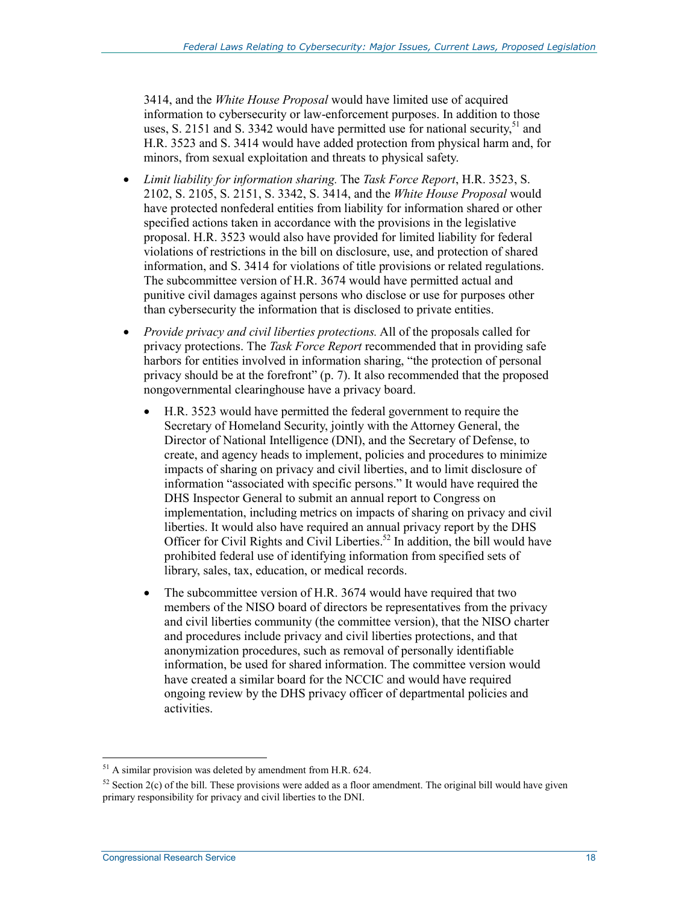3414, and the *White House Proposal* would have limited use of acquired information to cybersecurity or law-enforcement purposes. In addition to those uses, S. 2151 and S. 3342 would have permitted use for national security,[51] and H.R. 3523 and S. 3414 would have added protection from physical harm and, for minors, from sexual exploitation and threats to physical safety.

- *Limit liability for information sharing.* The *Task Force Report*, H.R. 3523, S. 2102, S. 2105, S. 2151, S. 3342, S. 3414, and the *White House Proposal* would have protected nonfederal entities from liability for information shared or other specified actions taken in accordance with the provisions in the legislative proposal. H.R. 3523 would also have provided for limited liability for federal violations of restrictions in the bill on disclosure, use, and protection of shared information, and S. 3414 for violations of title provisions or related regulations. The subcommittee version of H.R. 3674 would have permitted actual and punitive civil damages against persons who disclose or use for purposes other than cybersecurity the information that is disclosed to private entities.
- *Provide privacy and civil liberties protections.* All of the proposals called for privacy protections. The *Task Force Report* recommended that in providing safe harbors for entities involved in information sharing, "the protection of personal privacy should be at the forefront" (p. 7). It also recommended that the proposed nongovernmental clearinghouse have a privacy board.
    - H.R. 3523 would have permitted the federal government to require the Secretary of Homeland Security, jointly with the Attorney General, the Director of National Intelligence (DNI), and the Secretary of Defense, to create, and agency heads to implement, policies and procedures to minimize impacts of sharing on privacy and civil liberties, and to limit disclosure of information "associated with specific persons." It would have required the DHS Inspector General to submit an annual report to Congress on implementation, including metrics on impacts of sharing on privacy and civil liberties. It would also have required an annual privacy report by the DHS Officer for Civil Rights and Civil Liberties.[52] In addition, the bill would have prohibited federal use of identifying information from specified sets of library, sales, tax, education, or medical records.
    - The subcommittee version of H.R. 3674 would have required that two members of the NISO board of directors be representatives from the privacy and civil liberties community (the committee version), that the NISO charter and procedures include privacy and civil liberties protections, and that anonymization procedures, such as removal of personally identifiable information, be used for shared information. The committee version would have created a similar board for the NCCIC and would have required ongoing review by the DHS privacy officer of departmental policies and activities.

---

[51] A similar provision was deleted by amendment from H.R. 624.

[52] Section 2(c) of the bill. These provisions were added as a floor amendment. The original bill would have given primary responsibility for privacy and civil liberties to the DNI.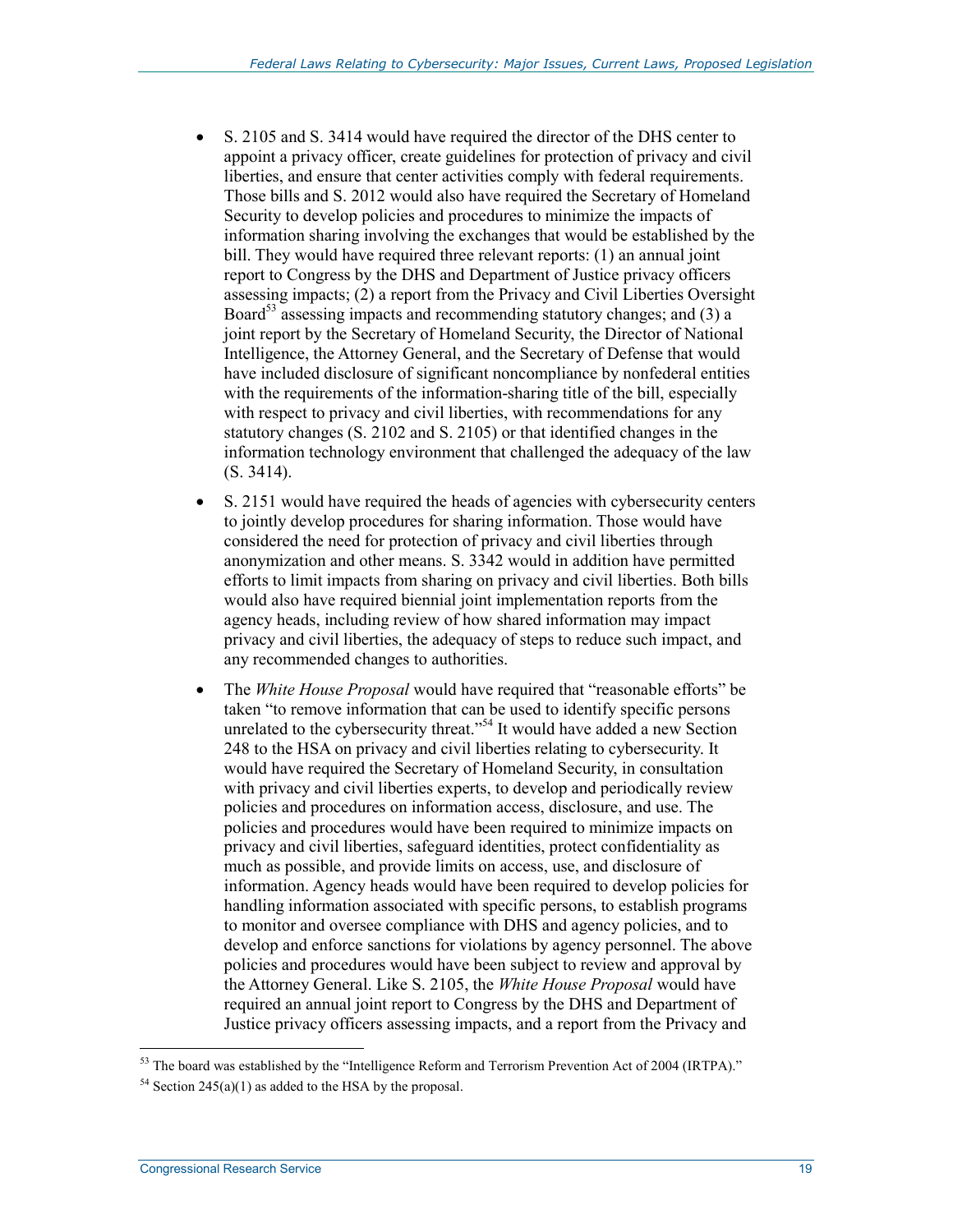- S. 2105 and S. 3414 would have required the director of the DHS center to appoint a privacy officer, create guidelines for protection of privacy and civil liberties, and ensure that center activities comply with federal requirements. Those bills and S. 2012 would also have required the Secretary of Homeland Security to develop policies and procedures to minimize the impacts of information sharing involving the exchanges that would be established by the bill. They would have required three relevant reports: (1) an annual joint report to Congress by the DHS and Department of Justice privacy officers assessing impacts; (2) a report from the Privacy and Civil Liberties Oversight Board[53] assessing impacts and recommending statutory changes; and (3) a joint report by the Secretary of Homeland Security, the Director of National Intelligence, the Attorney General, and the Secretary of Defense that would have included disclosure of significant noncompliance by nonfederal entities with the requirements of the information-sharing title of the bill, especially with respect to privacy and civil liberties, with recommendations for any statutory changes (S. 2102 and S. 2105) or that identified changes in the information technology environment that challenged the adequacy of the law (S. 3414).
- S. 2151 would have required the heads of agencies with cybersecurity centers to jointly develop procedures for sharing information. Those would have considered the need for protection of privacy and civil liberties through anonymization and other means. S. 3342 would in addition have permitted efforts to limit impacts from sharing on privacy and civil liberties. Both bills would also have required biennial joint implementation reports from the agency heads, including review of how shared information may impact privacy and civil liberties, the adequacy of steps to reduce such impact, and any recommended changes to authorities.
- The *White House Proposal* would have required that "reasonable efforts" be taken "to remove information that can be used to identify specific persons unrelated to the cybersecurity threat."[54] It would have added a new Section 248 to the HSA on privacy and civil liberties relating to cybersecurity. It would have required the Secretary of Homeland Security, in consultation with privacy and civil liberties experts, to develop and periodically review policies and procedures on information access, disclosure, and use. The policies and procedures would have been required to minimize impacts on privacy and civil liberties, safeguard identities, protect confidentiality as much as possible, and provide limits on access, use, and disclosure of information. Agency heads would have been required to develop policies for handling information associated with specific persons, to establish programs to monitor and oversee compliance with DHS and agency policies, and to develop and enforce sanctions for violations by agency personnel. The above policies and procedures would have been subject to review and approval by the Attorney General. Like S. 2105, the *White House Proposal* would have required an annual joint report to Congress by the DHS and Department of Justice privacy officers assessing impacts, and a report from the Privacy and

[53] The board was established by the "Intelligence Reform and Terrorism Prevention Act of 2004 (IRTPA)."

[54] Section 245(a)(1) as added to the HSA by the proposal.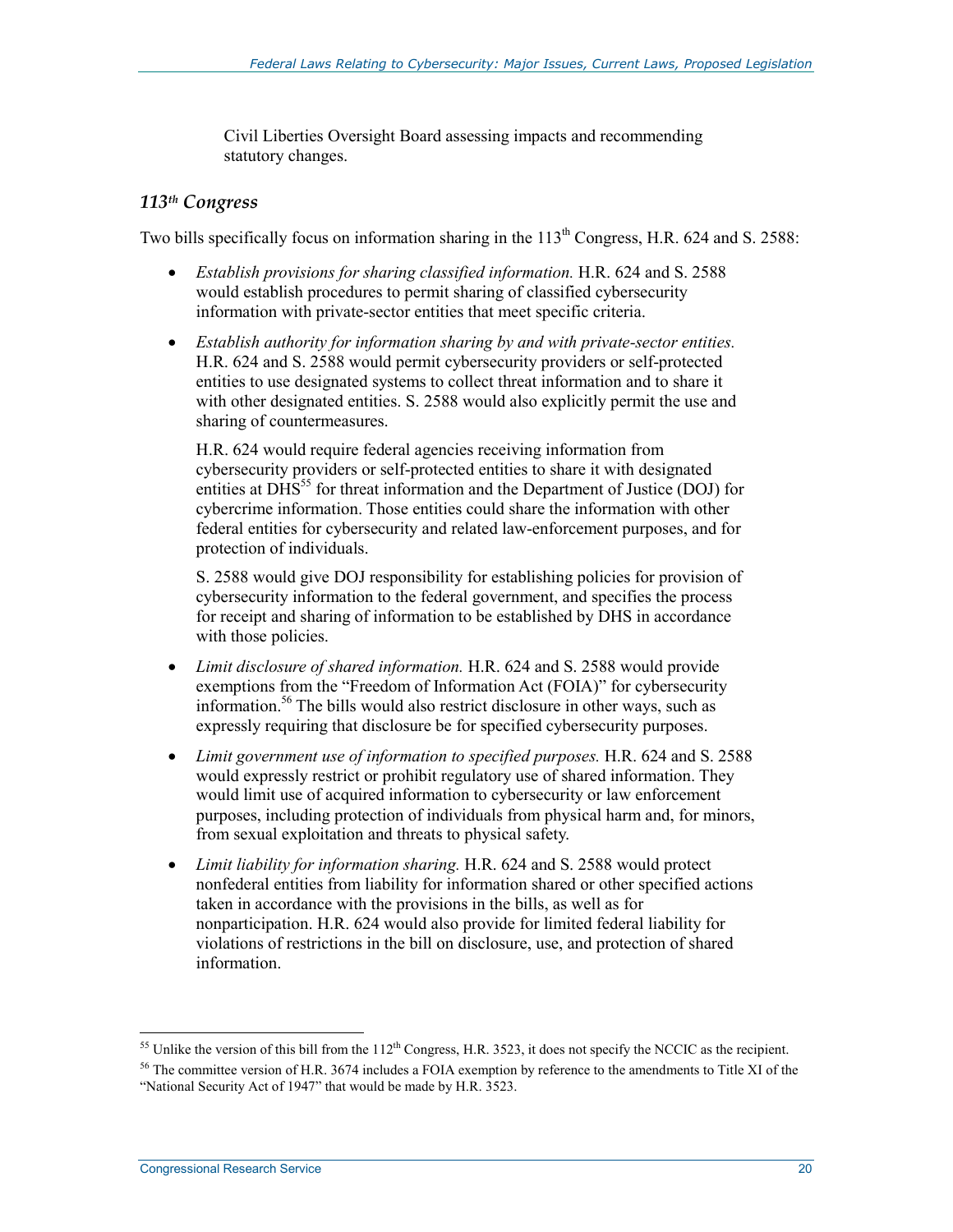Civil Liberties Oversight Board assessing impacts and recommending statutory changes.

### 113th Congress

Two bills specifically focus on information sharing in the 113th Congress, H.R. 624 and S. 2588:

- *Establish provisions for sharing classified information.* H.R. 624 and S. 2588 would establish procedures to permit sharing of classified cybersecurity information with private-sector entities that meet specific criteria.
- *Establish authority for information sharing by and with private-sector entities.* H.R. 624 and S. 2588 would permit cybersecurity providers or self-protected entities to use designated systems to collect threat information and to share it with other designated entities. S. 2588 would also explicitly permit the use and sharing of countermeasures.

  H.R. 624 would require federal agencies receiving information from cybersecurity providers or self-protected entities to share it with designated entities at DHS[55] for threat information and the Department of Justice (DOJ) for cybercrime information. Those entities could share the information with other federal entities for cybersecurity and related law-enforcement purposes, and for protection of individuals.

  S. 2588 would give DOJ responsibility for establishing policies for provision of cybersecurity information to the federal government, and specifies the process for receipt and sharing of information to be established by DHS in accordance with those policies.
- *Limit disclosure of shared information.* H.R. 624 and S. 2588 would provide exemptions from the "Freedom of Information Act (FOIA)" for cybersecurity information.[56] The bills would also restrict disclosure in other ways, such as expressly requiring that disclosure be for specified cybersecurity purposes.
- *Limit government use of information to specified purposes.* H.R. 624 and S. 2588 would expressly restrict or prohibit regulatory use of shared information. They would limit use of acquired information to cybersecurity or law enforcement purposes, including protection of individuals from physical harm and, for minors, from sexual exploitation and threats to physical safety.
- *Limit liability for information sharing.* H.R. 624 and S. 2588 would protect nonfederal entities from liability for information shared or other specified actions taken in accordance with the provisions in the bills, as well as for nonparticipation. H.R. 624 would also provide for limited federal liability for violations of restrictions in the bill on disclosure, use, and protection of shared information.

---

[55] Unlike the version of this bill from the 112th Congress, H.R. 3523, it does not specify the NCCIC as the recipient.

[56] The committee version of H.R. 3674 includes a FOIA exemption by reference to the amendments to Title XI of the "National Security Act of 1947" that would be made by H.R. 3523.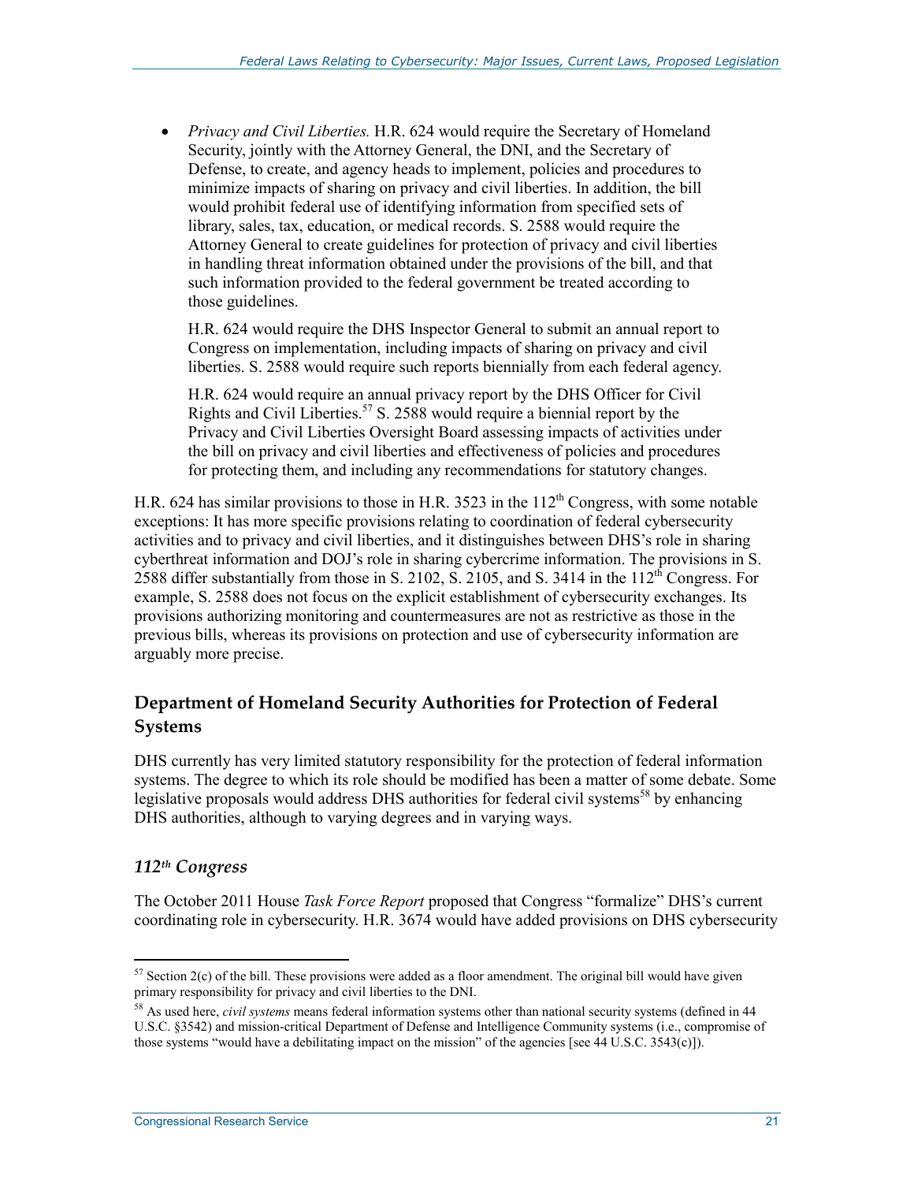- *Privacy and Civil Liberties.* H.R. 624 would require the Secretary of Homeland Security, jointly with the Attorney General, the DNI, and the Secretary of Defense, to create, and agency heads to implement, policies and procedures to minimize impacts of sharing on privacy and civil liberties. In addition, the bill would prohibit federal use of identifying information from specified sets of library, sales, tax, education, or medical records. S. 2588 would require the Attorney General to create guidelines for protection of privacy and civil liberties in handling threat information obtained under the provisions of the bill, and that such information provided to the federal government be treated according to those guidelines.

  H.R. 624 would require the DHS Inspector General to submit an annual report to Congress on implementation, including impacts of sharing on privacy and civil liberties. S. 2588 would require such reports biennially from each federal agency.

  H.R. 624 would require an annual privacy report by the DHS Officer for Civil Rights and Civil Liberties.[57] S. 2588 would require a biennial report by the Privacy and Civil Liberties Oversight Board assessing impacts of activities under the bill on privacy and civil liberties and effectiveness of policies and procedures for protecting them, and including any recommendations for statutory changes.

H.R. 624 has similar provisions to those in H.R. 3523 in the 112th Congress, with some notable exceptions: It has more specific provisions relating to coordination of federal cybersecurity activities and to privacy and civil liberties, and it distinguishes between DHS's role in sharing cyberthreat information and DOJ's role in sharing cybercrime information. The provisions in S. 2588 differ substantially from those in S. 2102, S. 2105, and S. 3414 in the 112th Congress. For example, S. 2588 does not focus on the explicit establishment of cybersecurity exchanges. Its provisions authorizing monitoring and countermeasures are not as restrictive as those in the previous bills, whereas its provisions on protection and use of cybersecurity information are arguably more precise.

## Department of Homeland Security Authorities for Protection of Federal Systems

DHS currently has very limited statutory responsibility for the protection of federal information systems. The degree to which its role should be modified has been a matter of some debate. Some legislative proposals would address DHS authorities for federal civil systems[58] by enhancing DHS authorities, although to varying degrees and in varying ways.

### *112th Congress*

The October 2011 House *Task Force Report* proposed that Congress "formalize" DHS's current coordinating role in cybersecurity. H.R. 3674 would have added provisions on DHS cybersecurity

---

[57] Section 2(c) of the bill. These provisions were added as a floor amendment. The original bill would have given primary responsibility for privacy and civil liberties to the DNI.

[58] As used here, *civil systems* means federal information systems other than national security systems (defined in 44 U.S.C. §3542) and mission-critical Department of Defense and Intelligence Community systems (i.e., compromise of those systems "would have a debilitating impact on the mission" of the agencies [see 44 U.S.C. 3543(c)]).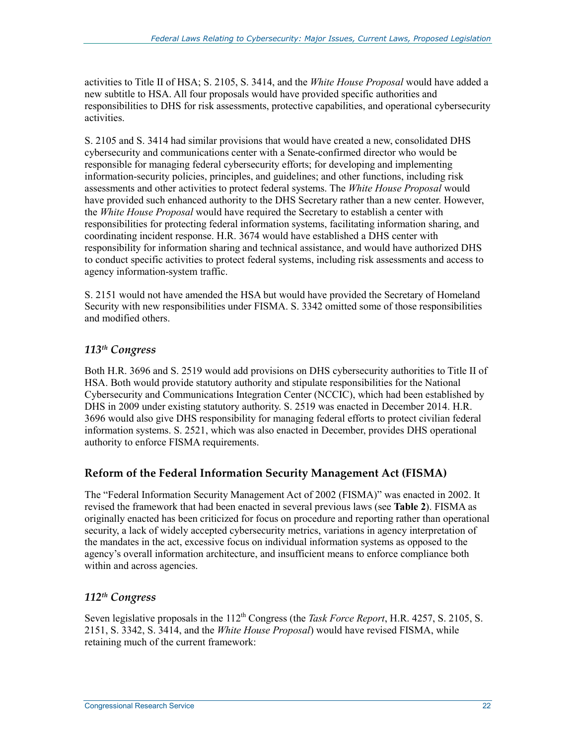activities to Title II of HSA; S. 2105, S. 3414, and the *White House Proposal* would have added a new subtitle to HSA. All four proposals would have provided specific authorities and responsibilities to DHS for risk assessments, protective capabilities, and operational cybersecurity activities.

S. 2105 and S. 3414 had similar provisions that would have created a new, consolidated DHS cybersecurity and communications center with a Senate-confirmed director who would be responsible for managing federal cybersecurity efforts; for developing and implementing information-security policies, principles, and guidelines; and other functions, including risk assessments and other activities to protect federal systems. The *White House Proposal* would have provided such enhanced authority to the DHS Secretary rather than a new center. However, the *White House Proposal* would have required the Secretary to establish a center with responsibilities for protecting federal information systems, facilitating information sharing, and coordinating incident response. H.R. 3674 would have established a DHS center with responsibility for information sharing and technical assistance, and would have authorized DHS to conduct specific activities to protect federal systems, including risk assessments and access to agency information-system traffic.

S. 2151 would not have amended the HSA but would have provided the Secretary of Homeland Security with new responsibilities under FISMA. S. 3342 omitted some of those responsibilities and modified others.

### *113th Congress*

Both H.R. 3696 and S. 2519 would add provisions on DHS cybersecurity authorities to Title II of HSA. Both would provide statutory authority and stipulate responsibilities for the National Cybersecurity and Communications Integration Center (NCCIC), which had been established by DHS in 2009 under existing statutory authority. S. 2519 was enacted in December 2014. H.R. 3696 would also give DHS responsibility for managing federal efforts to protect civilian federal information systems. S. 2521, which was also enacted in December, provides DHS operational authority to enforce FISMA requirements.

## Reform of the Federal Information Security Management Act (FISMA)

The "Federal Information Security Management Act of 2002 (FISMA)" was enacted in 2002. It revised the framework that had been enacted in several previous laws (see **Table 2**). FISMA as originally enacted has been criticized for focus on procedure and reporting rather than operational security, a lack of widely accepted cybersecurity metrics, variations in agency interpretation of the mandates in the act, excessive focus on individual information systems as opposed to the agency's overall information architecture, and insufficient means to enforce compliance both within and across agencies.

### *112th Congress*

Seven legislative proposals in the 112th Congress (the *Task Force Report*, H.R. 4257, S. 2105, S. 2151, S. 3342, S. 3414, and the *White House Proposal*) would have revised FISMA, while retaining much of the current framework: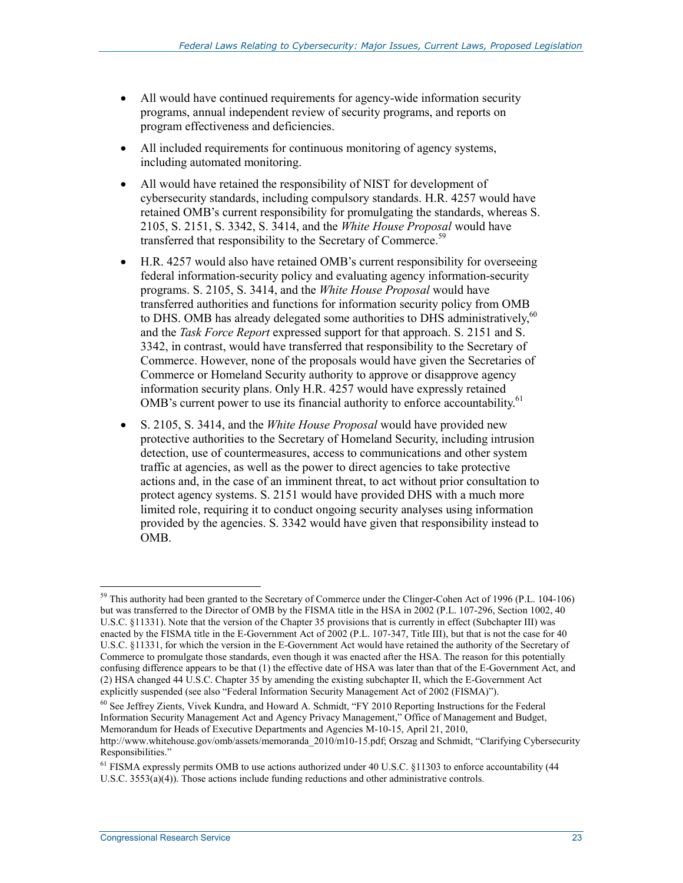- All would have continued requirements for agency-wide information security programs, annual independent review of security programs, and reports on program effectiveness and deficiencies.
- All included requirements for continuous monitoring of agency systems, including automated monitoring.
- All would have retained the responsibility of NIST for development of cybersecurity standards, including compulsory standards. H.R. 4257 would have retained OMB's current responsibility for promulgating the standards, whereas S. 2105, S. 2151, S. 3342, S. 3414, and the *White House Proposal* would have transferred that responsibility to the Secretary of Commerce.[59]
- H.R. 4257 would also have retained OMB's current responsibility for overseeing federal information-security policy and evaluating agency information-security programs. S. 2105, S. 3414, and the *White House Proposal* would have transferred authorities and functions for information security policy from OMB to DHS. OMB has already delegated some authorities to DHS administratively,[60] and the *Task Force Report* expressed support for that approach. S. 2151 and S. 3342, in contrast, would have transferred that responsibility to the Secretary of Commerce. However, none of the proposals would have given the Secretaries of Commerce or Homeland Security authority to approve or disapprove agency information security plans. Only H.R. 4257 would have expressly retained OMB's current power to use its financial authority to enforce accountability.[61]
- S. 2105, S. 3414, and the *White House Proposal* would have provided new protective authorities to the Secretary of Homeland Security, including intrusion detection, use of countermeasures, access to communications and other system traffic at agencies, as well as the power to direct agencies to take protective actions and, in the case of an imminent threat, to act without prior consultation to protect agency systems. S. 2151 would have provided DHS with a much more limited role, requiring it to conduct ongoing security analyses using information provided by the agencies. S. 3342 would have given that responsibility instead to OMB.

---

[59] This authority had been granted to the Secretary of Commerce under the Clinger-Cohen Act of 1996 (P.L. 104-106) but was transferred to the Director of OMB by the FISMA title in the HSA in 2002 (P.L. 107-296, Section 1002, 40 U.S.C. §11331). Note that the version of the Chapter 35 provisions that is currently in effect (Subchapter III) was enacted by the FISMA title in the E-Government Act of 2002 (P.L. 107-347, Title III), but that is not the case for 40 U.S.C. §11331, for which the version in the E-Government Act would have retained the authority of the Secretary of Commerce to promulgate those standards, even though it was enacted after the HSA. The reason for this potentially confusing difference appears to be that (1) the effective date of HSA was later than that of the E-Government Act, and (2) HSA changed 44 U.S.C. Chapter 35 by amending the existing subchapter II, which the E-Government Act explicitly suspended (see also "Federal Information Security Management Act of 2002 (FISMA)").

[60] See Jeffrey Zients, Vivek Kundra, and Howard A. Schmidt, "FY 2010 Reporting Instructions for the Federal Information Security Management Act and Agency Privacy Management," Office of Management and Budget, Memorandum for Heads of Executive Departments and Agencies M-10-15, April 21, 2010, http://www.whitehouse.gov/omb/assets/memoranda_2010/m10-15.pdf; Orszag and Schmidt, "Clarifying Cybersecurity Responsibilities."

[61] FISMA expressly permits OMB to use actions authorized under 40 U.S.C. §11303 to enforce accountability (44 U.S.C. 3553(a)(4)). Those actions include funding reductions and other administrative controls.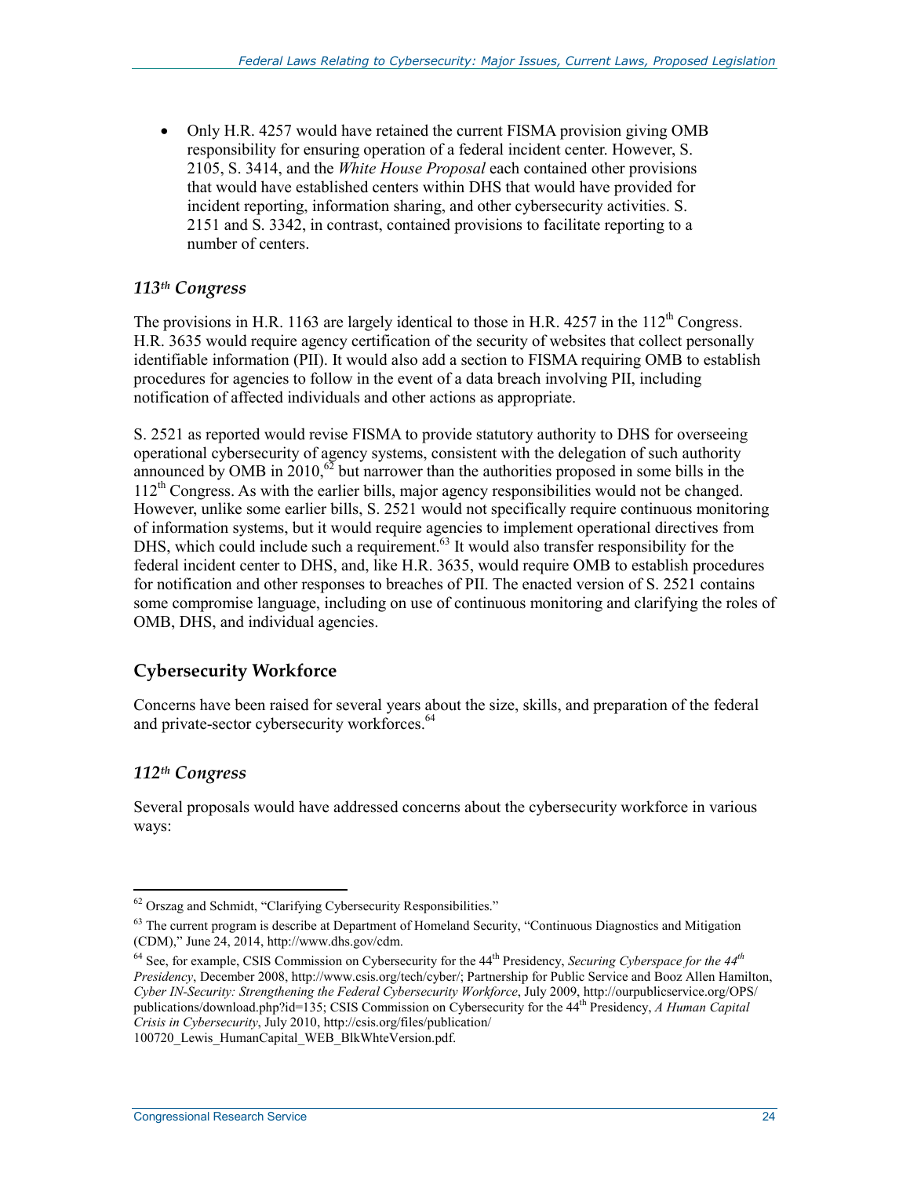- Only H.R. 4257 would have retained the current FISMA provision giving OMB responsibility for ensuring operation of a federal incident center. However, S. 2105, S. 3414, and the *White House Proposal* each contained other provisions that would have established centers within DHS that would have provided for incident reporting, information sharing, and other cybersecurity activities. S. 2151 and S. 3342, in contrast, contained provisions to facilitate reporting to a number of centers.

### *113th Congress*

The provisions in H.R. 1163 are largely identical to those in H.R. 4257 in the 112th Congress. H.R. 3635 would require agency certification of the security of websites that collect personally identifiable information (PII). It would also add a section to FISMA requiring OMB to establish procedures for agencies to follow in the event of a data breach involving PII, including notification of affected individuals and other actions as appropriate.

S. 2521 as reported would revise FISMA to provide statutory authority to DHS for overseeing operational cybersecurity of agency systems, consistent with the delegation of such authority announced by OMB in 2010,[62] but narrower than the authorities proposed in some bills in the 112th Congress. As with the earlier bills, major agency responsibilities would not be changed. However, unlike some earlier bills, S. 2521 would not specifically require continuous monitoring of information systems, but it would require agencies to implement operational directives from DHS, which could include such a requirement.[63] It would also transfer responsibility for the federal incident center to DHS, and, like H.R. 3635, would require OMB to establish procedures for notification and other responses to breaches of PII. The enacted version of S. 2521 contains some compromise language, including on use of continuous monitoring and clarifying the roles of OMB, DHS, and individual agencies.

## Cybersecurity Workforce

Concerns have been raised for several years about the size, skills, and preparation of the federal and private-sector cybersecurity workforces.[64]

### *112th Congress*

Several proposals would have addressed concerns about the cybersecurity workforce in various ways:

---

[62] Orszag and Schmidt, "Clarifying Cybersecurity Responsibilities."

[63] The current program is describe at Department of Homeland Security, "Continuous Diagnostics and Mitigation (CDM)," June 24, 2014, http://www.dhs.gov/cdm.

[64] See, for example, CSIS Commission on Cybersecurity for the 44th Presidency, *Securing Cyberspace for the 44th Presidency*, December 2008, http://www.csis.org/tech/cyber/; Partnership for Public Service and Booz Allen Hamilton, *Cyber IN-Security: Strengthening the Federal Cybersecurity Workforce*, July 2009, http://ourpublicservice.org/OPS/publications/download.php?id=135; CSIS Commission on Cybersecurity for the 44th Presidency, *A Human Capital Crisis in Cybersecurity*, July 2010, http://csis.org/files/publication/100720_Lewis_HumanCapital_WEB_BlkWhteVersion.pdf.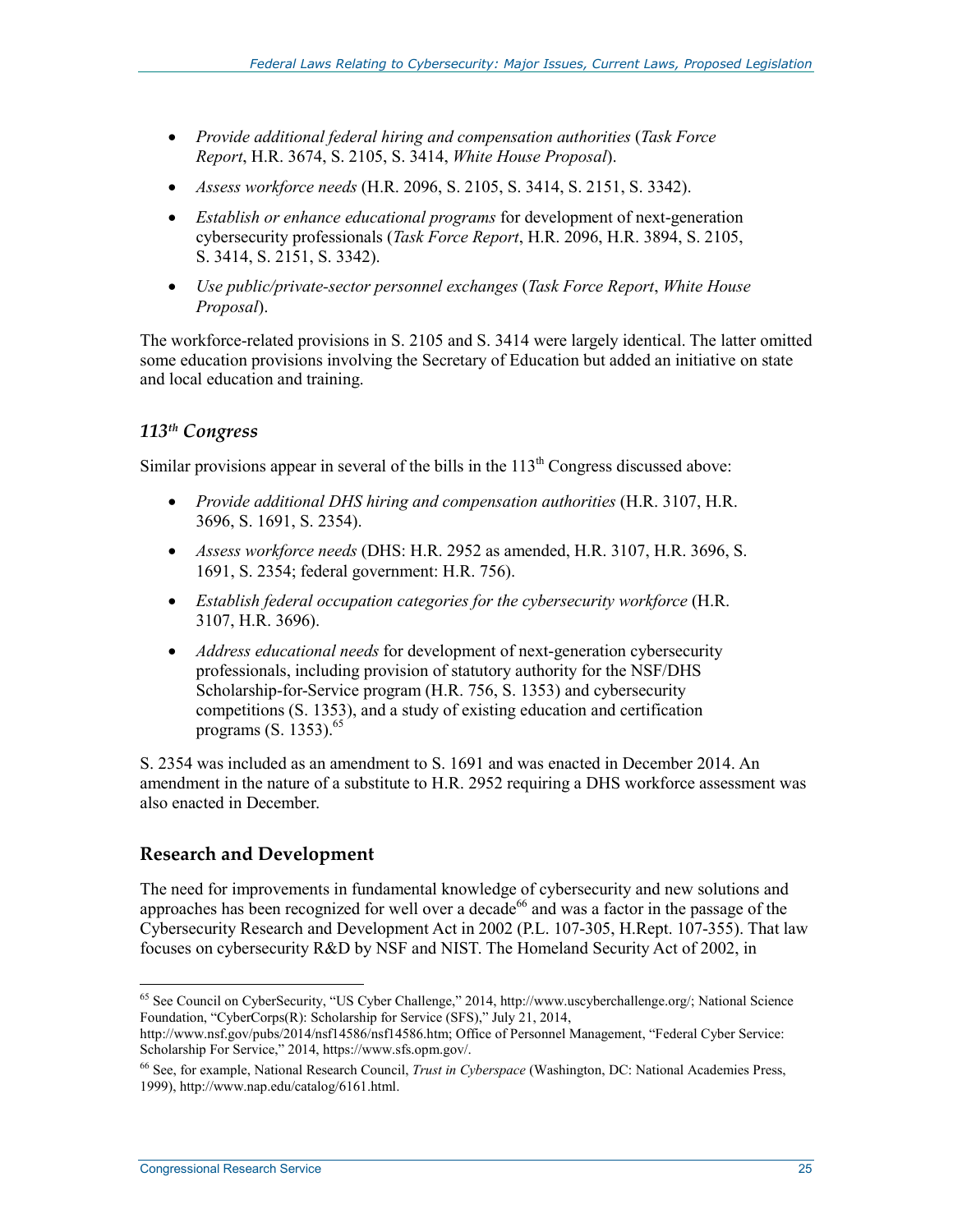- *Provide additional federal hiring and compensation authorities* (*Task Force Report*, H.R. 3674, S. 2105, S. 3414, *White House Proposal*).
- *Assess workforce needs* (H.R. 2096, S. 2105, S. 3414, S. 2151, S. 3342).
- *Establish or enhance educational programs* for development of next-generation cybersecurity professionals (*Task Force Report*, H.R. 2096, H.R. 3894, S. 2105, S. 3414, S. 2151, S. 3342).
- *Use public/private-sector personnel exchanges* (*Task Force Report*, *White House Proposal*).

The workforce-related provisions in S. 2105 and S. 3414 were largely identical. The latter omitted some education provisions involving the Secretary of Education but added an initiative on state and local education and training.

### *113th Congress*

Similar provisions appear in several of the bills in the 113th Congress discussed above:

- *Provide additional DHS hiring and compensation authorities* (H.R. 3107, H.R. 3696, S. 1691, S. 2354).
- *Assess workforce needs* (DHS: H.R. 2952 as amended, H.R. 3107, H.R. 3696, S. 1691, S. 2354; federal government: H.R. 756).
- *Establish federal occupation categories for the cybersecurity workforce* (H.R. 3107, H.R. 3696).
- *Address educational needs* for development of next-generation cybersecurity professionals, including provision of statutory authority for the NSF/DHS Scholarship-for-Service program (H.R. 756, S. 1353) and cybersecurity competitions (S. 1353), and a study of existing education and certification programs (S. 1353).[65]

S. 2354 was included as an amendment to S. 1691 and was enacted in December 2014. An amendment in the nature of a substitute to H.R. 2952 requiring a DHS workforce assessment was also enacted in December.

## Research and Development

The need for improvements in fundamental knowledge of cybersecurity and new solutions and approaches has been recognized for well over a decade[66] and was a factor in the passage of the Cybersecurity Research and Development Act in 2002 (P.L. 107-305, H.Rept. 107-355). That law focuses on cybersecurity R&D by NSF and NIST. The Homeland Security Act of 2002, in

---

[65] See Council on CyberSecurity, "US Cyber Challenge," 2014, http://www.uscyberchallenge.org/; National Science Foundation, "CyberCorps(R): Scholarship for Service (SFS)," July 21, 2014, http://www.nsf.gov/pubs/2014/nsf14586/nsf14586.htm; Office of Personnel Management, "Federal Cyber Service: Scholarship For Service," 2014, https://www.sfs.opm.gov/.

[66] See, for example, National Research Council, *Trust in Cyberspace* (Washington, DC: National Academies Press, 1999), http://www.nap.edu/catalog/6161.html.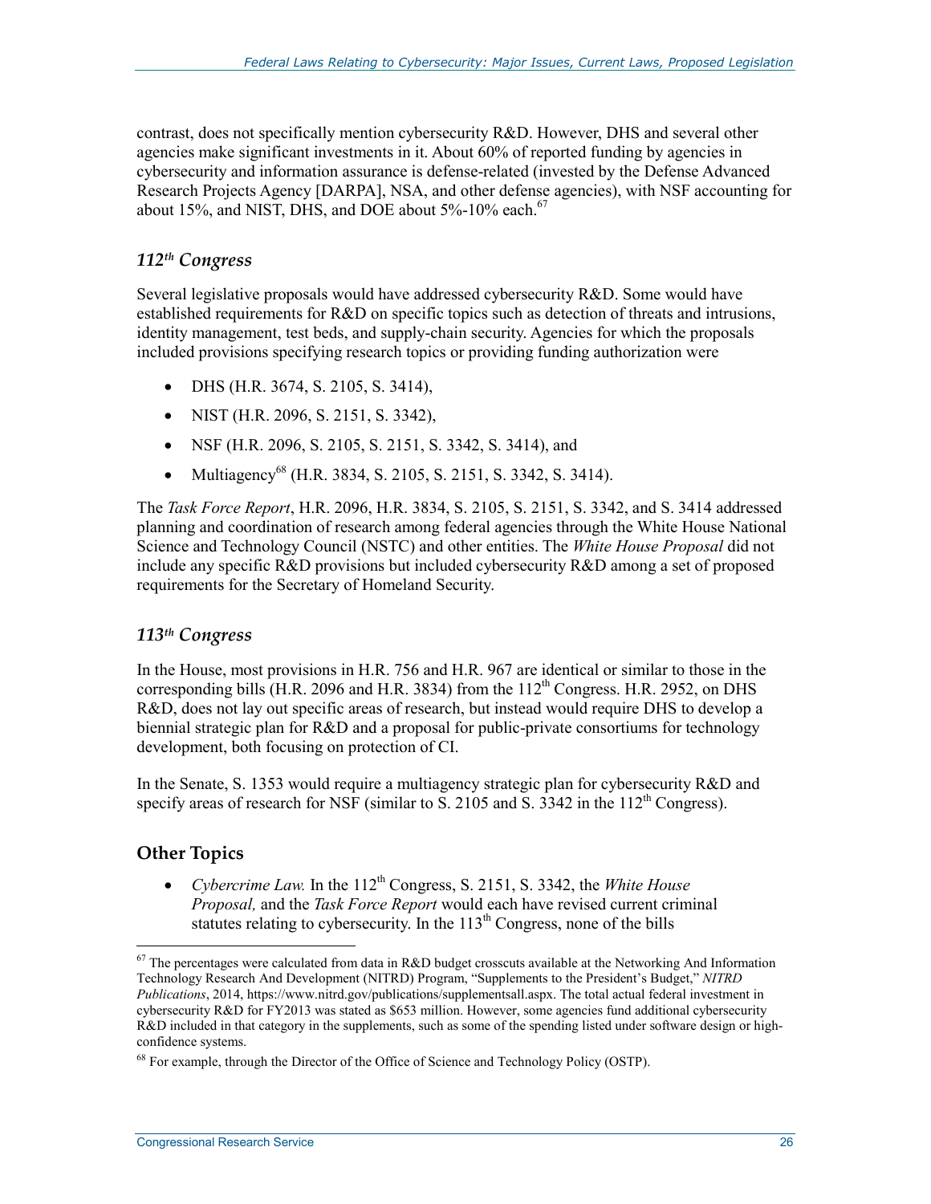contrast, does not specifically mention cybersecurity R&D. However, DHS and several other agencies make significant investments in it. About 60% of reported funding by agencies in cybersecurity and information assurance is defense-related (invested by the Defense Advanced Research Projects Agency [DARPA], NSA, and other defense agencies), with NSF accounting for about 15%, and NIST, DHS, and DOE about 5%-10% each.[67]

### *112th Congress*

Several legislative proposals would have addressed cybersecurity R&D. Some would have established requirements for R&D on specific topics such as detection of threats and intrusions, identity management, test beds, and supply-chain security. Agencies for which the proposals included provisions specifying research topics or providing funding authorization were

- DHS (H.R. 3674, S. 2105, S. 3414),
- NIST (H.R. 2096, S. 2151, S. 3342),
- NSF (H.R. 2096, S. 2105, S. 2151, S. 3342, S. 3414), and
- Multiagency[68] (H.R. 3834, S. 2105, S. 2151, S. 3342, S. 3414).

The *Task Force Report*, H.R. 2096, H.R. 3834, S. 2105, S. 2151, S. 3342, and S. 3414 addressed planning and coordination of research among federal agencies through the White House National Science and Technology Council (NSTC) and other entities. The *White House Proposal* did not include any specific R&D provisions but included cybersecurity R&D among a set of proposed requirements for the Secretary of Homeland Security.

### *113th Congress*

In the House, most provisions in H.R. 756 and H.R. 967 are identical or similar to those in the corresponding bills (H.R. 2096 and H.R. 3834) from the 112th Congress. H.R. 2952, on DHS R&D, does not lay out specific areas of research, but instead would require DHS to develop a biennial strategic plan for R&D and a proposal for public-private consortiums for technology development, both focusing on protection of CI.

In the Senate, S. 1353 would require a multiagency strategic plan for cybersecurity R&D and specify areas of research for NSF (similar to S. 2105 and S. 3342 in the 112th Congress).

## Other Topics

- *Cybercrime Law.* In the 112th Congress, S. 2151, S. 3342, the *White House Proposal,* and the *Task Force Report* would each have revised current criminal statutes relating to cybersecurity. In the 113th Congress, none of the bills

---

[67] The percentages were calculated from data in R&D budget crosscuts available at the Networking And Information Technology Research And Development (NITRD) Program, "Supplements to the President's Budget," *NITRD Publications*, 2014, https://www.nitrd.gov/publications/supplementsall.aspx. The total actual federal investment in cybersecurity R&D for FY2013 was stated as $653 million. However, some agencies fund additional cybersecurity R&D included in that category in the supplements, such as some of the spending listed under software design or high-confidence systems.

[68] For example, through the Director of the Office of Science and Technology Policy (OSTP).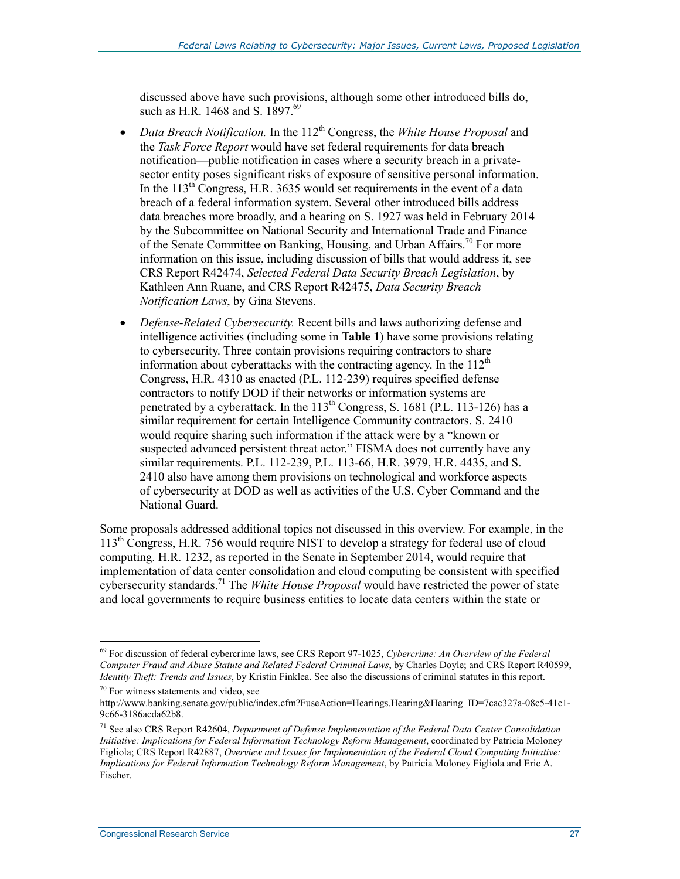discussed above have such provisions, although some other introduced bills do, such as H.R. 1468 and S. 1897.[69]

- *Data Breach Notification.* In the 112th Congress, the *White House Proposal* and the *Task Force Report* would have set federal requirements for data breach notification—public notification in cases where a security breach in a private-sector entity poses significant risks of exposure of sensitive personal information. In the 113th Congress, H.R. 3635 would set requirements in the event of a data breach of a federal information system. Several other introduced bills address data breaches more broadly, and a hearing on S. 1927 was held in February 2014 by the Subcommittee on National Security and International Trade and Finance of the Senate Committee on Banking, Housing, and Urban Affairs.[70] For more information on this issue, including discussion of bills that would address it, see CRS Report R42474, *Selected Federal Data Security Breach Legislation*, by Kathleen Ann Ruane, and CRS Report R42475, *Data Security Breach Notification Laws*, by Gina Stevens.
- *Defense-Related Cybersecurity.* Recent bills and laws authorizing defense and intelligence activities (including some in **Table 1**) have some provisions relating to cybersecurity. Three contain provisions requiring contractors to share information about cyberattacks with the contracting agency. In the 112th Congress, H.R. 4310 as enacted (P.L. 112-239) requires specified defense contractors to notify DOD if their networks or information systems are penetrated by a cyberattack. In the 113th Congress, S. 1681 (P.L. 113-126) has a similar requirement for certain Intelligence Community contractors. S. 2410 would require sharing such information if the attack were by a "known or suspected advanced persistent threat actor." FISMA does not currently have any similar requirements. P.L. 112-239, P.L. 113-66, H.R. 3979, H.R. 4435, and S. 2410 also have among them provisions on technological and workforce aspects of cybersecurity at DOD as well as activities of the U.S. Cyber Command and the National Guard.

Some proposals addressed additional topics not discussed in this overview. For example, in the 113th Congress, H.R. 756 would require NIST to develop a strategy for federal use of cloud computing. H.R. 1232, as reported in the Senate in September 2014, would require that implementation of data center consolidation and cloud computing be consistent with specified cybersecurity standards.[71] The *White House Proposal* would have restricted the power of state and local governments to require business entities to locate data centers within the state or

---

[69] For discussion of federal cybercrime laws, see CRS Report 97-1025, *Cybercrime: An Overview of the Federal Computer Fraud and Abuse Statute and Related Federal Criminal Laws*, by Charles Doyle; and CRS Report R40599, *Identity Theft: Trends and Issues*, by Kristin Finklea. See also the discussions of criminal statutes in this report.

[70] For witness statements and video, see http://www.banking.senate.gov/public/index.cfm?FuseAction=Hearings.Hearing&Hearing_ID=7cac327a-08c5-41c1-9c66-3186acda62b8.

[71] See also CRS Report R42604, *Department of Defense Implementation of the Federal Data Center Consolidation Initiative: Implications for Federal Information Technology Reform Management*, coordinated by Patricia Moloney Figliola; CRS Report R42887, *Overview and Issues for Implementation of the Federal Cloud Computing Initiative: Implications for Federal Information Technology Reform Management*, by Patricia Moloney Figliola and Eric A. Fischer.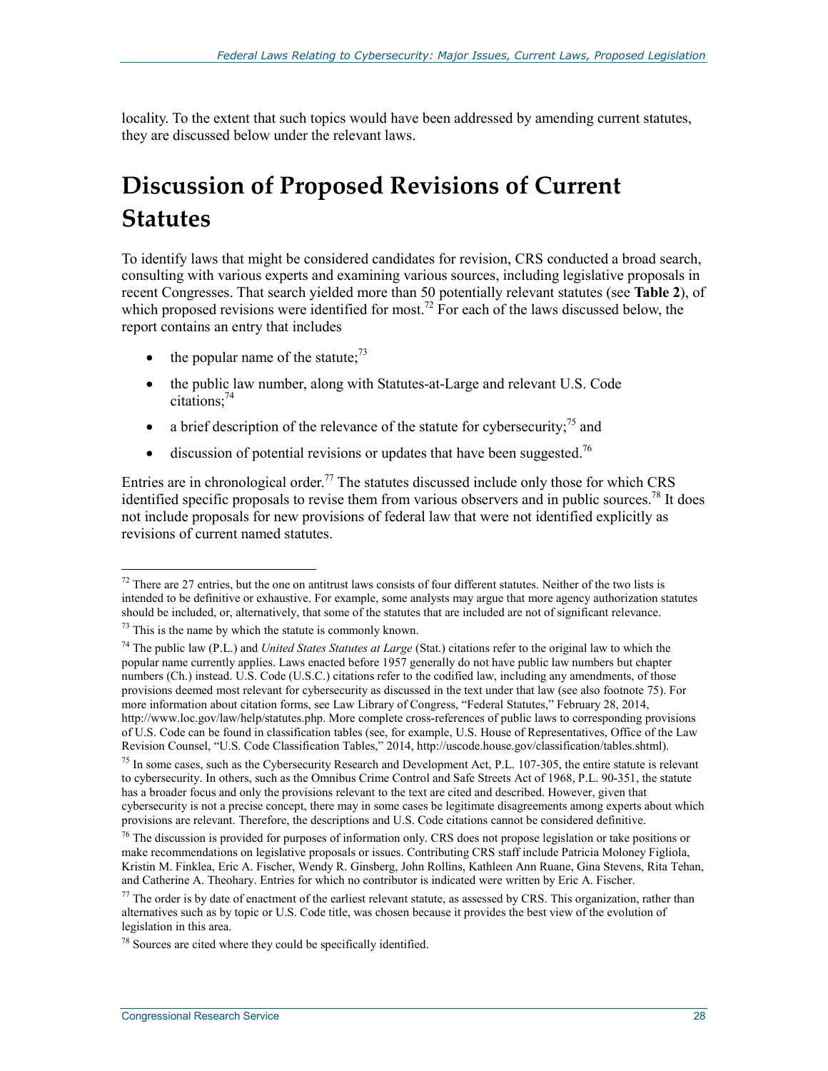locality. To the extent that such topics would have been addressed by amending current statutes, they are discussed below under the relevant laws.

# Discussion of Proposed Revisions of Current Statutes

To identify laws that might be considered candidates for revision, CRS conducted a broad search, consulting with various experts and examining various sources, including legislative proposals in recent Congresses. That search yielded more than 50 potentially relevant statutes (see **Table 2**), of which proposed revisions were identified for most.[72] For each of the laws discussed below, the report contains an entry that includes

- the popular name of the statute;[73]
- the public law number, along with Statutes-at-Large and relevant U.S. Code citations;[74]
- a brief description of the relevance of the statute for cybersecurity;[75] and
- discussion of potential revisions or updates that have been suggested.[76]

Entries are in chronological order.[77] The statutes discussed include only those for which CRS identified specific proposals to revise them from various observers and in public sources.[78] It does not include proposals for new provisions of federal law that were not identified explicitly as revisions of current named statutes.

---

[72] There are 27 entries, but the one on antitrust laws consists of four different statutes. Neither of the two lists is intended to be definitive or exhaustive. For example, some analysts may argue that more agency authorization statutes should be included, or, alternatively, that some of the statutes that are included are not of significant relevance.

[73] This is the name by which the statute is commonly known.

[74] The public law (P.L.) and *United States Statutes at Large* (Stat.) citations refer to the original law to which the popular name currently applies. Laws enacted before 1957 generally do not have public law numbers but chapter numbers (Ch.) instead. U.S. Code (U.S.C.) citations refer to the codified law, including any amendments, of those provisions deemed most relevant for cybersecurity as discussed in the text under that law (see also footnote 75). For more information about citation forms, see Law Library of Congress, "Federal Statutes," February 28, 2014, http://www.loc.gov/law/help/statutes.php. More complete cross-references of public laws to corresponding provisions of U.S. Code can be found in classification tables (see, for example, U.S. House of Representatives, Office of the Law Revision Counsel, "U.S. Code Classification Tables," 2014, http://uscode.house.gov/classification/tables.shtml).

[75] In some cases, such as the Cybersecurity Research and Development Act, P.L. 107-305, the entire statute is relevant to cybersecurity. In others, such as the Omnibus Crime Control and Safe Streets Act of 1968, P.L. 90-351, the statute has a broader focus and only the provisions relevant to the text are cited and described. However, given that cybersecurity is not a precise concept, there may in some cases be legitimate disagreements among experts about which provisions are relevant. Therefore, the descriptions and U.S. Code citations cannot be considered definitive.

[76] The discussion is provided for purposes of information only. CRS does not propose legislation or take positions or make recommendations on legislative proposals or issues. Contributing CRS staff include Patricia Moloney Figliola, Kristin M. Finklea, Eric A. Fischer, Wendy R. Ginsberg, John Rollins, Kathleen Ann Ruane, Gina Stevens, Rita Tehan, and Catherine A. Theohary. Entries for which no contributor is indicated were written by Eric A. Fischer.

[77] The order is by date of enactment of the earliest relevant statute, as assessed by CRS. This organization, rather than alternatives such as by topic or U.S. Code title, was chosen because it provides the best view of the evolution of legislation in this area.

[78] Sources are cited where they could be specifically identified.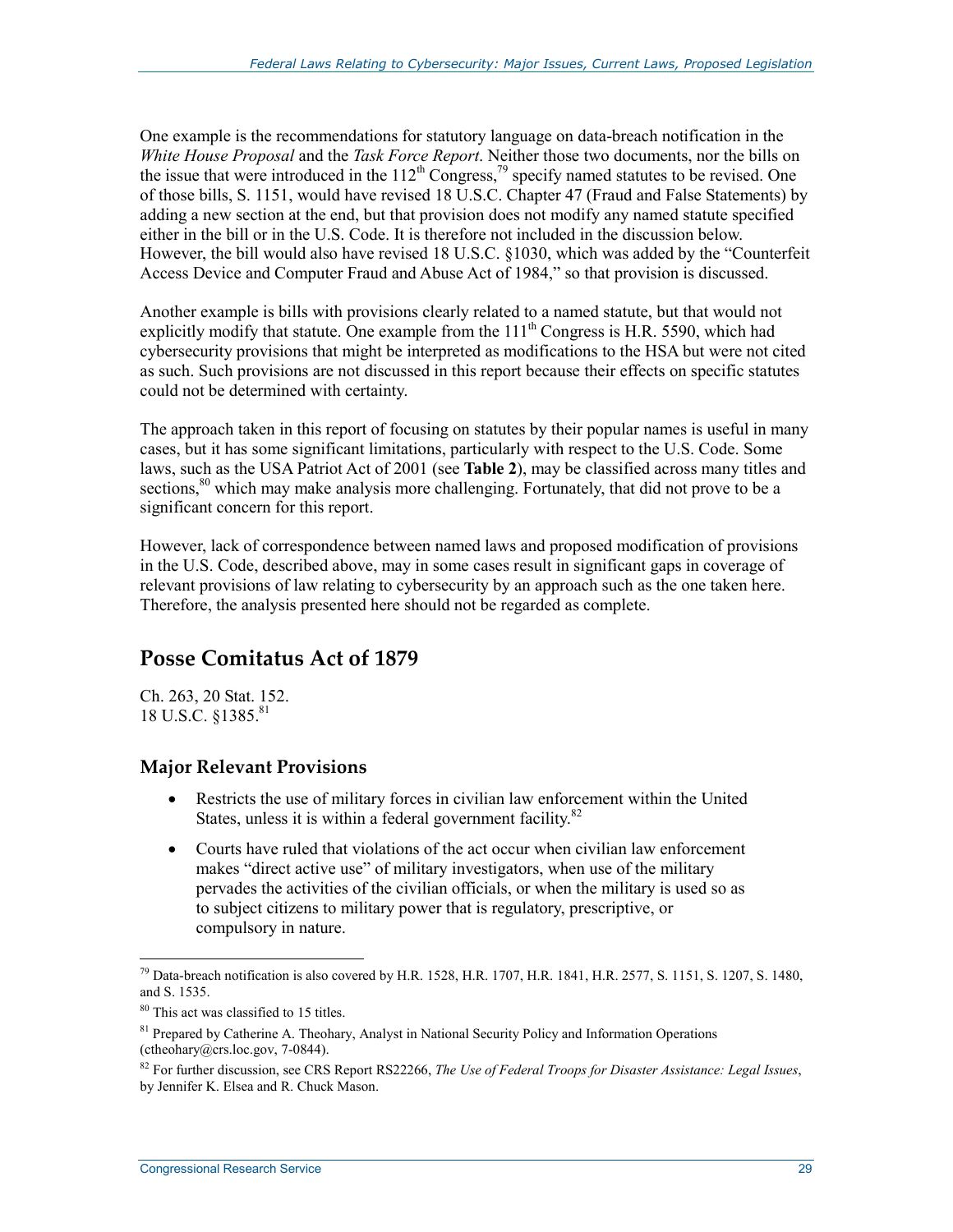One example is the recommendations for statutory language on data-breach notification in the *White House Proposal* and the *Task Force Report*. Neither those two documents, nor the bills on the issue that were introduced in the 112th Congress,[79] specify named statutes to be revised. One of those bills, S. 1151, would have revised 18 U.S.C. Chapter 47 (Fraud and False Statements) by adding a new section at the end, but that provision does not modify any named statute specified either in the bill or in the U.S. Code. It is therefore not included in the discussion below. However, the bill would also have revised 18 U.S.C. §1030, which was added by the "Counterfeit Access Device and Computer Fraud and Abuse Act of 1984," so that provision is discussed.

Another example is bills with provisions clearly related to a named statute, but that would not explicitly modify that statute. One example from the 111th Congress is H.R. 5590, which had cybersecurity provisions that might be interpreted as modifications to the HSA but were not cited as such. Such provisions are not discussed in this report because their effects on specific statutes could not be determined with certainty.

The approach taken in this report of focusing on statutes by their popular names is useful in many cases, but it has some significant limitations, particularly with respect to the U.S. Code. Some laws, such as the USA Patriot Act of 2001 (see **Table 2**), may be classified across many titles and sections,[80] which may make analysis more challenging. Fortunately, that did not prove to be a significant concern for this report.

However, lack of correspondence between named laws and proposed modification of provisions in the U.S. Code, described above, may in some cases result in significant gaps in coverage of relevant provisions of law relating to cybersecurity by an approach such as the one taken here. Therefore, the analysis presented here should not be regarded as complete.

## Posse Comitatus Act of 1879

Ch. 263, 20 Stat. 152.
18 U.S.C. §1385.[81]

### Major Relevant Provisions

- Restricts the use of military forces in civilian law enforcement within the United States, unless it is within a federal government facility.[82]
- Courts have ruled that violations of the act occur when civilian law enforcement makes "direct active use" of military investigators, when use of the military pervades the activities of the civilian officials, or when the military is used so as to subject citizens to military power that is regulatory, prescriptive, or compulsory in nature.

---

[79] Data-breach notification is also covered by H.R. 1528, H.R. 1707, H.R. 1841, H.R. 2577, S. 1151, S. 1207, S. 1480, and S. 1535.

[80] This act was classified to 15 titles.

[81] Prepared by Catherine A. Theohary, Analyst in National Security Policy and Information Operations (ctheohary@crs.loc.gov, 7-0844).

[82] For further discussion, see CRS Report RS22266, *The Use of Federal Troops for Disaster Assistance: Legal Issues*, by Jennifer K. Elsea and R. Chuck Mason.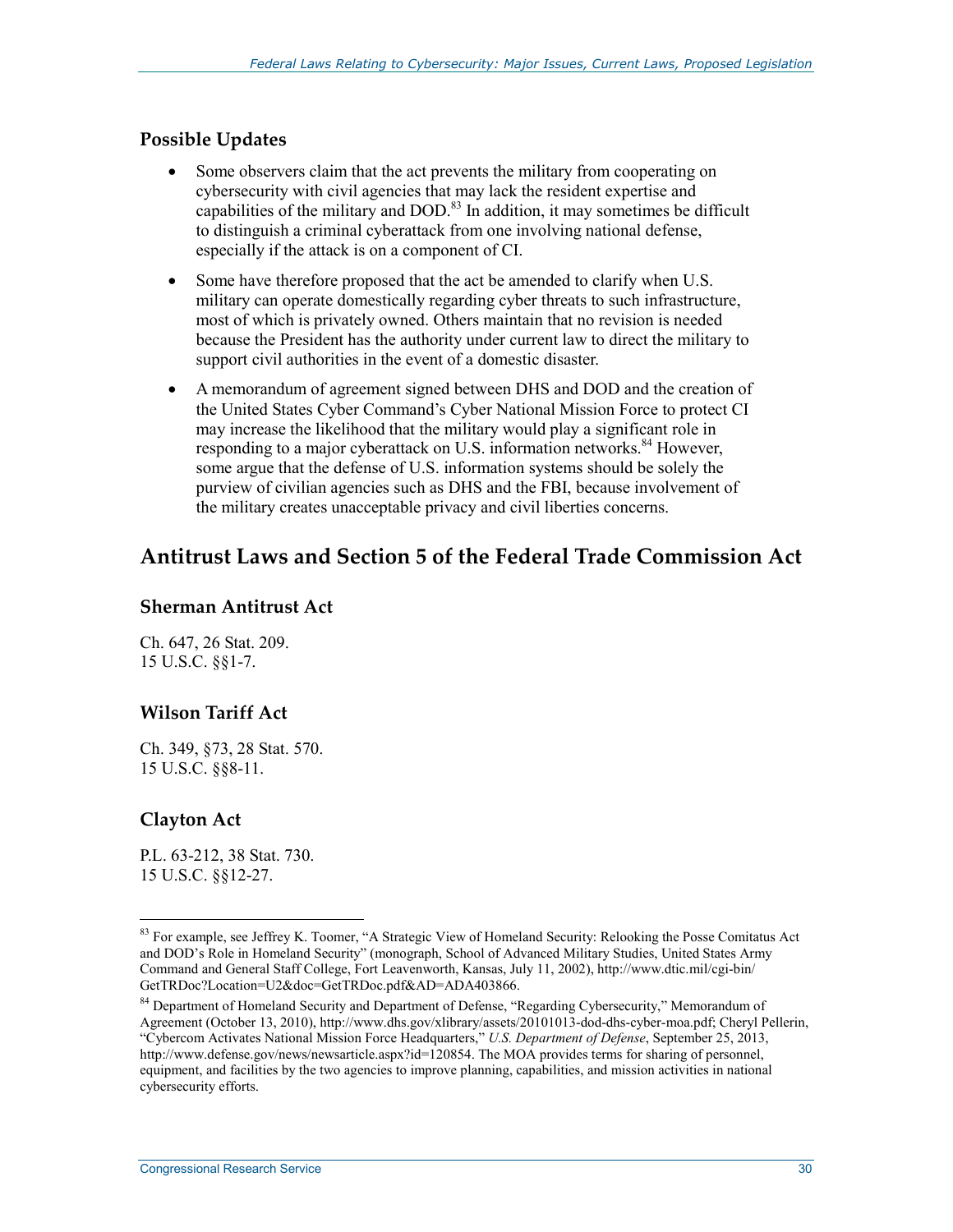### Possible Updates

- Some observers claim that the act prevents the military from cooperating on cybersecurity with civil agencies that may lack the resident expertise and capabilities of the military and DOD.[83] In addition, it may sometimes be difficult to distinguish a criminal cyberattack from one involving national defense, especially if the attack is on a component of CI.
- Some have therefore proposed that the act be amended to clarify when U.S. military can operate domestically regarding cyber threats to such infrastructure, most of which is privately owned. Others maintain that no revision is needed because the President has the authority under current law to direct the military to support civil authorities in the event of a domestic disaster.
- A memorandum of agreement signed between DHS and DOD and the creation of the United States Cyber Command's Cyber National Mission Force to protect CI may increase the likelihood that the military would play a significant role in responding to a major cyberattack on U.S. information networks.[84] However, some argue that the defense of U.S. information systems should be solely the purview of civilian agencies such as DHS and the FBI, because involvement of the military creates unacceptable privacy and civil liberties concerns.

## Antitrust Laws and Section 5 of the Federal Trade Commission Act

### Sherman Antitrust Act

Ch. 647, 26 Stat. 209.
15 U.S.C. §§1-7.

### Wilson Tariff Act

Ch. 349, §73, 28 Stat. 570.
15 U.S.C. §§8-11.

### Clayton Act

P.L. 63-212, 38 Stat. 730.
15 U.S.C. §§12-27.

---

[83] For example, see Jeffrey K. Toomer, "A Strategic View of Homeland Security: Relooking the Posse Comitatus Act and DOD's Role in Homeland Security" (monograph, School of Advanced Military Studies, United States Army Command and General Staff College, Fort Leavenworth, Kansas, July 11, 2002), http://www.dtic.mil/cgi-bin/GetTRDoc?Location=U2&doc=GetTRDoc.pdf&AD=ADA403866.

[84] Department of Homeland Security and Department of Defense, "Regarding Cybersecurity," Memorandum of Agreement (October 13, 2010), http://www.dhs.gov/xlibrary/assets/20101013-dod-dhs-cyber-moa.pdf; Cheryl Pellerin, "Cybercom Activates National Mission Force Headquarters," *U.S. Department of Defense*, September 25, 2013, http://www.defense.gov/news/newsarticle.aspx?id=120854. The MOA provides terms for sharing of personnel, equipment, and facilities by the two agencies to improve planning, capabilities, and mission activities in national cybersecurity efforts.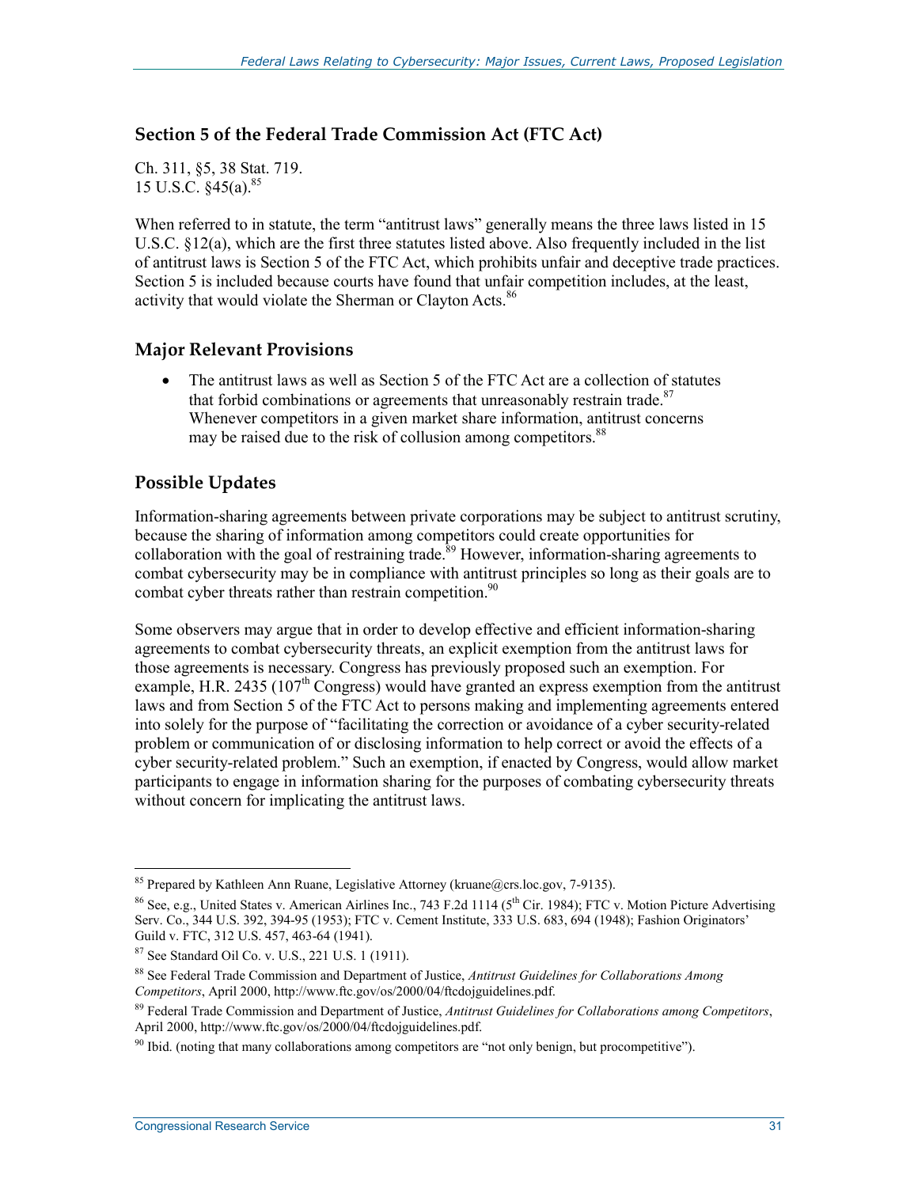### Section 5 of the Federal Trade Commission Act (FTC Act)

Ch. 311, §5, 38 Stat. 719.
15 U.S.C. §45(a).[85]

When referred to in statute, the term "antitrust laws" generally means the three laws listed in 15 U.S.C. §12(a), which are the first three statutes listed above. Also frequently included in the list of antitrust laws is Section 5 of the FTC Act, which prohibits unfair and deceptive trade practices. Section 5 is included because courts have found that unfair competition includes, at the least, activity that would violate the Sherman or Clayton Acts.[86]

#### Major Relevant Provisions

- The antitrust laws as well as Section 5 of the FTC Act are a collection of statutes that forbid combinations or agreements that unreasonably restrain trade.[87] Whenever competitors in a given market share information, antitrust concerns may be raised due to the risk of collusion among competitors.[88]

#### Possible Updates

Information-sharing agreements between private corporations may be subject to antitrust scrutiny, because the sharing of information among competitors could create opportunities for collaboration with the goal of restraining trade.[89] However, information-sharing agreements to combat cybersecurity may be in compliance with antitrust principles so long as their goals are to combat cyber threats rather than restrain competition.[90]

Some observers may argue that in order to develop effective and efficient information-sharing agreements to combat cybersecurity threats, an explicit exemption from the antitrust laws for those agreements is necessary. Congress has previously proposed such an exemption. For example, H.R. 2435 (107th Congress) would have granted an express exemption from the antitrust laws and from Section 5 of the FTC Act to persons making and implementing agreements entered into solely for the purpose of "facilitating the correction or avoidance of a cyber security-related problem or communication of or disclosing information to help correct or avoid the effects of a cyber security-related problem." Such an exemption, if enacted by Congress, would allow market participants to engage in information sharing for the purposes of combating cybersecurity threats without concern for implicating the antitrust laws.

---

[85] Prepared by Kathleen Ann Ruane, Legislative Attorney (kruane@crs.loc.gov, 7-9135).

[86] See, e.g., United States v. American Airlines Inc., 743 F.2d 1114 (5th Cir. 1984); FTC v. Motion Picture Advertising Serv. Co., 344 U.S. 392, 394-95 (1953); FTC v. Cement Institute, 333 U.S. 683, 694 (1948); Fashion Originators' Guild v. FTC, 312 U.S. 457, 463-64 (1941).

[87] See Standard Oil Co. v. U.S., 221 U.S. 1 (1911).

[88] See Federal Trade Commission and Department of Justice, *Antitrust Guidelines for Collaborations Among Competitors*, April 2000, http://www.ftc.gov/os/2000/04/ftcdojguidelines.pdf.

[89] Federal Trade Commission and Department of Justice, *Antitrust Guidelines for Collaborations among Competitors*, April 2000, http://www.ftc.gov/os/2000/04/ftcdojguidelines.pdf.

[90] Ibid. (noting that many collaborations among competitors are "not only benign, but procompetitive").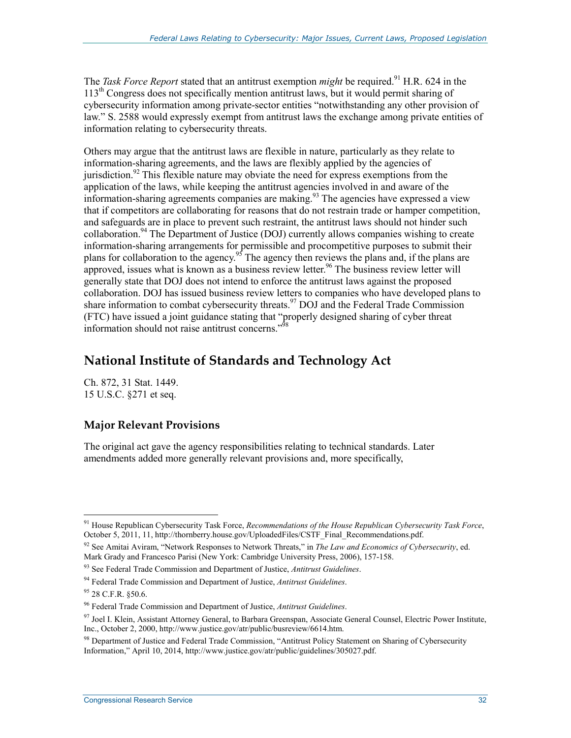The *Task Force Report* stated that an antitrust exemption *might* be required.[91] H.R. 624 in the 113[th] Congress does not specifically mention antitrust laws, but it would permit sharing of cybersecurity information among private-sector entities "notwithstanding any other provision of law." S. 2588 would expressly exempt from antitrust laws the exchange among private entities of information relating to cybersecurity threats.

Others may argue that the antitrust laws are flexible in nature, particularly as they relate to information-sharing agreements, and the laws are flexibly applied by the agencies of jurisdiction.[92] This flexible nature may obviate the need for express exemptions from the application of the laws, while keeping the antitrust agencies involved in and aware of the information-sharing agreements companies are making.[93] The agencies have expressed a view that if competitors are collaborating for reasons that do not restrain trade or hamper competition, and safeguards are in place to prevent such restraint, the antitrust laws should not hinder such collaboration.[94] The Department of Justice (DOJ) currently allows companies wishing to create information-sharing arrangements for permissible and procompetitive purposes to submit their plans for collaboration to the agency.[95] The agency then reviews the plans and, if the plans are approved, issues what is known as a business review letter.[96] The business review letter will generally state that DOJ does not intend to enforce the antitrust laws against the proposed collaboration. DOJ has issued business review letters to companies who have developed plans to share information to combat cybersecurity threats.[97] DOJ and the Federal Trade Commission (FTC) have issued a joint guidance stating that "properly designed sharing of cyber threat information should not raise antitrust concerns."[98]

## National Institute of Standards and Technology Act

Ch. 872, 31 Stat. 1449.
15 U.S.C. §271 et seq.

### Major Relevant Provisions

The original act gave the agency responsibilities relating to technical standards. Later amendments added more generally relevant provisions and, more specifically,

---

[91] House Republican Cybersecurity Task Force, *Recommendations of the House Republican Cybersecurity Task Force*, October 5, 2011, 11, http://thornberry.house.gov/UploadedFiles/CSTF_Final_Recommendations.pdf.

[92] See Amitai Aviram, "Network Responses to Network Threats," in *The Law and Economics of Cybersecurity*, ed. Mark Grady and Francesco Parisi (New York: Cambridge University Press, 2006), 157-158.

[93] See Federal Trade Commission and Department of Justice, *Antitrust Guidelines*.

[94] Federal Trade Commission and Department of Justice, *Antitrust Guidelines*.

[95] 28 C.F.R. §50.6.

[96] Federal Trade Commission and Department of Justice, *Antitrust Guidelines*.

[97] Joel I. Klein, Assistant Attorney General, to Barbara Greenspan, Associate General Counsel, Electric Power Institute, Inc., October 2, 2000, http://www.justice.gov/atr/public/busreview/6614.htm.

[98] Department of Justice and Federal Trade Commission, "Antitrust Policy Statement on Sharing of Cybersecurity Information," April 10, 2014, http://www.justice.gov/atr/public/guidelines/305027.pdf.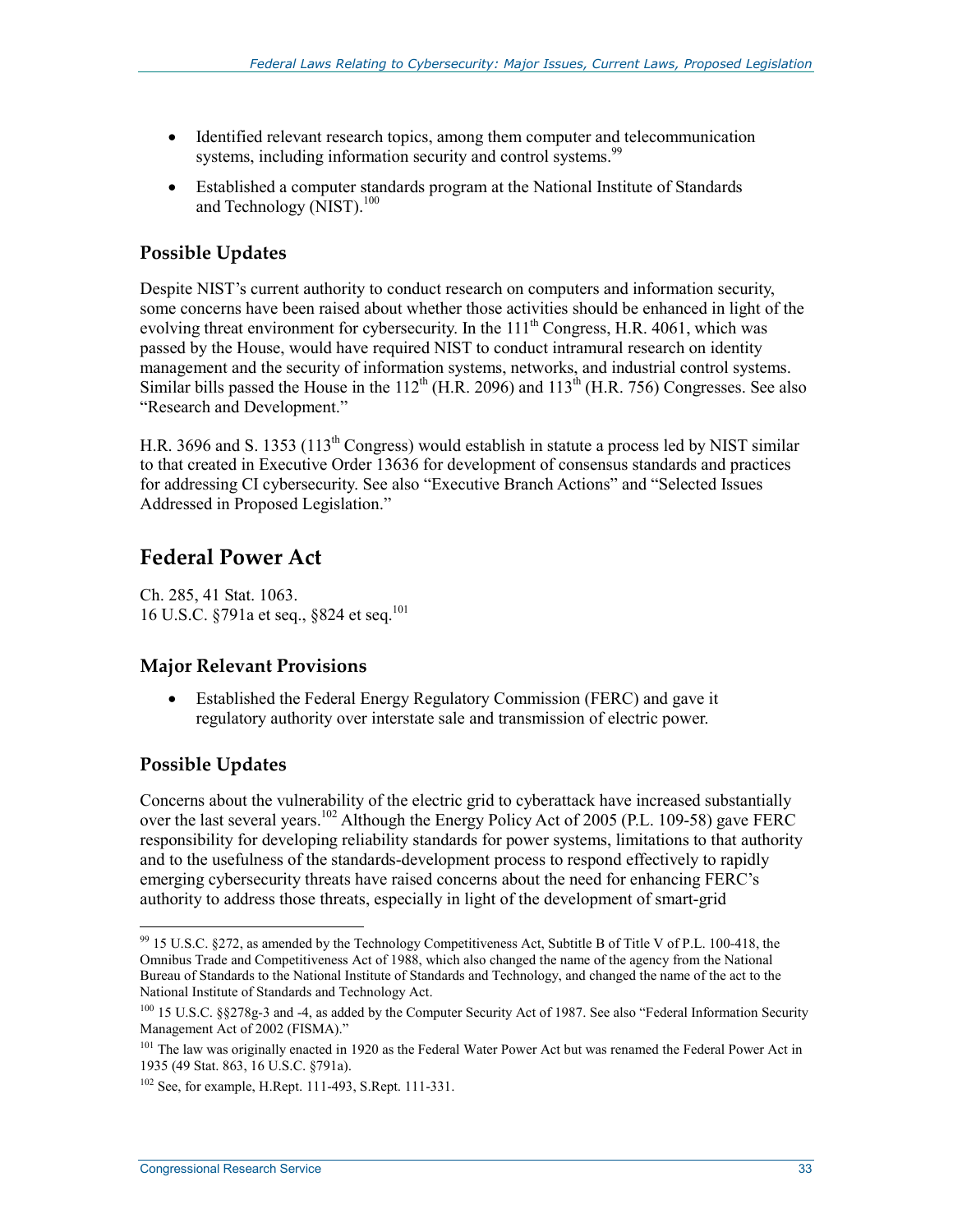- Identified relevant research topics, among them computer and telecommunication systems, including information security and control systems.[99]
- Established a computer standards program at the National Institute of Standards and Technology (NIST).[100]

### Possible Updates

Despite NIST's current authority to conduct research on computers and information security, some concerns have been raised about whether those activities should be enhanced in light of the evolving threat environment for cybersecurity. In the 111th Congress, H.R. 4061, which was passed by the House, would have required NIST to conduct intramural research on identity management and the security of information systems, networks, and industrial control systems. Similar bills passed the House in the 112th (H.R. 2096) and 113th (H.R. 756) Congresses. See also "Research and Development."

H.R. 3696 and S. 1353 (113th Congress) would establish in statute a process led by NIST similar to that created in Executive Order 13636 for development of consensus standards and practices for addressing CI cybersecurity. See also "Executive Branch Actions" and "Selected Issues Addressed in Proposed Legislation."

## Federal Power Act

Ch. 285, 41 Stat. 1063.
16 U.S.C. §791a et seq., §824 et seq.[101]

### Major Relevant Provisions

- Established the Federal Energy Regulatory Commission (FERC) and gave it regulatory authority over interstate sale and transmission of electric power.

### Possible Updates

Concerns about the vulnerability of the electric grid to cyberattack have increased substantially over the last several years.[102] Although the Energy Policy Act of 2005 (P.L. 109-58) gave FERC responsibility for developing reliability standards for power systems, limitations to that authority and to the usefulness of the standards-development process to respond effectively to rapidly emerging cybersecurity threats have raised concerns about the need for enhancing FERC's authority to address those threats, especially in light of the development of smart-grid

---

[99] 15 U.S.C. §272, as amended by the Technology Competitiveness Act, Subtitle B of Title V of P.L. 100-418, the Omnibus Trade and Competitiveness Act of 1988, which also changed the name of the agency from the National Bureau of Standards to the National Institute of Standards and Technology, and changed the name of the act to the National Institute of Standards and Technology Act.

[100] 15 U.S.C. §§278g-3 and -4, as added by the Computer Security Act of 1987. See also "Federal Information Security Management Act of 2002 (FISMA)."

[101] The law was originally enacted in 1920 as the Federal Water Power Act but was renamed the Federal Power Act in 1935 (49 Stat. 863, 16 U.S.C. §791a).

[102] See, for example, H.Rept. 111-493, S.Rept. 111-331.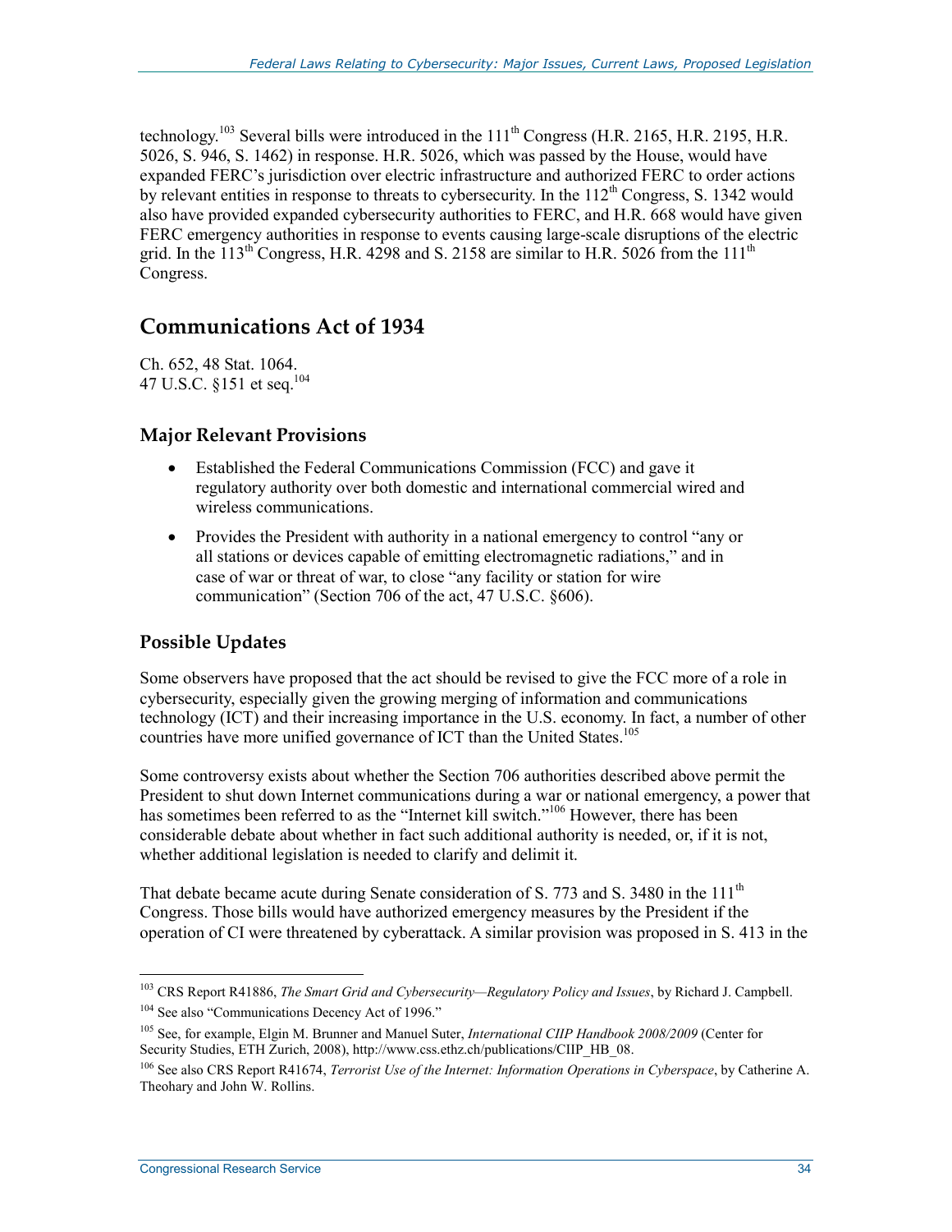technology.[103] Several bills were introduced in the 111th Congress (H.R. 2165, H.R. 2195, H.R. 5026, S. 946, S. 1462) in response. H.R. 5026, which was passed by the House, would have expanded FERC's jurisdiction over electric infrastructure and authorized FERC to order actions by relevant entities in response to threats to cybersecurity. In the 112th Congress, S. 1342 would also have provided expanded cybersecurity authorities to FERC, and H.R. 668 would have given FERC emergency authorities in response to events causing large-scale disruptions of the electric grid. In the 113th Congress, H.R. 4298 and S. 2158 are similar to H.R. 5026 from the 111th Congress.

## Communications Act of 1934

Ch. 652, 48 Stat. 1064.
47 U.S.C. §151 et seq.[104]

### Major Relevant Provisions

- Established the Federal Communications Commission (FCC) and gave it regulatory authority over both domestic and international commercial wired and wireless communications.
- Provides the President with authority in a national emergency to control "any or all stations or devices capable of emitting electromagnetic radiations," and in case of war or threat of war, to close "any facility or station for wire communication" (Section 706 of the act, 47 U.S.C. §606).

### Possible Updates

Some observers have proposed that the act should be revised to give the FCC more of a role in cybersecurity, especially given the growing merging of information and communications technology (ICT) and their increasing importance in the U.S. economy. In fact, a number of other countries have more unified governance of ICT than the United States.[105]

Some controversy exists about whether the Section 706 authorities described above permit the President to shut down Internet communications during a war or national emergency, a power that has sometimes been referred to as the "Internet kill switch."[106] However, there has been considerable debate about whether in fact such additional authority is needed, or, if it is not, whether additional legislation is needed to clarify and delimit it.

That debate became acute during Senate consideration of S. 773 and S. 3480 in the 111th Congress. Those bills would have authorized emergency measures by the President if the operation of CI were threatened by cyberattack. A similar provision was proposed in S. 413 in the

---

[103] CRS Report R41886, *The Smart Grid and Cybersecurity—Regulatory Policy and Issues*, by Richard J. Campbell.

[104] See also "Communications Decency Act of 1996."

[105] See, for example, Elgin M. Brunner and Manuel Suter, *International CIIP Handbook 2008/2009* (Center for Security Studies, ETH Zurich, 2008), http://www.css.ethz.ch/publications/CIIP_HB_08.

[106] See also CRS Report R41674, *Terrorist Use of the Internet: Information Operations in Cyberspace*, by Catherine A. Theohary and John W. Rollins.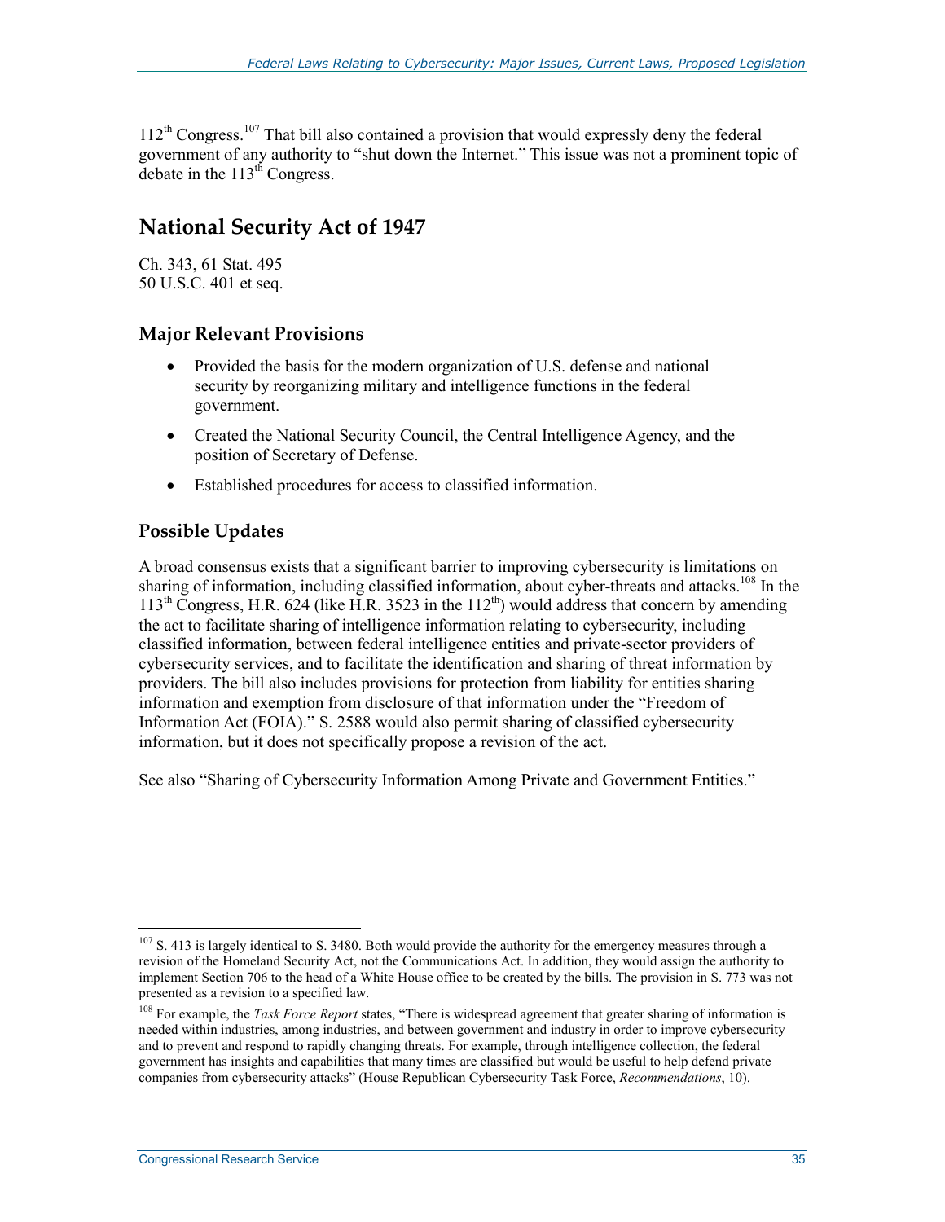112th Congress.[107] That bill also contained a provision that would expressly deny the federal government of any authority to "shut down the Internet." This issue was not a prominent topic of debate in the 113th Congress.

## National Security Act of 1947

Ch. 343, 61 Stat. 495
50 U.S.C. 401 et seq.

### Major Relevant Provisions

- Provided the basis for the modern organization of U.S. defense and national security by reorganizing military and intelligence functions in the federal government.
- Created the National Security Council, the Central Intelligence Agency, and the position of Secretary of Defense.
- Established procedures for access to classified information.

### Possible Updates

A broad consensus exists that a significant barrier to improving cybersecurity is limitations on sharing of information, including classified information, about cyber-threats and attacks.[108] In the 113th Congress, H.R. 624 (like H.R. 3523 in the 112th) would address that concern by amending the act to facilitate sharing of intelligence information relating to cybersecurity, including classified information, between federal intelligence entities and private-sector providers of cybersecurity services, and to facilitate the identification and sharing of threat information by providers. The bill also includes provisions for protection from liability for entities sharing information and exemption from disclosure of that information under the "Freedom of Information Act (FOIA)." S. 2588 would also permit sharing of classified cybersecurity information, but it does not specifically propose a revision of the act.

See also "Sharing of Cybersecurity Information Among Private and Government Entities."

---

[107] S. 413 is largely identical to S. 3480. Both would provide the authority for the emergency measures through a revision of the Homeland Security Act, not the Communications Act. In addition, they would assign the authority to implement Section 706 to the head of a White House office to be created by the bills. The provision in S. 773 was not presented as a revision to a specified law.

[108] For example, the *Task Force Report* states, "There is widespread agreement that greater sharing of information is needed within industries, among industries, and between government and industry in order to improve cybersecurity and to prevent and respond to rapidly changing threats. For example, through intelligence collection, the federal government has insights and capabilities that many times are classified but would be useful to help defend private companies from cybersecurity attacks" (House Republican Cybersecurity Task Force, *Recommendations*, 10).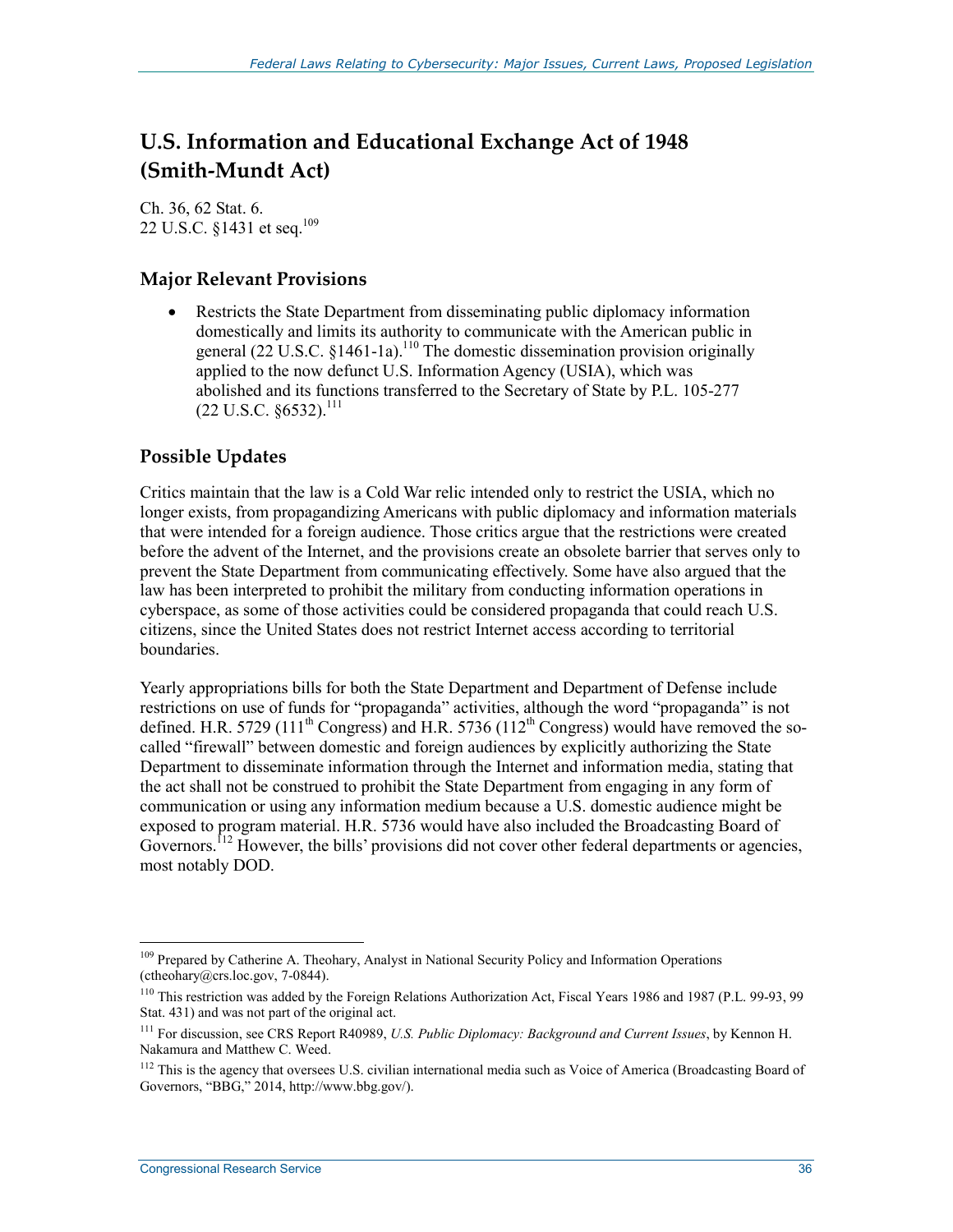## U.S. Information and Educational Exchange Act of 1948 (Smith-Mundt Act)

Ch. 36, 62 Stat. 6.
22 U.S.C. §1431 et seq.[109]

### Major Relevant Provisions

- Restricts the State Department from disseminating public diplomacy information domestically and limits its authority to communicate with the American public in general (22 U.S.C. §1461-1a).[110] The domestic dissemination provision originally applied to the now defunct U.S. Information Agency (USIA), which was abolished and its functions transferred to the Secretary of State by P.L. 105-277 (22 U.S.C. §6532).[111]

### Possible Updates

Critics maintain that the law is a Cold War relic intended only to restrict the USIA, which no longer exists, from propagandizing Americans with public diplomacy and information materials that were intended for a foreign audience. Those critics argue that the restrictions were created before the advent of the Internet, and the provisions create an obsolete barrier that serves only to prevent the State Department from communicating effectively. Some have also argued that the law has been interpreted to prohibit the military from conducting information operations in cyberspace, as some of those activities could be considered propaganda that could reach U.S. citizens, since the United States does not restrict Internet access according to territorial boundaries.

Yearly appropriations bills for both the State Department and Department of Defense include restrictions on use of funds for "propaganda" activities, although the word "propaganda" is not defined. H.R. 5729 (111th Congress) and H.R. 5736 (112th Congress) would have removed the so-called "firewall" between domestic and foreign audiences by explicitly authorizing the State Department to disseminate information through the Internet and information media, stating that the act shall not be construed to prohibit the State Department from engaging in any form of communication or using any information medium because a U.S. domestic audience might be exposed to program material. H.R. 5736 would have also included the Broadcasting Board of Governors.[112] However, the bills' provisions did not cover other federal departments or agencies, most notably DOD.

---

[109] Prepared by Catherine A. Theohary, Analyst in National Security Policy and Information Operations (ctheohary@crs.loc.gov, 7-0844).

[110] This restriction was added by the Foreign Relations Authorization Act, Fiscal Years 1986 and 1987 (P.L. 99-93, 99 Stat. 431) and was not part of the original act.

[111] For discussion, see CRS Report R40989, *U.S. Public Diplomacy: Background and Current Issues*, by Kennon H. Nakamura and Matthew C. Weed.

[112] This is the agency that oversees U.S. civilian international media such as Voice of America (Broadcasting Board of Governors, "BBG," 2014, http://www.bbg.gov/).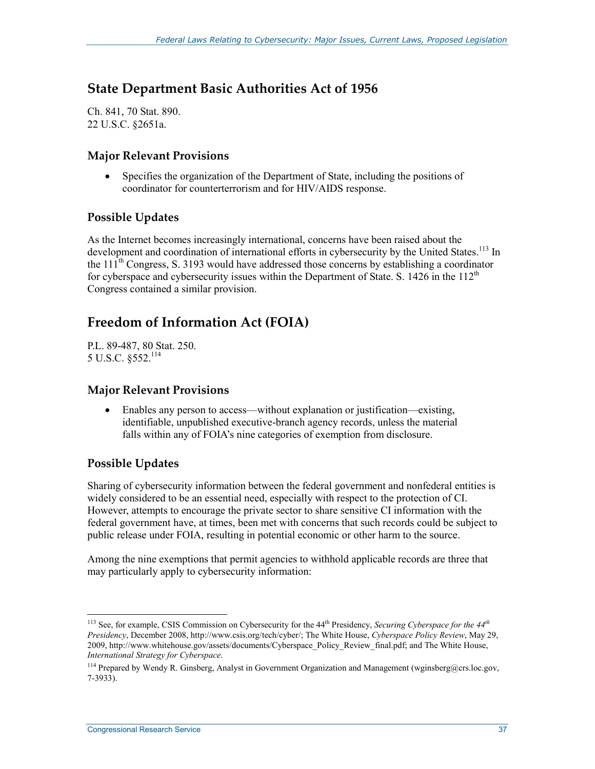## State Department Basic Authorities Act of 1956

Ch. 841, 70 Stat. 890.
22 U.S.C. §2651a.

### Major Relevant Provisions

- Specifies the organization of the Department of State, including the positions of coordinator for counterterrorism and for HIV/AIDS response.

### Possible Updates

As the Internet becomes increasingly international, concerns have been raised about the development and coordination of international efforts in cybersecurity by the United States.[113] In the 111th Congress, S. 3193 would have addressed those concerns by establishing a coordinator for cyberspace and cybersecurity issues within the Department of State. S. 1426 in the 112th Congress contained a similar provision.

## Freedom of Information Act (FOIA)

P.L. 89-487, 80 Stat. 250.
5 U.S.C. §552.[114]

### Major Relevant Provisions

- Enables any person to access—without explanation or justification—existing, identifiable, unpublished executive-branch agency records, unless the material falls within any of FOIA's nine categories of exemption from disclosure.

### Possible Updates

Sharing of cybersecurity information between the federal government and nonfederal entities is widely considered to be an essential need, especially with respect to the protection of CI. However, attempts to encourage the private sector to share sensitive CI information with the federal government have, at times, been met with concerns that such records could be subject to public release under FOIA, resulting in potential economic or other harm to the source.

Among the nine exemptions that permit agencies to withhold applicable records are three that may particularly apply to cybersecurity information:

---

[113] See, for example, CSIS Commission on Cybersecurity for the 44th Presidency, *Securing Cyberspace for the 44th Presidency*, December 2008, http://www.csis.org/tech/cyber/; The White House, *Cyberspace Policy Review*, May 29, 2009, http://www.whitehouse.gov/assets/documents/Cyberspace_Policy_Review_final.pdf; and The White House, *International Strategy for Cyberspace*.

[114] Prepared by Wendy R. Ginsberg, Analyst in Government Organization and Management (wginsberg@crs.loc.gov, 7-3933).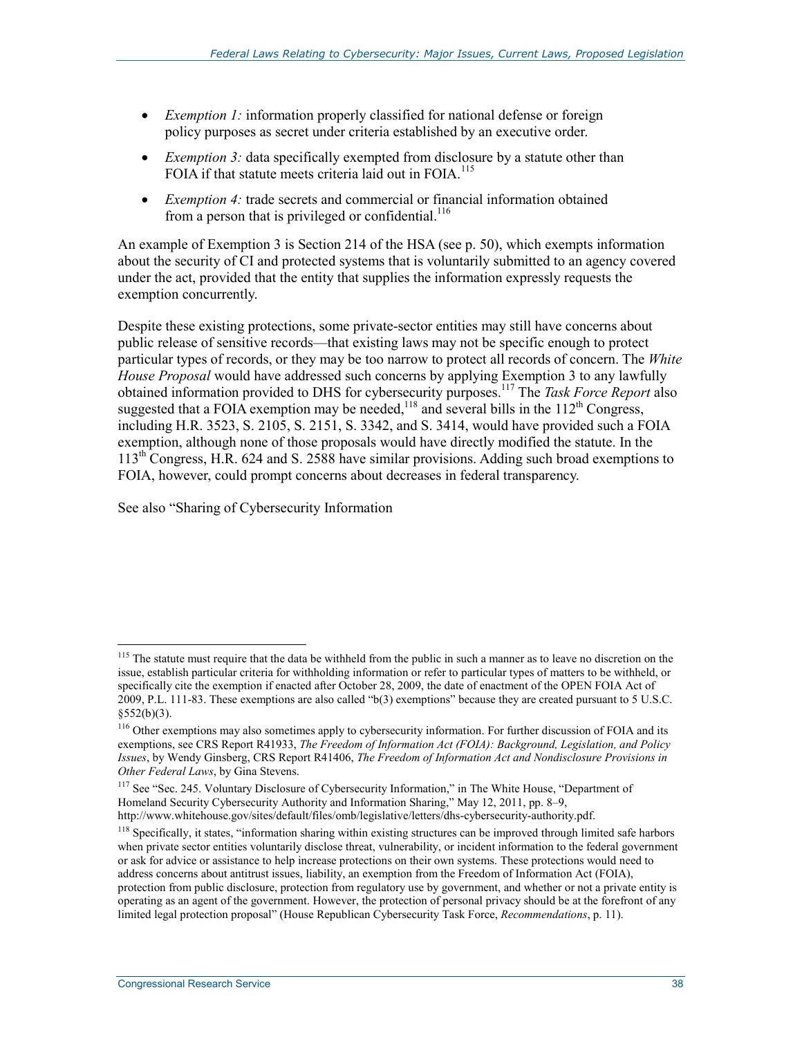- *Exemption 1:* information properly classified for national defense or foreign policy purposes as secret under criteria established by an executive order.
- *Exemption 3:* data specifically exempted from disclosure by a statute other than FOIA if that statute meets criteria laid out in FOIA.[115]
- *Exemption 4:* trade secrets and commercial or financial information obtained from a person that is privileged or confidential.[116]

An example of Exemption 3 is Section 214 of the HSA (see p. 50), which exempts information about the security of CI and protected systems that is voluntarily submitted to an agency covered under the act, provided that the entity that supplies the information expressly requests the exemption concurrently.

Despite these existing protections, some private-sector entities may still have concerns about public release of sensitive records—that existing laws may not be specific enough to protect particular types of records, or they may be too narrow to protect all records of concern. The *White House Proposal* would have addressed such concerns by applying Exemption 3 to any lawfully obtained information provided to DHS for cybersecurity purposes.[117] The *Task Force Report* also suggested that a FOIA exemption may be needed,[118] and several bills in the 112th Congress, including H.R. 3523, S. 2105, S. 2151, S. 3342, and S. 3414, would have provided such a FOIA exemption, although none of those proposals would have directly modified the statute. In the 113th Congress, H.R. 624 and S. 2588 have similar provisions. Adding such broad exemptions to FOIA, however, could prompt concerns about decreases in federal transparency.

See also "Sharing of Cybersecurity Information

---

[115] The statute must require that the data be withheld from the public in such a manner as to leave no discretion on the issue, establish particular criteria for withholding information or refer to particular types of matters to be withheld, or specifically cite the exemption if enacted after October 28, 2009, the date of enactment of the OPEN FOIA Act of 2009, P.L. 111-83. These exemptions are also called "b(3) exemptions" because they are created pursuant to 5 U.S.C. §552(b)(3).

[116] Other exemptions may also sometimes apply to cybersecurity information. For further discussion of FOIA and its exemptions, see CRS Report R41933, *The Freedom of Information Act (FOIA): Background, Legislation, and Policy Issues*, by Wendy Ginsberg, CRS Report R41406, *The Freedom of Information Act and Nondisclosure Provisions in Other Federal Laws*, by Gina Stevens.

[117] See "Sec. 245. Voluntary Disclosure of Cybersecurity Information," in The White House, "Department of Homeland Security Cybersecurity Authority and Information Sharing," May 12, 2011, pp. 8–9, http://www.whitehouse.gov/sites/default/files/omb/legislative/letters/dhs-cybersecurity-authority.pdf.

[118] Specifically, it states, "information sharing within existing structures can be improved through limited safe harbors when private sector entities voluntarily disclose threat, vulnerability, or incident information to the federal government or ask for advice or assistance to help increase protections on their own systems. These protections would need to address concerns about antitrust issues, liability, an exemption from the Freedom of Information Act (FOIA), protection from public disclosure, protection from regulatory use by government, and whether or not a private entity is operating as an agent of the government. However, the protection of personal privacy should be at the forefront of any limited legal protection proposal" (House Republican Cybersecurity Task Force, *Recommendations*, p. 11).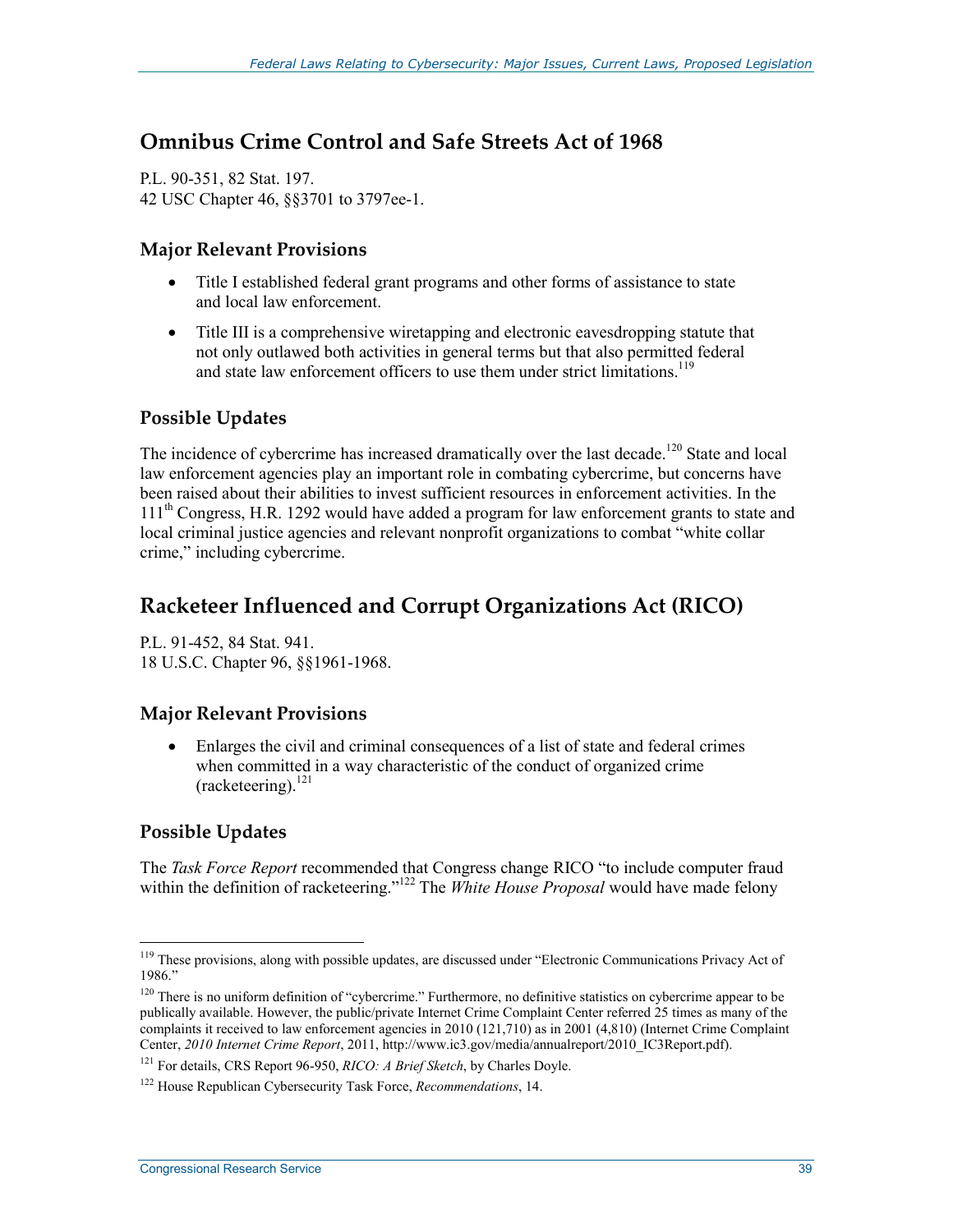## Omnibus Crime Control and Safe Streets Act of 1968

P.L. 90-351, 82 Stat. 197.
42 USC Chapter 46, §§3701 to 3797ee-1.

### Major Relevant Provisions

- Title I established federal grant programs and other forms of assistance to state and local law enforcement.
- Title III is a comprehensive wiretapping and electronic eavesdropping statute that not only outlawed both activities in general terms but that also permitted federal and state law enforcement officers to use them under strict limitations.[119]

### Possible Updates

The incidence of cybercrime has increased dramatically over the last decade.[120] State and local law enforcement agencies play an important role in combating cybercrime, but concerns have been raised about their abilities to invest sufficient resources in enforcement activities. In the 111th Congress, H.R. 1292 would have added a program for law enforcement grants to state and local criminal justice agencies and relevant nonprofit organizations to combat "white collar crime," including cybercrime.

## Racketeer Influenced and Corrupt Organizations Act (RICO)

P.L. 91-452, 84 Stat. 941.
18 U.S.C. Chapter 96, §§1961-1968.

### Major Relevant Provisions

- Enlarges the civil and criminal consequences of a list of state and federal crimes when committed in a way characteristic of the conduct of organized crime (racketeering).[121]

### Possible Updates

The *Task Force Report* recommended that Congress change RICO "to include computer fraud within the definition of racketeering."[122] The *White House Proposal* would have made felony

---

[119] These provisions, along with possible updates, are discussed under "Electronic Communications Privacy Act of 1986."

[120] There is no uniform definition of "cybercrime." Furthermore, no definitive statistics on cybercrime appear to be publically available. However, the public/private Internet Crime Complaint Center referred 25 times as many of the complaints it received to law enforcement agencies in 2010 (121,710) as in 2001 (4,810) (Internet Crime Complaint Center, *2010 Internet Crime Report*, 2011, http://www.ic3.gov/media/annualreport/2010_IC3Report.pdf).

[121] For details, CRS Report 96-950, *RICO: A Brief Sketch*, by Charles Doyle.

[122] House Republican Cybersecurity Task Force, *Recommendations*, 14.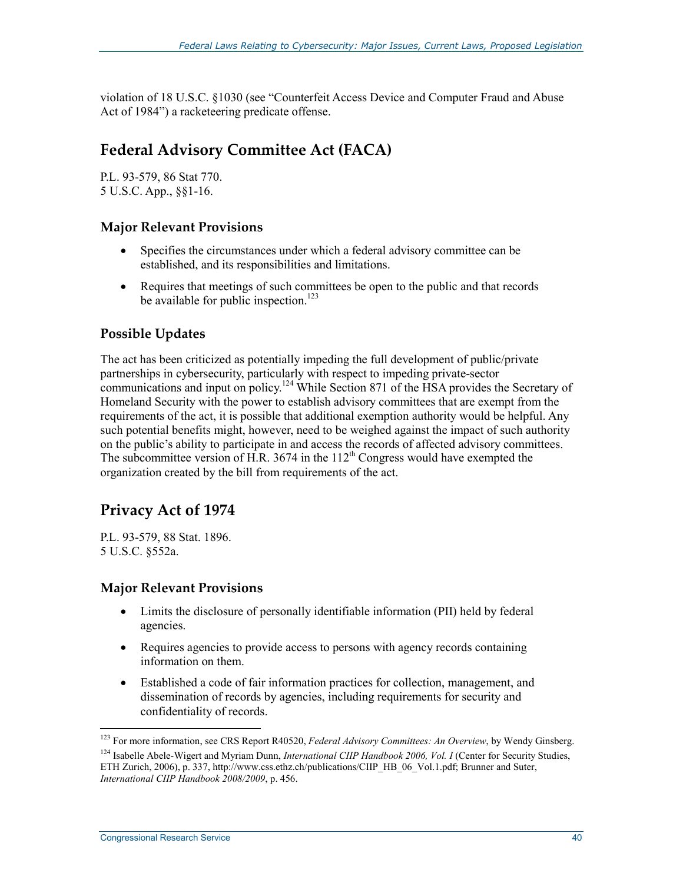violation of 18 U.S.C. §1030 (see "Counterfeit Access Device and Computer Fraud and Abuse Act of 1984") a racketeering predicate offense.

## Federal Advisory Committee Act (FACA)

P.L. 93-579, 86 Stat 770.
5 U.S.C. App., §§1-16.

### Major Relevant Provisions

- Specifies the circumstances under which a federal advisory committee can be established, and its responsibilities and limitations.
- Requires that meetings of such committees be open to the public and that records be available for public inspection.[123]

### Possible Updates

The act has been criticized as potentially impeding the full development of public/private partnerships in cybersecurity, particularly with respect to impeding private-sector communications and input on policy.[124] While Section 871 of the HSA provides the Secretary of Homeland Security with the power to establish advisory committees that are exempt from the requirements of the act, it is possible that additional exemption authority would be helpful. Any such potential benefits might, however, need to be weighed against the impact of such authority on the public's ability to participate in and access the records of affected advisory committees. The subcommittee version of H.R. 3674 in the 112th Congress would have exempted the organization created by the bill from requirements of the act.

## Privacy Act of 1974

P.L. 93-579, 88 Stat. 1896.
5 U.S.C. §552a.

### Major Relevant Provisions

- Limits the disclosure of personally identifiable information (PII) held by federal agencies.
- Requires agencies to provide access to persons with agency records containing information on them.
- Established a code of fair information practices for collection, management, and dissemination of records by agencies, including requirements for security and confidentiality of records.

---

[123] For more information, see CRS Report R40520, *Federal Advisory Committees: An Overview*, by Wendy Ginsberg.

[124] Isabelle Abele-Wigert and Myriam Dunn, *International CIIP Handbook 2006, Vol. I* (Center for Security Studies, ETH Zurich, 2006), p. 337, http://www.css.ethz.ch/publications/CIIP_HB_06_Vol.1.pdf; Brunner and Suter, *International CIIP Handbook 2008/2009*, p. 456.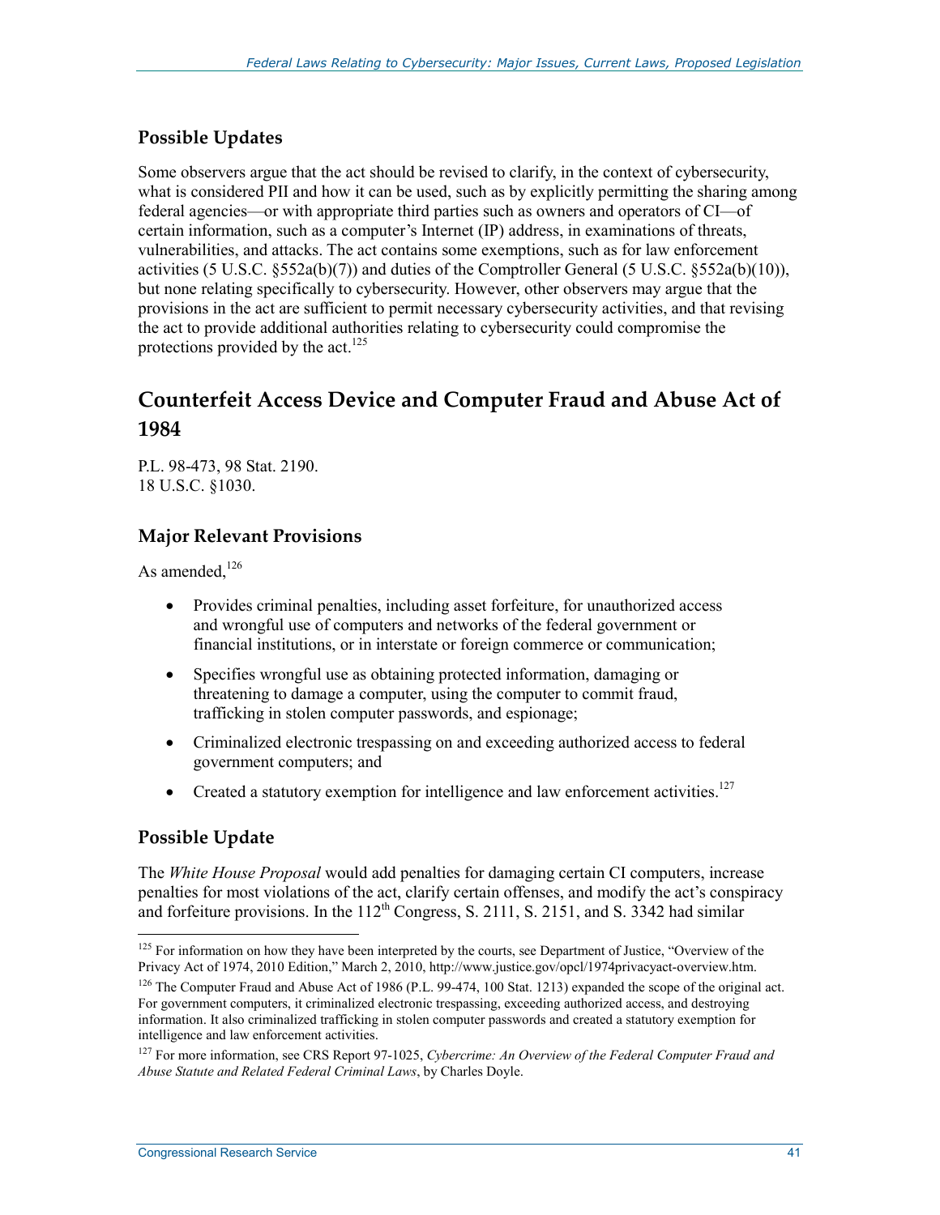### Possible Updates

Some observers argue that the act should be revised to clarify, in the context of cybersecurity, what is considered PII and how it can be used, such as by explicitly permitting the sharing among federal agencies—or with appropriate third parties such as owners and operators of CI—of certain information, such as a computer's Internet (IP) address, in examinations of threats, vulnerabilities, and attacks. The act contains some exemptions, such as for law enforcement activities (5 U.S.C. §552a(b)(7)) and duties of the Comptroller General (5 U.S.C. §552a(b)(10)), but none relating specifically to cybersecurity. However, other observers may argue that the provisions in the act are sufficient to permit necessary cybersecurity activities, and that revising the act to provide additional authorities relating to cybersecurity could compromise the protections provided by the act.[125]

## Counterfeit Access Device and Computer Fraud and Abuse Act of 1984

P.L. 98-473, 98 Stat. 2190.
18 U.S.C. §1030.

### Major Relevant Provisions

As amended,[126]

- Provides criminal penalties, including asset forfeiture, for unauthorized access and wrongful use of computers and networks of the federal government or financial institutions, or in interstate or foreign commerce or communication;
- Specifies wrongful use as obtaining protected information, damaging or threatening to damage a computer, using the computer to commit fraud, trafficking in stolen computer passwords, and espionage;
- Criminalized electronic trespassing on and exceeding authorized access to federal government computers; and
- Created a statutory exemption for intelligence and law enforcement activities.[127]

### Possible Update

The *White House Proposal* would add penalties for damaging certain CI computers, increase penalties for most violations of the act, clarify certain offenses, and modify the act's conspiracy and forfeiture provisions. In the 112th Congress, S. 2111, S. 2151, and S. 3342 had similar

---

[125] For information on how they have been interpreted by the courts, see Department of Justice, "Overview of the Privacy Act of 1974, 2010 Edition," March 2, 2010, http://www.justice.gov/opcl/1974privacyact-overview.htm.

[126] The Computer Fraud and Abuse Act of 1986 (P.L. 99-474, 100 Stat. 1213) expanded the scope of the original act. For government computers, it criminalized electronic trespassing, exceeding authorized access, and destroying information. It also criminalized trafficking in stolen computer passwords and created a statutory exemption for intelligence and law enforcement activities.

[127] For more information, see CRS Report 97-1025, *Cybercrime: An Overview of the Federal Computer Fraud and Abuse Statute and Related Federal Criminal Laws*, by Charles Doyle.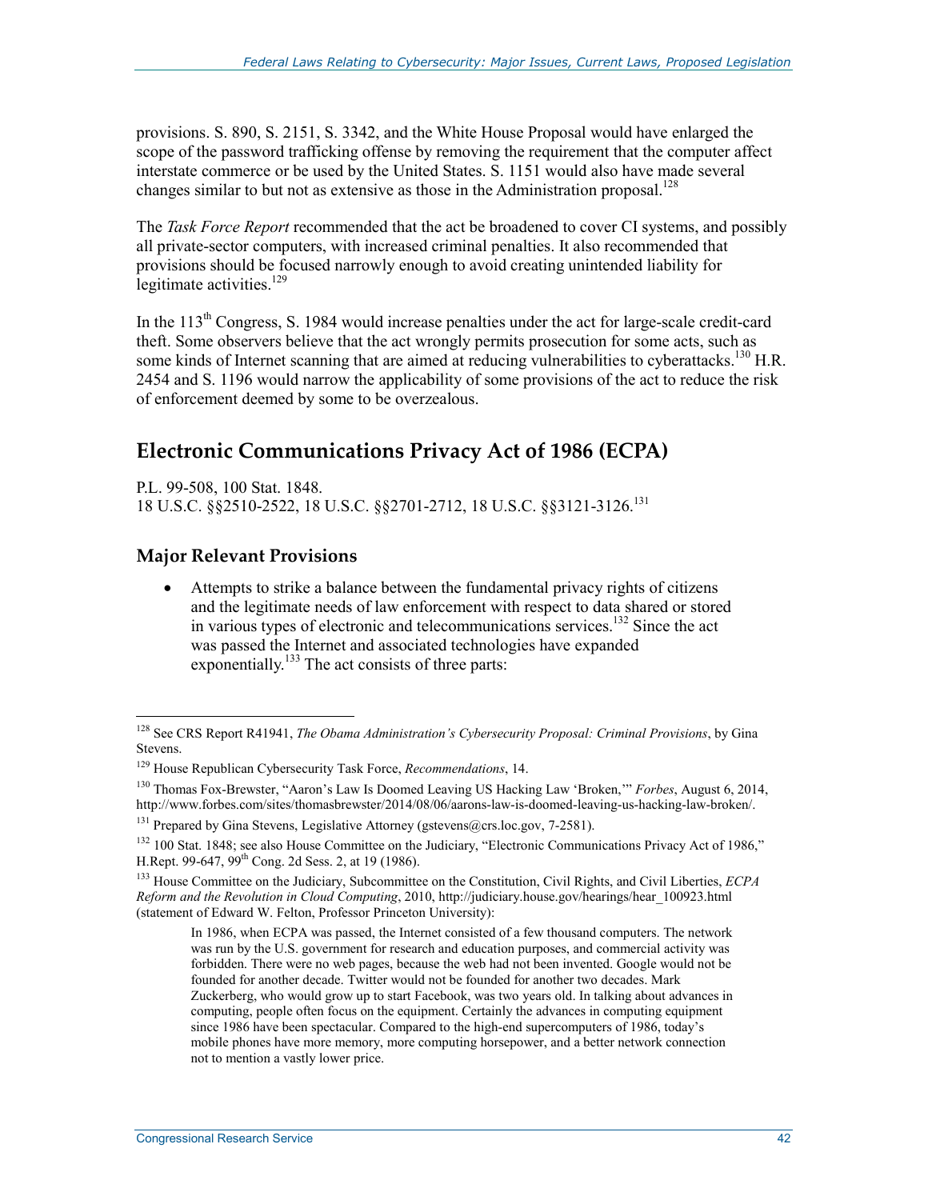provisions. S. 890, S. 2151, S. 3342, and the White House Proposal would have enlarged the scope of the password trafficking offense by removing the requirement that the computer affect interstate commerce or be used by the United States. S. 1151 would also have made several changes similar to but not as extensive as those in the Administration proposal.[128]

The *Task Force Report* recommended that the act be broadened to cover CI systems, and possibly all private-sector computers, with increased criminal penalties. It also recommended that provisions should be focused narrowly enough to avoid creating unintended liability for legitimate activities.[129]

In the 113th Congress, S. 1984 would increase penalties under the act for large-scale credit-card theft. Some observers believe that the act wrongly permits prosecution for some acts, such as some kinds of Internet scanning that are aimed at reducing vulnerabilities to cyberattacks.[130] H.R. 2454 and S. 1196 would narrow the applicability of some provisions of the act to reduce the risk of enforcement deemed by some to be overzealous.

## Electronic Communications Privacy Act of 1986 (ECPA)

P.L. 99-508, 100 Stat. 1848.
18 U.S.C. §§2510-2522, 18 U.S.C. §§2701-2712, 18 U.S.C. §§3121-3126.[131]

### Major Relevant Provisions

- Attempts to strike a balance between the fundamental privacy rights of citizens and the legitimate needs of law enforcement with respect to data shared or stored in various types of electronic and telecommunications services.[132] Since the act was passed the Internet and associated technologies have expanded exponentially.[133] The act consists of three parts:

---

[128] See CRS Report R41941, *The Obama Administration's Cybersecurity Proposal: Criminal Provisions*, by Gina Stevens.

[129] House Republican Cybersecurity Task Force, *Recommendations*, 14.

[130] Thomas Fox-Brewster, "Aaron's Law Is Doomed Leaving US Hacking Law 'Broken,'" *Forbes*, August 6, 2014, http://www.forbes.com/sites/thomasbrewster/2014/08/06/aarons-law-is-doomed-leaving-us-hacking-law-broken/.

[131] Prepared by Gina Stevens, Legislative Attorney (gstevens@crs.loc.gov, 7-2581).

[132] 100 Stat. 1848; see also House Committee on the Judiciary, "Electronic Communications Privacy Act of 1986," H.Rept. 99-647, 99th Cong. 2d Sess. 2, at 19 (1986).

[133] House Committee on the Judiciary, Subcommittee on the Constitution, Civil Rights, and Civil Liberties, *ECPA Reform and the Revolution in Cloud Computing*, 2010, http://judiciary.house.gov/hearings/hear_100923.html (statement of Edward W. Felton, Professor Princeton University):

> In 1986, when ECPA was passed, the Internet consisted of a few thousand computers. The network was run by the U.S. government for research and education purposes, and commercial activity was forbidden. There were no web pages, because the web had not been invented. Google would not be founded for another decade. Twitter would not be founded for another two decades. Mark Zuckerberg, who would grow up to start Facebook, was two years old. In talking about advances in computing, people often focus on the equipment. Certainly the advances in computing equipment since 1986 have been spectacular. Compared to the high-end supercomputers of 1986, today's mobile phones have more memory, more computing horsepower, and a better network connection not to mention a vastly lower price.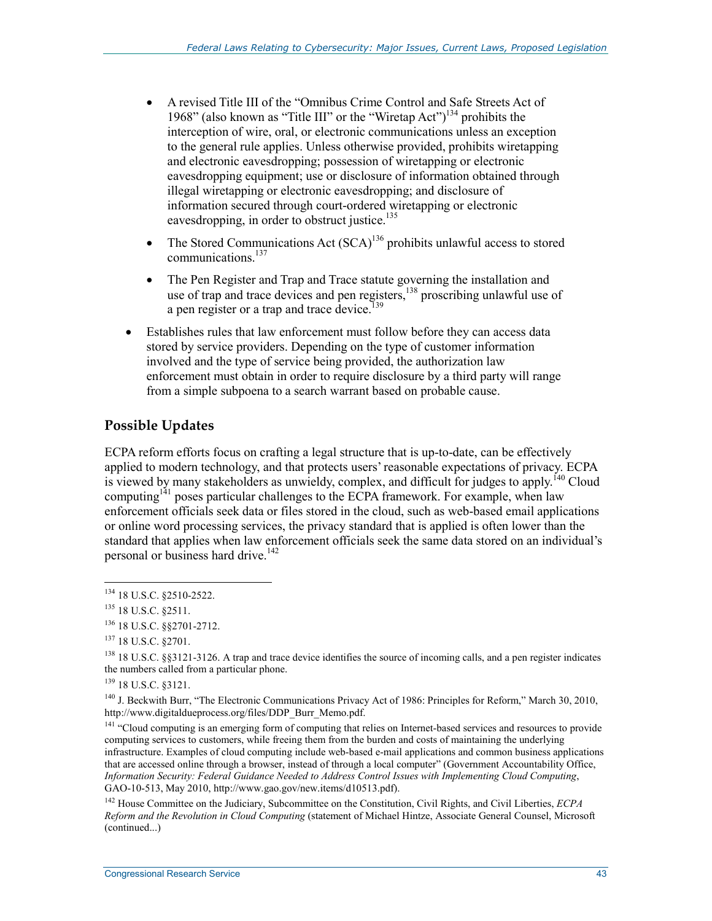- A revised Title III of the "Omnibus Crime Control and Safe Streets Act of 1968" (also known as "Title III" or the "Wiretap Act")[134] prohibits the interception of wire, oral, or electronic communications unless an exception to the general rule applies. Unless otherwise provided, prohibits wiretapping and electronic eavesdropping; possession of wiretapping or electronic eavesdropping equipment; use or disclosure of information obtained through illegal wiretapping or electronic eavesdropping; and disclosure of information secured through court-ordered wiretapping or electronic eavesdropping, in order to obstruct justice.[135]
- The Stored Communications Act (SCA)[136] prohibits unlawful access to stored communications.[137]
- The Pen Register and Trap and Trace statute governing the installation and use of trap and trace devices and pen registers,[138] proscribing unlawful use of a pen register or a trap and trace device.[139]

- Establishes rules that law enforcement must follow before they can access data stored by service providers. Depending on the type of customer information involved and the type of service being provided, the authorization law enforcement must obtain in order to require disclosure by a third party will range from a simple subpoena to a search warrant based on probable cause.

### Possible Updates

ECPA reform efforts focus on crafting a legal structure that is up-to-date, can be effectively applied to modern technology, and that protects users' reasonable expectations of privacy. ECPA is viewed by many stakeholders as unwieldy, complex, and difficult for judges to apply.[140] Cloud computing[141] poses particular challenges to the ECPA framework. For example, when law enforcement officials seek data or files stored in the cloud, such as web-based email applications or online word processing services, the privacy standard that is applied is often lower than the standard that applies when law enforcement officials seek the same data stored on an individual's personal or business hard drive.[142]

---

[134] 18 U.S.C. §2510-2522.

[135] 18 U.S.C. §2511.

[136] 18 U.S.C. §§2701-2712.

[137] 18 U.S.C. §2701.

[138] 18 U.S.C. §§3121-3126. A trap and trace device identifies the source of incoming calls, and a pen register indicates the numbers called from a particular phone.

[139] 18 U.S.C. §3121.

[140] J. Beckwith Burr, "The Electronic Communications Privacy Act of 1986: Principles for Reform," March 30, 2010, http://www.digitaldueprocess.org/files/DDP_Burr_Memo.pdf.

[141] "Cloud computing is an emerging form of computing that relies on Internet-based services and resources to provide computing services to customers, while freeing them from the burden and costs of maintaining the underlying infrastructure. Examples of cloud computing include web-based e-mail applications and common business applications that are accessed online through a browser, instead of through a local computer" (Government Accountability Office, *Information Security: Federal Guidance Needed to Address Control Issues with Implementing Cloud Computing*, GAO-10-513, May 2010, http://www.gao.gov/new.items/d10513.pdf).

[142] House Committee on the Judiciary, Subcommittee on the Constitution, Civil Rights, and Civil Liberties, *ECPA Reform and the Revolution in Cloud Computing* (statement of Michael Hintze, Associate General Counsel, Microsoft (continued...)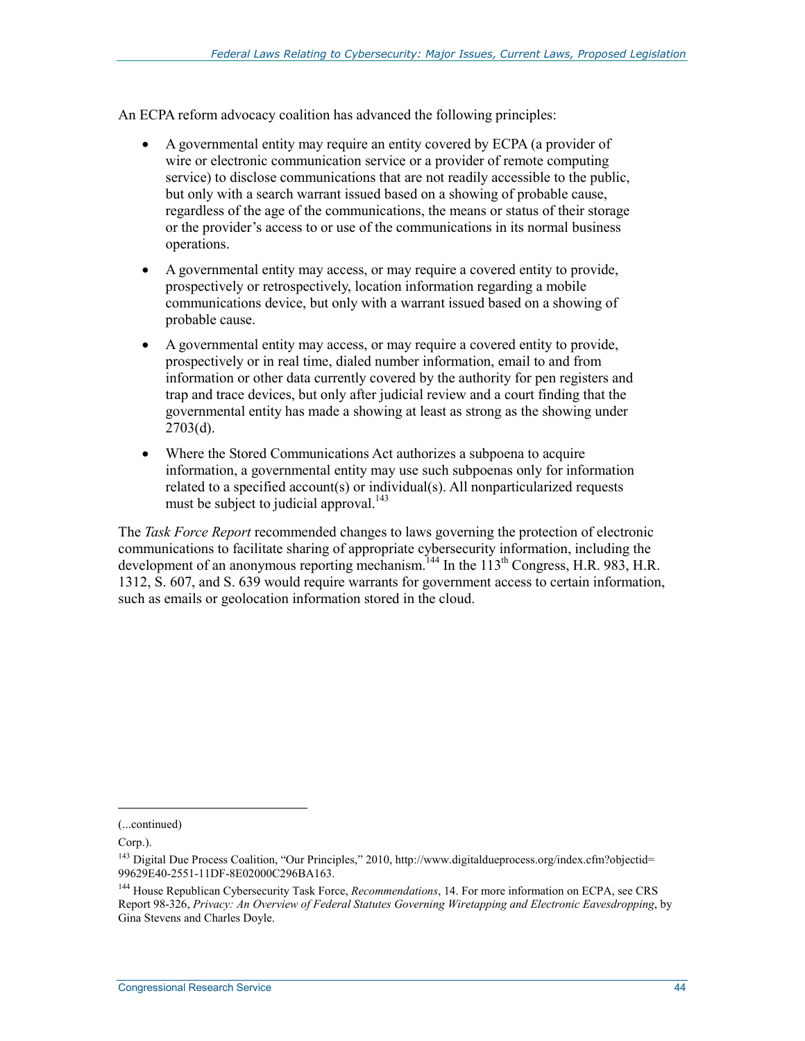An ECPA reform advocacy coalition has advanced the following principles:

- A governmental entity may require an entity covered by ECPA (a provider of wire or electronic communication service or a provider of remote computing service) to disclose communications that are not readily accessible to the public, but only with a search warrant issued based on a showing of probable cause, regardless of the age of the communications, the means or status of their storage or the provider's access to or use of the communications in its normal business operations.
- A governmental entity may access, or may require a covered entity to provide, prospectively or retrospectively, location information regarding a mobile communications device, but only with a warrant issued based on a showing of probable cause.
- A governmental entity may access, or may require a covered entity to provide, prospectively or in real time, dialed number information, email to and from information or other data currently covered by the authority for pen registers and trap and trace devices, but only after judicial review and a court finding that the governmental entity has made a showing at least as strong as the showing under 2703(d).
- Where the Stored Communications Act authorizes a subpoena to acquire information, a governmental entity may use such subpoenas only for information related to a specified account(s) or individual(s). All nonparticularized requests must be subject to judicial approval.[143]

The *Task Force Report* recommended changes to laws governing the protection of electronic communications to facilitate sharing of appropriate cybersecurity information, including the development of an anonymous reporting mechanism.[144] In the 113th Congress, H.R. 983, H.R. 1312, S. 607, and S. 639 would require warrants for government access to certain information, such as emails or geolocation information stored in the cloud.

---

(...continued)

Corp.).

[143] Digital Due Process Coalition, "Our Principles," 2010, http://www.digitaldueprocess.org/index.cfm?objectid=99629E40-2551-11DF-8E02000C296BA163.

[144] House Republican Cybersecurity Task Force, *Recommendations*, 14. For more information on ECPA, see CRS Report 98-326, *Privacy: An Overview of Federal Statutes Governing Wiretapping and Electronic Eavesdropping*, by Gina Stevens and Charles Doyle.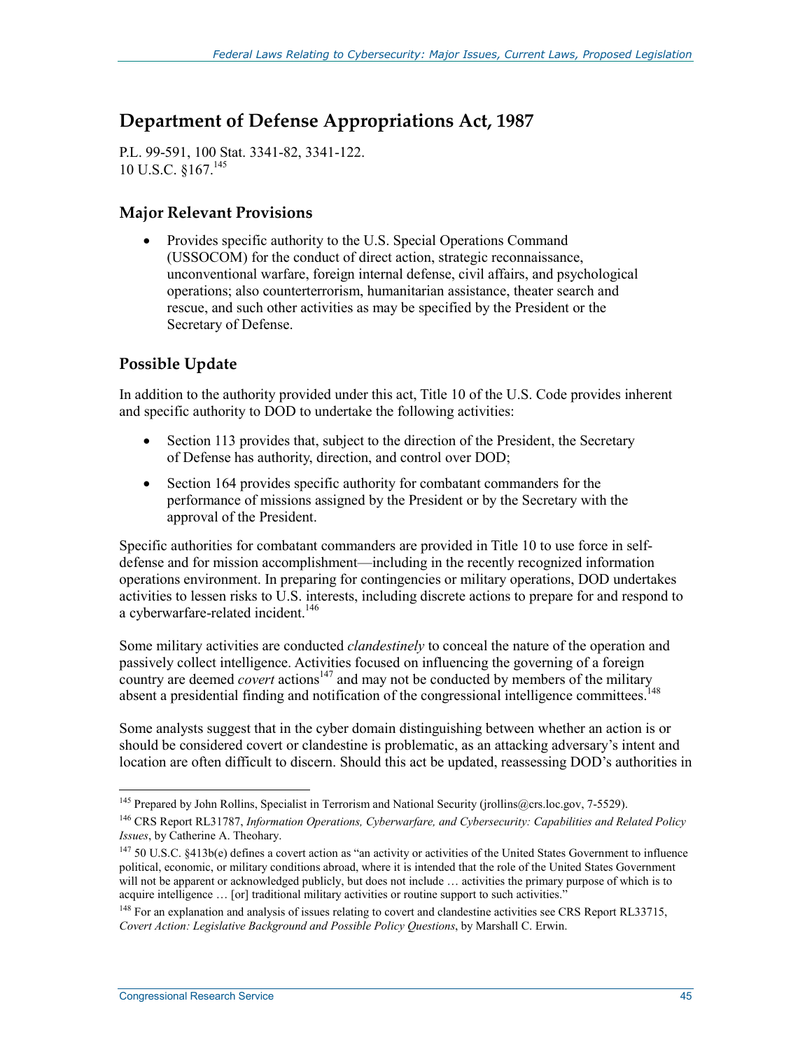## Department of Defense Appropriations Act, 1987

P.L. 99-591, 100 Stat. 3341-82, 3341-122.
10 U.S.C. §167.[145]

### Major Relevant Provisions

- Provides specific authority to the U.S. Special Operations Command (USSOCOM) for the conduct of direct action, strategic reconnaissance, unconventional warfare, foreign internal defense, civil affairs, and psychological operations; also counterterrorism, humanitarian assistance, theater search and rescue, and such other activities as may be specified by the President or the Secretary of Defense.

### Possible Update

In addition to the authority provided under this act, Title 10 of the U.S. Code provides inherent and specific authority to DOD to undertake the following activities:

- Section 113 provides that, subject to the direction of the President, the Secretary of Defense has authority, direction, and control over DOD;
- Section 164 provides specific authority for combatant commanders for the performance of missions assigned by the President or by the Secretary with the approval of the President.

Specific authorities for combatant commanders are provided in Title 10 to use force in self-defense and for mission accomplishment—including in the recently recognized information operations environment. In preparing for contingencies or military operations, DOD undertakes activities to lessen risks to U.S. interests, including discrete actions to prepare for and respond to a cyberwarfare-related incident.[146]

Some military activities are conducted *clandestinely* to conceal the nature of the operation and passively collect intelligence. Activities focused on influencing the governing of a foreign country are deemed *covert* actions[147] and may not be conducted by members of the military absent a presidential finding and notification of the congressional intelligence committees.[148]

Some analysts suggest that in the cyber domain distinguishing between whether an action is or should be considered covert or clandestine is problematic, as an attacking adversary's intent and location are often difficult to discern. Should this act be updated, reassessing DOD's authorities in

---

[145] Prepared by John Rollins, Specialist in Terrorism and National Security (jrollins@crs.loc.gov, 7-5529).

[146] CRS Report RL31787, *Information Operations, Cyberwarfare, and Cybersecurity: Capabilities and Related Policy Issues*, by Catherine A. Theohary.

[147] 50 U.S.C. §413b(e) defines a covert action as "an activity or activities of the United States Government to influence political, economic, or military conditions abroad, where it is intended that the role of the United States Government will not be apparent or acknowledged publicly, but does not include … activities the primary purpose of which is to acquire intelligence … [or] traditional military activities or routine support to such activities."

[148] For an explanation and analysis of issues relating to covert and clandestine activities see CRS Report RL33715, *Covert Action: Legislative Background and Possible Policy Questions*, by Marshall C. Erwin.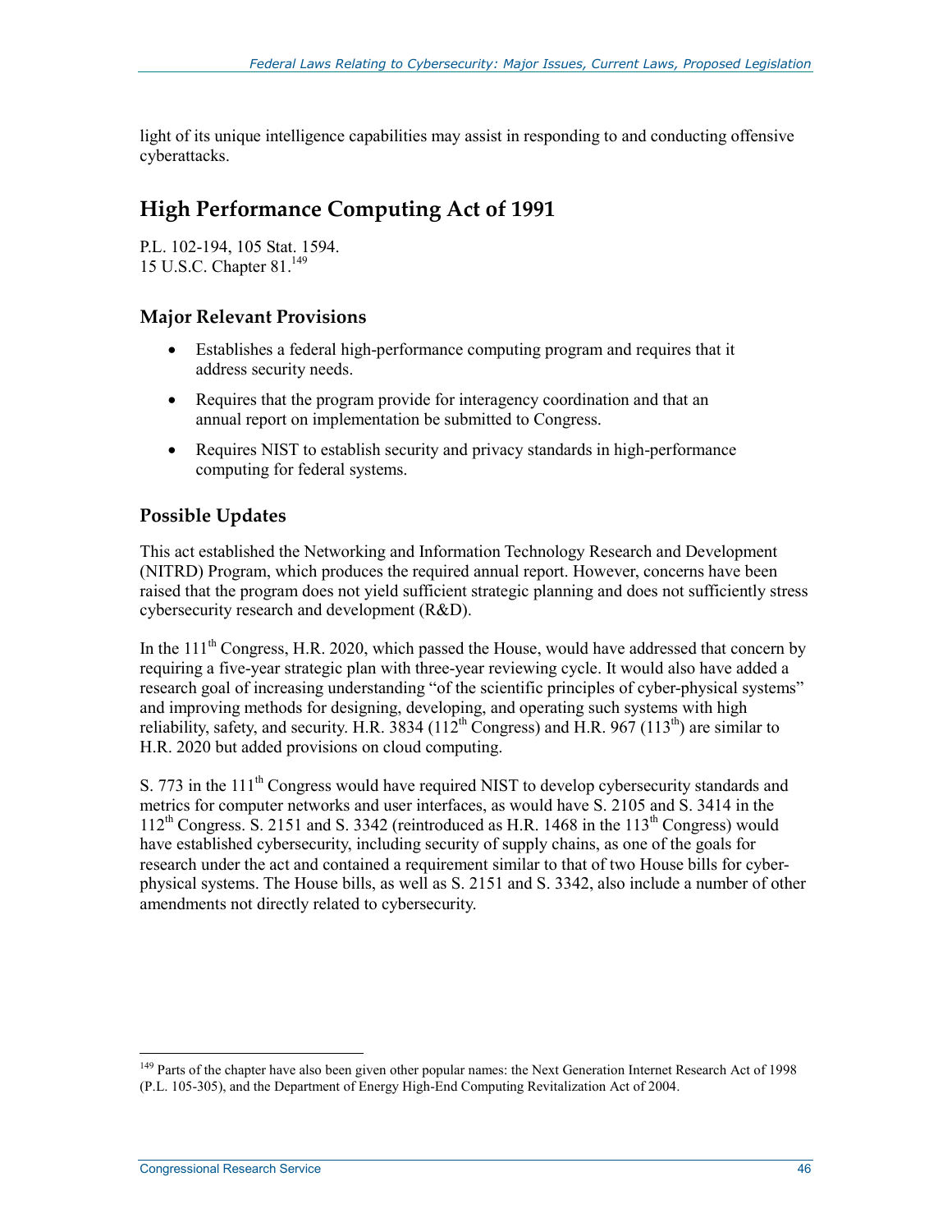light of its unique intelligence capabilities may assist in responding to and conducting offensive cyberattacks.

## High Performance Computing Act of 1991

P.L. 102-194, 105 Stat. 1594.
15 U.S.C. Chapter 81.[149]

### Major Relevant Provisions

- Establishes a federal high-performance computing program and requires that it address security needs.
- Requires that the program provide for interagency coordination and that an annual report on implementation be submitted to Congress.
- Requires NIST to establish security and privacy standards in high-performance computing for federal systems.

### Possible Updates

This act established the Networking and Information Technology Research and Development (NITRD) Program, which produces the required annual report. However, concerns have been raised that the program does not yield sufficient strategic planning and does not sufficiently stress cybersecurity research and development (R&D).

In the 111th Congress, H.R. 2020, which passed the House, would have addressed that concern by requiring a five-year strategic plan with three-year reviewing cycle. It would also have added a research goal of increasing understanding "of the scientific principles of cyber-physical systems" and improving methods for designing, developing, and operating such systems with high reliability, safety, and security. H.R. 3834 (112th Congress) and H.R. 967 (113th) are similar to H.R. 2020 but added provisions on cloud computing.

S. 773 in the 111th Congress would have required NIST to develop cybersecurity standards and metrics for computer networks and user interfaces, as would have S. 2105 and S. 3414 in the 112th Congress. S. 2151 and S. 3342 (reintroduced as H.R. 1468 in the 113th Congress) would have established cybersecurity, including security of supply chains, as one of the goals for research under the act and contained a requirement similar to that of two House bills for cyber-physical systems. The House bills, as well as S. 2151 and S. 3342, also include a number of other amendments not directly related to cybersecurity.

---

[149] Parts of the chapter have also been given other popular names: the Next Generation Internet Research Act of 1998 (P.L. 105-305), and the Department of Energy High-End Computing Revitalization Act of 2004.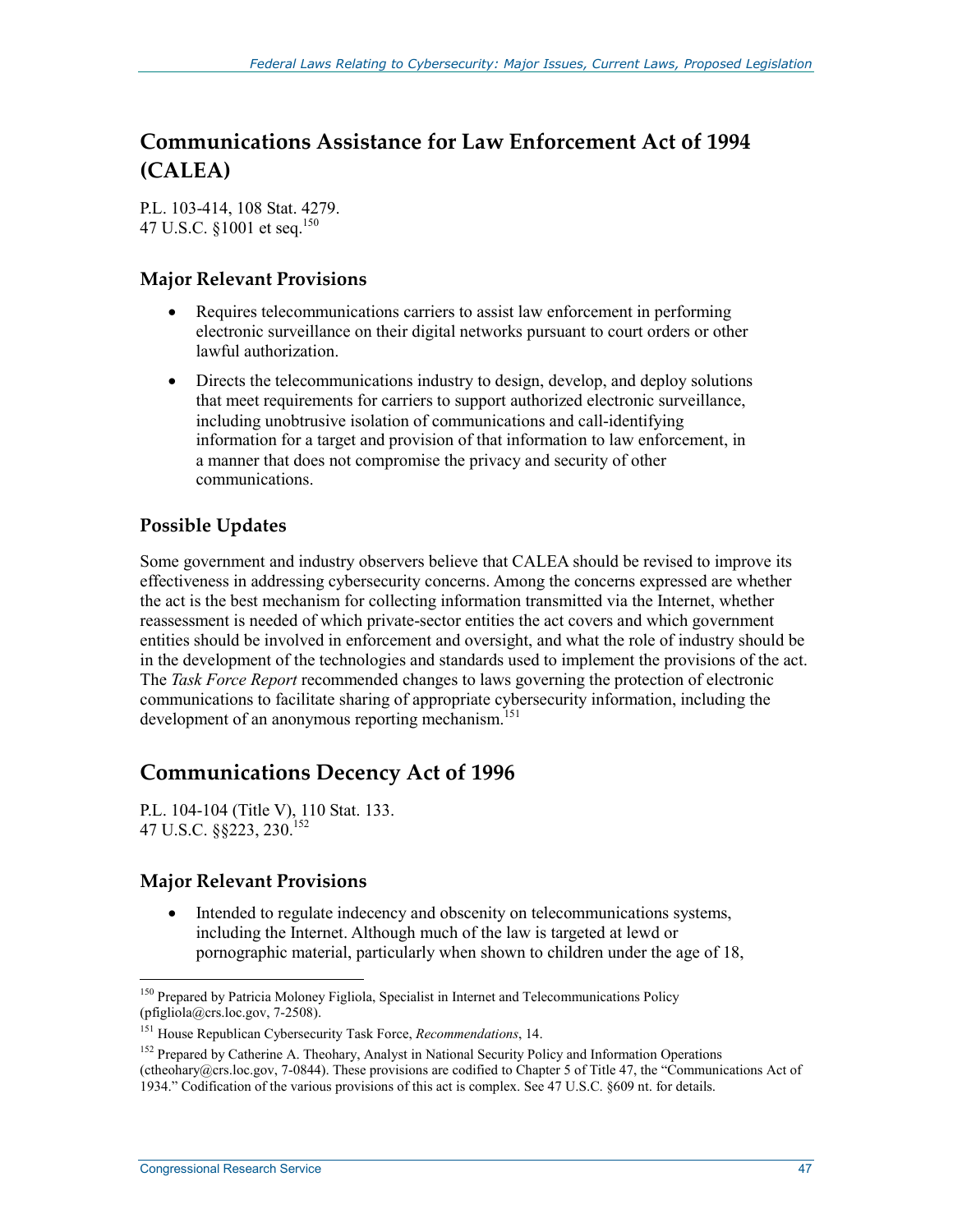## Communications Assistance for Law Enforcement Act of 1994 (CALEA)

P.L. 103-414, 108 Stat. 4279.
47 U.S.C. §1001 et seq.[150]

### Major Relevant Provisions

- Requires telecommunications carriers to assist law enforcement in performing electronic surveillance on their digital networks pursuant to court orders or other lawful authorization.
- Directs the telecommunications industry to design, develop, and deploy solutions that meet requirements for carriers to support authorized electronic surveillance, including unobtrusive isolation of communications and call-identifying information for a target and provision of that information to law enforcement, in a manner that does not compromise the privacy and security of other communications.

### Possible Updates

Some government and industry observers believe that CALEA should be revised to improve its effectiveness in addressing cybersecurity concerns. Among the concerns expressed are whether the act is the best mechanism for collecting information transmitted via the Internet, whether reassessment is needed of which private-sector entities the act covers and which government entities should be involved in enforcement and oversight, and what the role of industry should be in the development of the technologies and standards used to implement the provisions of the act. The *Task Force Report* recommended changes to laws governing the protection of electronic communications to facilitate sharing of appropriate cybersecurity information, including the development of an anonymous reporting mechanism.[151]

## Communications Decency Act of 1996

P.L. 104-104 (Title V), 110 Stat. 133.
47 U.S.C. §§223, 230.[152]

### Major Relevant Provisions

- Intended to regulate indecency and obscenity on telecommunications systems, including the Internet. Although much of the law is targeted at lewd or pornographic material, particularly when shown to children under the age of 18,

---

[150] Prepared by Patricia Moloney Figliola, Specialist in Internet and Telecommunications Policy (pfigliola@crs.loc.gov, 7-2508).

[151] House Republican Cybersecurity Task Force, *Recommendations*, 14.

[152] Prepared by Catherine A. Theohary, Analyst in National Security Policy and Information Operations (ctheohary@crs.loc.gov, 7-0844). These provisions are codified to Chapter 5 of Title 47, the "Communications Act of 1934." Codification of the various provisions of this act is complex. See 47 U.S.C. §609 nt. for details.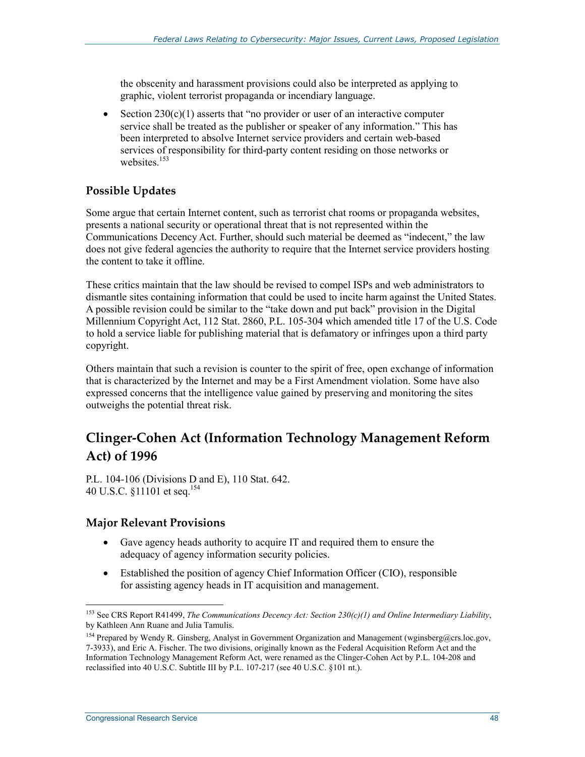the obscenity and harassment provisions could also be interpreted as applying to graphic, violent terrorist propaganda or incendiary language.

- Section 230(c)(1) asserts that "no provider or user of an interactive computer service shall be treated as the publisher or speaker of any information." This has been interpreted to absolve Internet service providers and certain web-based services of responsibility for third-party content residing on those networks or websites.[153]

### Possible Updates

Some argue that certain Internet content, such as terrorist chat rooms or propaganda websites, presents a national security or operational threat that is not represented within the Communications Decency Act. Further, should such material be deemed as "indecent," the law does not give federal agencies the authority to require that the Internet service providers hosting the content to take it offline.

These critics maintain that the law should be revised to compel ISPs and web administrators to dismantle sites containing information that could be used to incite harm against the United States. A possible revision could be similar to the "take down and put back" provision in the Digital Millennium Copyright Act, 112 Stat. 2860, P.L. 105-304 which amended title 17 of the U.S. Code to hold a service liable for publishing material that is defamatory or infringes upon a third party copyright.

Others maintain that such a revision is counter to the spirit of free, open exchange of information that is characterized by the Internet and may be a First Amendment violation. Some have also expressed concerns that the intelligence value gained by preserving and monitoring the sites outweighs the potential threat risk.

## Clinger-Cohen Act (Information Technology Management Reform Act) of 1996

P.L. 104-106 (Divisions D and E), 110 Stat. 642.
40 U.S.C. §11101 et seq.[154]

### Major Relevant Provisions

- Gave agency heads authority to acquire IT and required them to ensure the adequacy of agency information security policies.
- Established the position of agency Chief Information Officer (CIO), responsible for assisting agency heads in IT acquisition and management.

---

[153] See CRS Report R41499, *The Communications Decency Act: Section 230(c)(1) and Online Intermediary Liability*, by Kathleen Ann Ruane and Julia Tamulis.

[154] Prepared by Wendy R. Ginsberg, Analyst in Government Organization and Management (wginsberg@crs.loc.gov, 7-3933), and Eric A. Fischer. The two divisions, originally known as the Federal Acquisition Reform Act and the Information Technology Management Reform Act, were renamed as the Clinger-Cohen Act by P.L. 104-208 and reclassified into 40 U.S.C. Subtitle III by P.L. 107-217 (see 40 U.S.C. §101 nt.).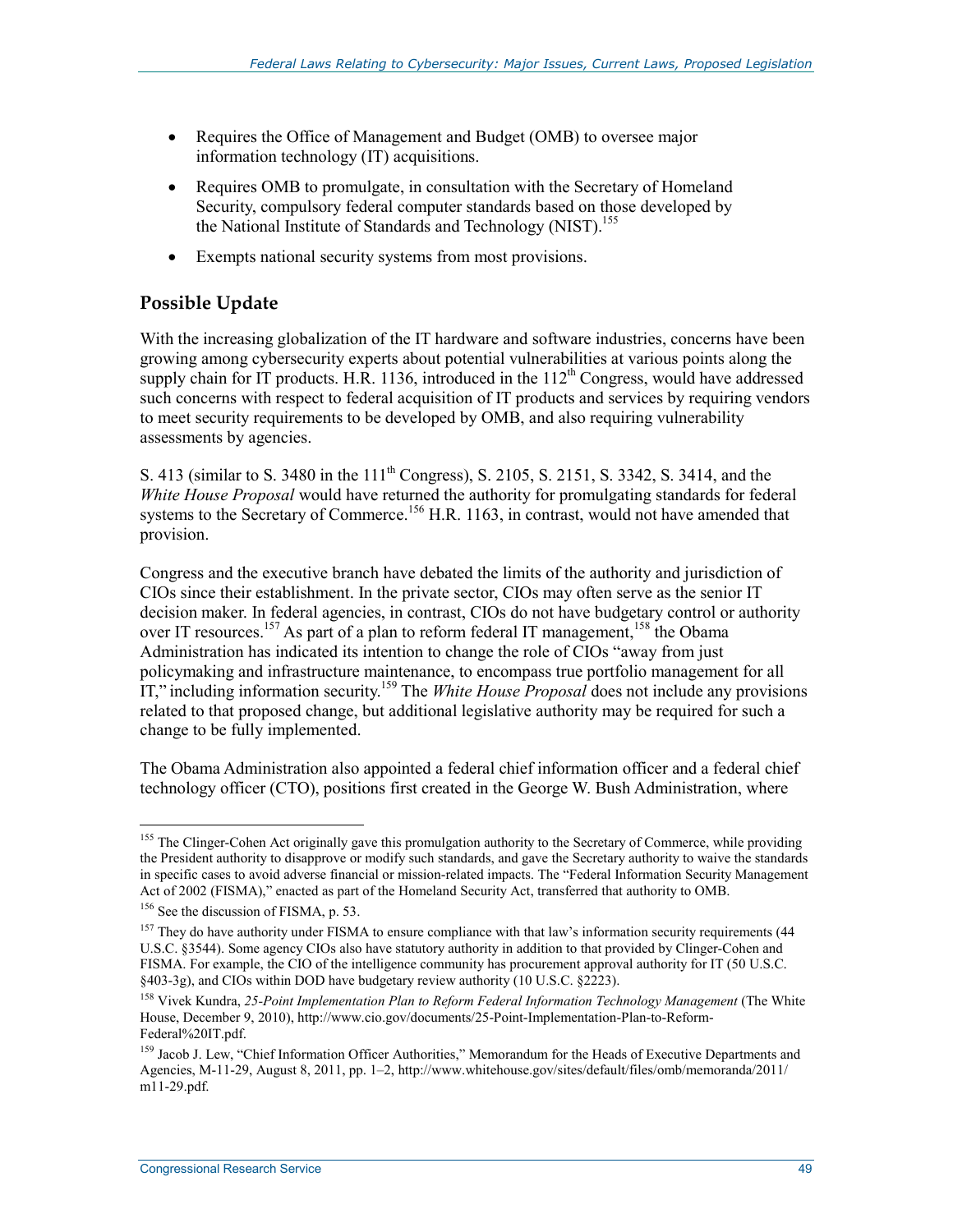- Requires the Office of Management and Budget (OMB) to oversee major information technology (IT) acquisitions.
- Requires OMB to promulgate, in consultation with the Secretary of Homeland Security, compulsory federal computer standards based on those developed by the National Institute of Standards and Technology (NIST).[155]
- Exempts national security systems from most provisions.

### Possible Update

With the increasing globalization of the IT hardware and software industries, concerns have been growing among cybersecurity experts about potential vulnerabilities at various points along the supply chain for IT products. H.R. 1136, introduced in the 112th Congress, would have addressed such concerns with respect to federal acquisition of IT products and services by requiring vendors to meet security requirements to be developed by OMB, and also requiring vulnerability assessments by agencies.

S. 413 (similar to S. 3480 in the 111th Congress), S. 2105, S. 2151, S. 3342, S. 3414, and the *White House Proposal* would have returned the authority for promulgating standards for federal systems to the Secretary of Commerce.[156] H.R. 1163, in contrast, would not have amended that provision.

Congress and the executive branch have debated the limits of the authority and jurisdiction of CIOs since their establishment. In the private sector, CIOs may often serve as the senior IT decision maker. In federal agencies, in contrast, CIOs do not have budgetary control or authority over IT resources.[157] As part of a plan to reform federal IT management,[158] the Obama Administration has indicated its intention to change the role of CIOs "away from just policymaking and infrastructure maintenance, to encompass true portfolio management for all IT," including information security.[159] The *White House Proposal* does not include any provisions related to that proposed change, but additional legislative authority may be required for such a change to be fully implemented.

The Obama Administration also appointed a federal chief information officer and a federal chief technology officer (CTO), positions first created in the George W. Bush Administration, where

---

[155] The Clinger-Cohen Act originally gave this promulgation authority to the Secretary of Commerce, while providing the President authority to disapprove or modify such standards, and gave the Secretary authority to waive the standards in specific cases to avoid adverse financial or mission-related impacts. The "Federal Information Security Management Act of 2002 (FISMA)," enacted as part of the Homeland Security Act, transferred that authority to OMB.

[156] See the discussion of FISMA, p. 53.

[157] They do have authority under FISMA to ensure compliance with that law's information security requirements (44 U.S.C. §3544). Some agency CIOs also have statutory authority in addition to that provided by Clinger-Cohen and FISMA. For example, the CIO of the intelligence community has procurement approval authority for IT (50 U.S.C. §403-3g), and CIOs within DOD have budgetary review authority (10 U.S.C. §2223).

[158] Vivek Kundra, *25-Point Implementation Plan to Reform Federal Information Technology Management* (The White House, December 9, 2010), http://www.cio.gov/documents/25-Point-Implementation-Plan-to-Reform-Federal%20IT.pdf.

[159] Jacob J. Lew, "Chief Information Officer Authorities," Memorandum for the Heads of Executive Departments and Agencies, M-11-29, August 8, 2011, pp. 1–2, http://www.whitehouse.gov/sites/default/files/omb/memoranda/2011/m11-29.pdf.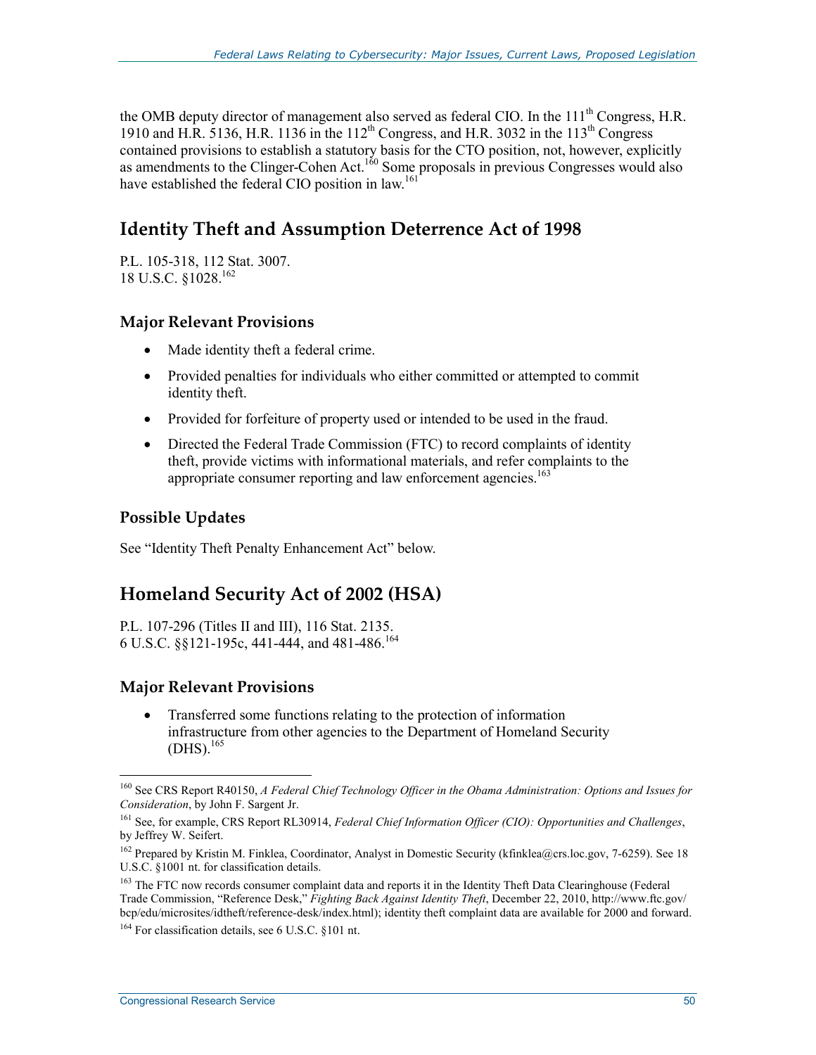the OMB deputy director of management also served as federal CIO. In the 111th Congress, H.R. 1910 and H.R. 5136, H.R. 1136 in the 112th Congress, and H.R. 3032 in the 113th Congress contained provisions to establish a statutory basis for the CTO position, not, however, explicitly as amendments to the Clinger-Cohen Act.[160] Some proposals in previous Congresses would also have established the federal CIO position in law.[161]

## Identity Theft and Assumption Deterrence Act of 1998

P.L. 105-318, 112 Stat. 3007.
18 U.S.C. §1028.[162]

### Major Relevant Provisions

- Made identity theft a federal crime.
- Provided penalties for individuals who either committed or attempted to commit identity theft.
- Provided for forfeiture of property used or intended to be used in the fraud.
- Directed the Federal Trade Commission (FTC) to record complaints of identity theft, provide victims with informational materials, and refer complaints to the appropriate consumer reporting and law enforcement agencies.[163]

### Possible Updates

See "Identity Theft Penalty Enhancement Act" below.

## Homeland Security Act of 2002 (HSA)

P.L. 107-296 (Titles II and III), 116 Stat. 2135.
6 U.S.C. §§121-195c, 441-444, and 481-486.[164]

### Major Relevant Provisions

- Transferred some functions relating to the protection of information infrastructure from other agencies to the Department of Homeland Security (DHS).[165]

---

[160] See CRS Report R40150, *A Federal Chief Technology Officer in the Obama Administration: Options and Issues for Consideration*, by John F. Sargent Jr.

[161] See, for example, CRS Report RL30914, *Federal Chief Information Officer (CIO): Opportunities and Challenges*, by Jeffrey W. Seifert.

[162] Prepared by Kristin M. Finklea, Coordinator, Analyst in Domestic Security (kfinklea@crs.loc.gov, 7-6259). See 18 U.S.C. §1001 nt. for classification details.

[163] The FTC now records consumer complaint data and reports it in the Identity Theft Data Clearinghouse (Federal Trade Commission, "Reference Desk," *Fighting Back Against Identity Theft*, December 22, 2010, http://www.ftc.gov/bcp/edu/microsites/idtheft/reference-desk/index.html); identity theft complaint data are available for 2000 and forward.

[164] For classification details, see 6 U.S.C. §101 nt.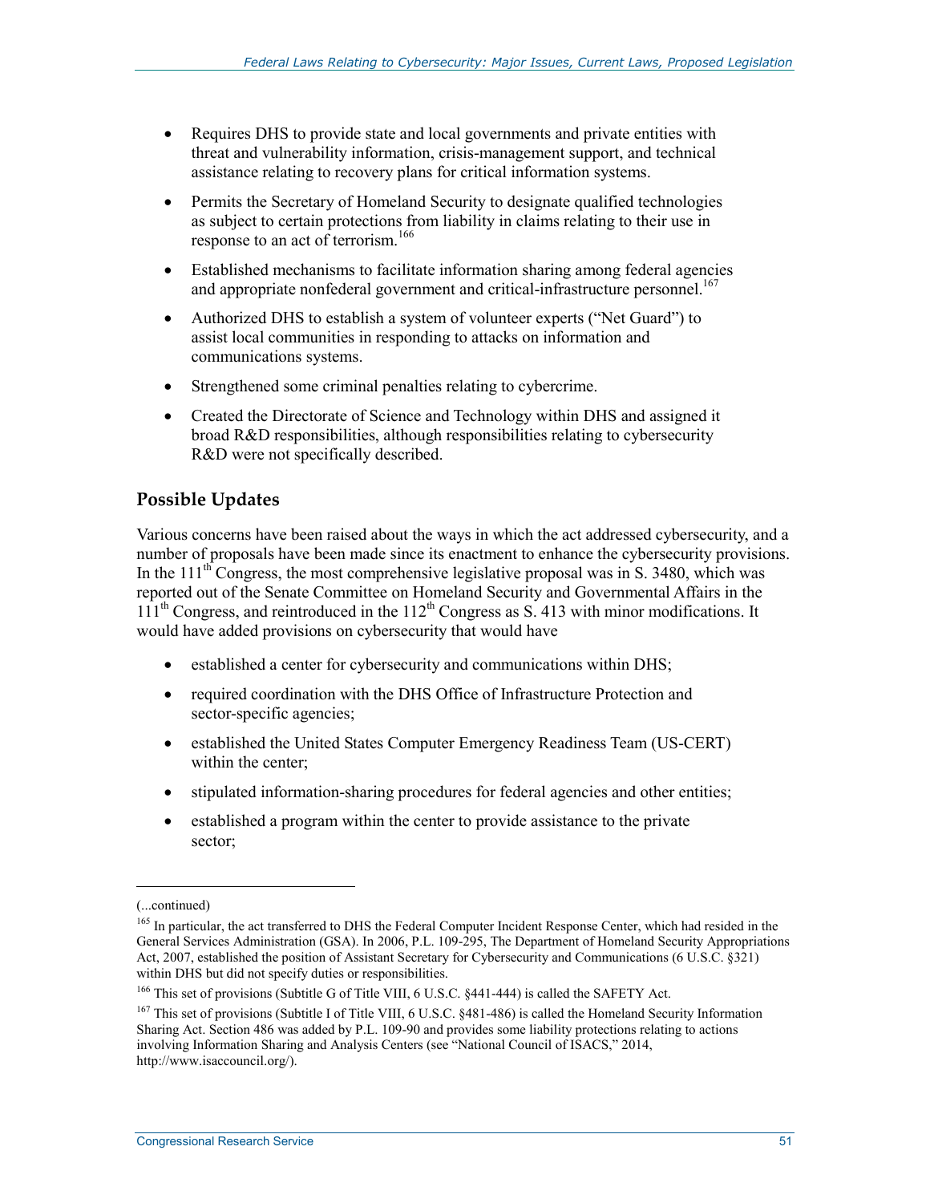- Requires DHS to provide state and local governments and private entities with threat and vulnerability information, crisis-management support, and technical assistance relating to recovery plans for critical information systems.
- Permits the Secretary of Homeland Security to designate qualified technologies as subject to certain protections from liability in claims relating to their use in response to an act of terrorism.[166]
- Established mechanisms to facilitate information sharing among federal agencies and appropriate nonfederal government and critical-infrastructure personnel.[167]
- Authorized DHS to establish a system of volunteer experts ("Net Guard") to assist local communities in responding to attacks on information and communications systems.
- Strengthened some criminal penalties relating to cybercrime.
- Created the Directorate of Science and Technology within DHS and assigned it broad R&D responsibilities, although responsibilities relating to cybersecurity R&D were not specifically described.

### Possible Updates

Various concerns have been raised about the ways in which the act addressed cybersecurity, and a number of proposals have been made since its enactment to enhance the cybersecurity provisions. In the 111th Congress, the most comprehensive legislative proposal was in S. 3480, which was reported out of the Senate Committee on Homeland Security and Governmental Affairs in the 111th Congress, and reintroduced in the 112th Congress as S. 413 with minor modifications. It would have added provisions on cybersecurity that would have

- established a center for cybersecurity and communications within DHS;
- required coordination with the DHS Office of Infrastructure Protection and sector-specific agencies;
- established the United States Computer Emergency Readiness Team (US-CERT) within the center;
- stipulated information-sharing procedures for federal agencies and other entities;
- established a program within the center to provide assistance to the private sector;

(...continued)

[165] In particular, the act transferred to DHS the Federal Computer Incident Response Center, which had resided in the General Services Administration (GSA). In 2006, P.L. 109-295, The Department of Homeland Security Appropriations Act, 2007, established the position of Assistant Secretary for Cybersecurity and Communications (6 U.S.C. §321) within DHS but did not specify duties or responsibilities.

[166] This set of provisions (Subtitle G of Title VIII, 6 U.S.C. §441-444) is called the SAFETY Act.

[167] This set of provisions (Subtitle I of Title VIII, 6 U.S.C. §481-486) is called the Homeland Security Information Sharing Act. Section 486 was added by P.L. 109-90 and provides some liability protections relating to actions involving Information Sharing and Analysis Centers (see "National Council of ISACS," 2014, http://www.isaccouncil.org/).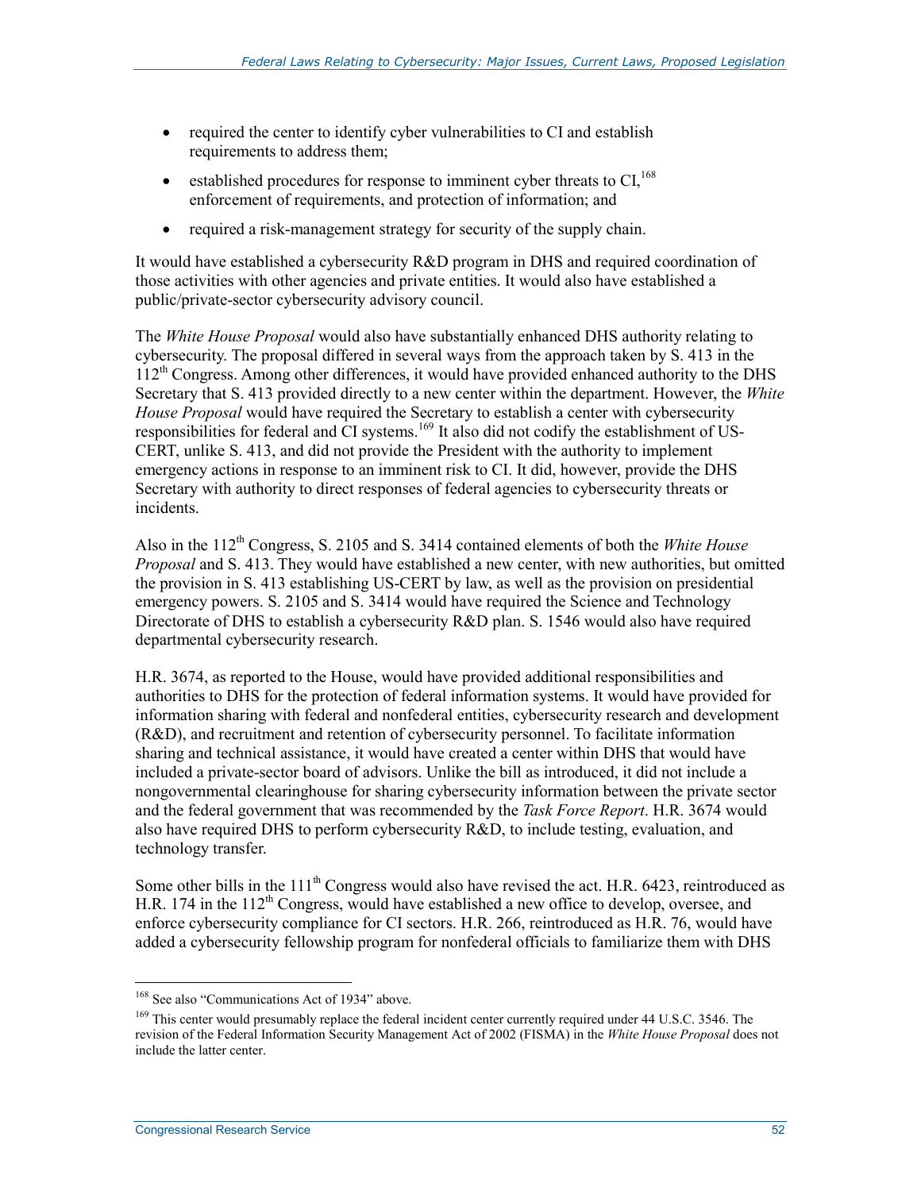- required the center to identify cyber vulnerabilities to CI and establish requirements to address them;
- established procedures for response to imminent cyber threats to CI,[168] enforcement of requirements, and protection of information; and
- required a risk-management strategy for security of the supply chain.

It would have established a cybersecurity R&D program in DHS and required coordination of those activities with other agencies and private entities. It would also have established a public/private-sector cybersecurity advisory council.

The *White House Proposal* would also have substantially enhanced DHS authority relating to cybersecurity. The proposal differed in several ways from the approach taken by S. 413 in the 112th Congress. Among other differences, it would have provided enhanced authority to the DHS Secretary that S. 413 provided directly to a new center within the department. However, the *White House Proposal* would have required the Secretary to establish a center with cybersecurity responsibilities for federal and CI systems.[169] It also did not codify the establishment of US-CERT, unlike S. 413, and did not provide the President with the authority to implement emergency actions in response to an imminent risk to CI. It did, however, provide the DHS Secretary with authority to direct responses of federal agencies to cybersecurity threats or incidents.

Also in the 112th Congress, S. 2105 and S. 3414 contained elements of both the *White House Proposal* and S. 413. They would have established a new center, with new authorities, but omitted the provision in S. 413 establishing US-CERT by law, as well as the provision on presidential emergency powers. S. 2105 and S. 3414 would have required the Science and Technology Directorate of DHS to establish a cybersecurity R&D plan. S. 1546 would also have required departmental cybersecurity research.

H.R. 3674, as reported to the House, would have provided additional responsibilities and authorities to DHS for the protection of federal information systems. It would have provided for information sharing with federal and nonfederal entities, cybersecurity research and development (R&D), and recruitment and retention of cybersecurity personnel. To facilitate information sharing and technical assistance, it would have created a center within DHS that would have included a private-sector board of advisors. Unlike the bill as introduced, it did not include a nongovernmental clearinghouse for sharing cybersecurity information between the private sector and the federal government that was recommended by the *Task Force Report*. H.R. 3674 would also have required DHS to perform cybersecurity R&D, to include testing, evaluation, and technology transfer.

Some other bills in the 111th Congress would also have revised the act. H.R. 6423, reintroduced as H.R. 174 in the 112th Congress, would have established a new office to develop, oversee, and enforce cybersecurity compliance for CI sectors. H.R. 266, reintroduced as H.R. 76, would have added a cybersecurity fellowship program for nonfederal officials to familiarize them with DHS

[168] See also "Communications Act of 1934" above.

[169] This center would presumably replace the federal incident center currently required under 44 U.S.C. 3546. The revision of the Federal Information Security Management Act of 2002 (FISMA) in the *White House Proposal* does not include the latter center.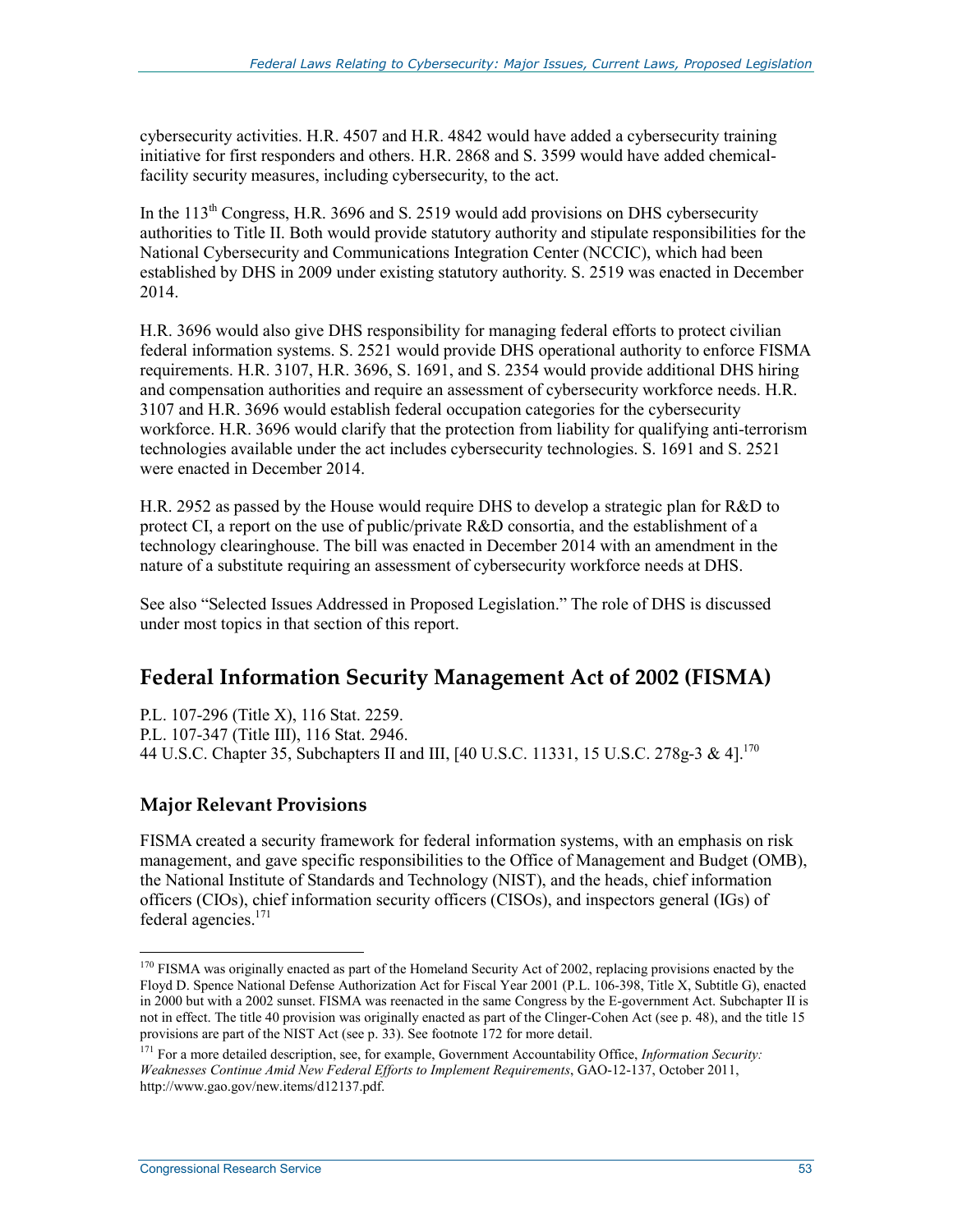cybersecurity activities. H.R. 4507 and H.R. 4842 would have added a cybersecurity training initiative for first responders and others. H.R. 2868 and S. 3599 would have added chemical-facility security measures, including cybersecurity, to the act.

In the 113th Congress, H.R. 3696 and S. 2519 would add provisions on DHS cybersecurity authorities to Title II. Both would provide statutory authority and stipulate responsibilities for the National Cybersecurity and Communications Integration Center (NCCIC), which had been established by DHS in 2009 under existing statutory authority. S. 2519 was enacted in December 2014.

H.R. 3696 would also give DHS responsibility for managing federal efforts to protect civilian federal information systems. S. 2521 would provide DHS operational authority to enforce FISMA requirements. H.R. 3107, H.R. 3696, S. 1691, and S. 2354 would provide additional DHS hiring and compensation authorities and require an assessment of cybersecurity workforce needs. H.R. 3107 and H.R. 3696 would establish federal occupation categories for the cybersecurity workforce. H.R. 3696 would clarify that the protection from liability for qualifying anti-terrorism technologies available under the act includes cybersecurity technologies. S. 1691 and S. 2521 were enacted in December 2014.

H.R. 2952 as passed by the House would require DHS to develop a strategic plan for R&D to protect CI, a report on the use of public/private R&D consortia, and the establishment of a technology clearinghouse. The bill was enacted in December 2014 with an amendment in the nature of a substitute requiring an assessment of cybersecurity workforce needs at DHS.

See also "Selected Issues Addressed in Proposed Legislation." The role of DHS is discussed under most topics in that section of this report.

## Federal Information Security Management Act of 2002 (FISMA)

P.L. 107-296 (Title X), 116 Stat. 2259.
P.L. 107-347 (Title III), 116 Stat. 2946.
44 U.S.C. Chapter 35, Subchapters II and III, [40 U.S.C. 11331, 15 U.S.C. 278g-3 & 4].[170]

### Major Relevant Provisions

FISMA created a security framework for federal information systems, with an emphasis on risk management, and gave specific responsibilities to the Office of Management and Budget (OMB), the National Institute of Standards and Technology (NIST), and the heads, chief information officers (CIOs), chief information security officers (CISOs), and inspectors general (IGs) of federal agencies.[171]

---

[170] FISMA was originally enacted as part of the Homeland Security Act of 2002, replacing provisions enacted by the Floyd D. Spence National Defense Authorization Act for Fiscal Year 2001 (P.L. 106-398, Title X, Subtitle G), enacted in 2000 but with a 2002 sunset. FISMA was reenacted in the same Congress by the E-government Act. Subchapter II is not in effect. The title 40 provision was originally enacted as part of the Clinger-Cohen Act (see p. 48), and the title 15 provisions are part of the NIST Act (see p. 33). See footnote 172 for more detail.

[171] For a more detailed description, see, for example, Government Accountability Office, *Information Security: Weaknesses Continue Amid New Federal Efforts to Implement Requirements*, GAO-12-137, October 2011, http://www.gao.gov/new.items/d12137.pdf.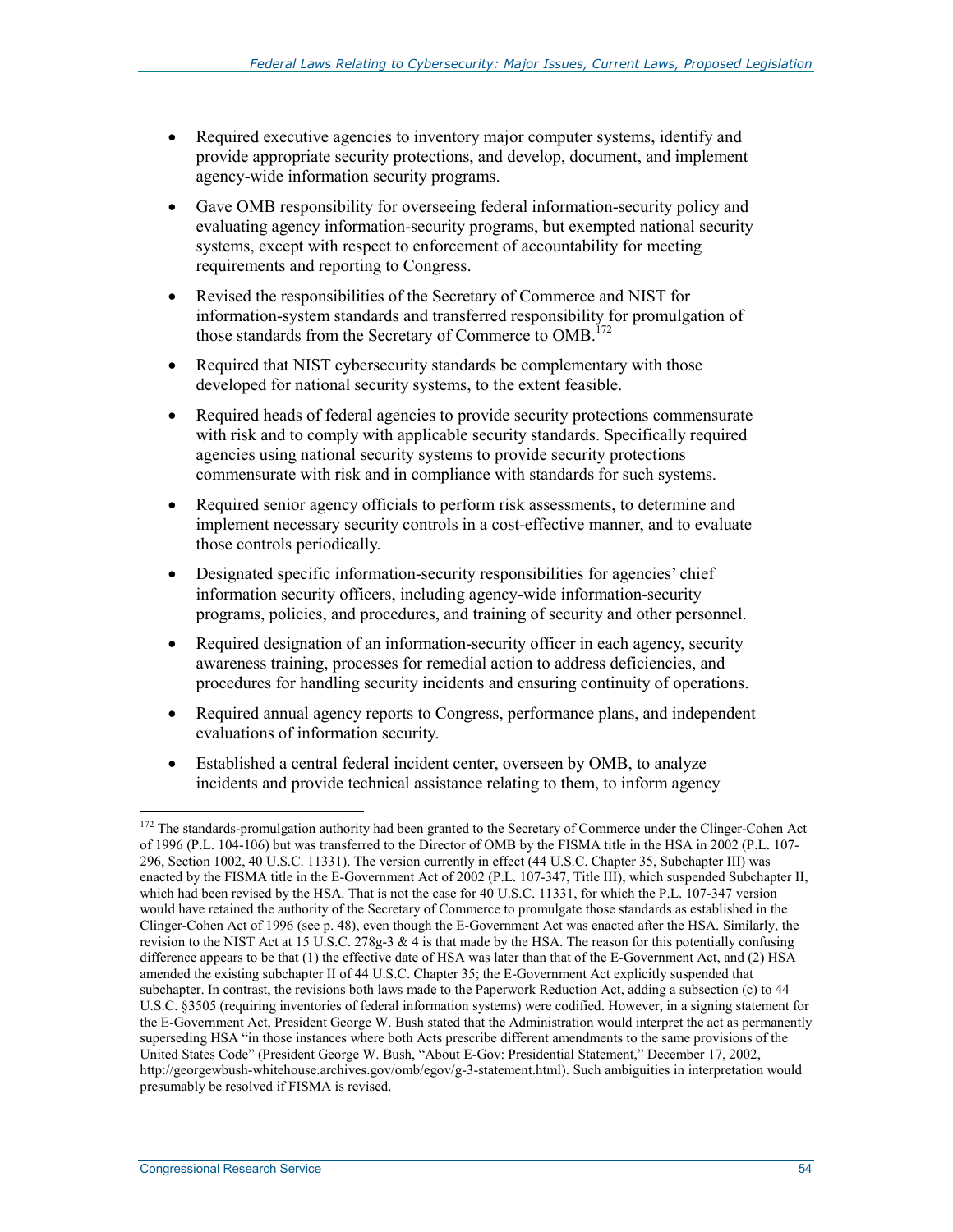- Required executive agencies to inventory major computer systems, identify and provide appropriate security protections, and develop, document, and implement agency-wide information security programs.
- Gave OMB responsibility for overseeing federal information-security policy and evaluating agency information-security programs, but exempted national security systems, except with respect to enforcement of accountability for meeting requirements and reporting to Congress.
- Revised the responsibilities of the Secretary of Commerce and NIST for information-system standards and transferred responsibility for promulgation of those standards from the Secretary of Commerce to OMB.[172]
- Required that NIST cybersecurity standards be complementary with those developed for national security systems, to the extent feasible.
- Required heads of federal agencies to provide security protections commensurate with risk and to comply with applicable security standards. Specifically required agencies using national security systems to provide security protections commensurate with risk and in compliance with standards for such systems.
- Required senior agency officials to perform risk assessments, to determine and implement necessary security controls in a cost-effective manner, and to evaluate those controls periodically.
- Designated specific information-security responsibilities for agencies' chief information security officers, including agency-wide information-security programs, policies, and procedures, and training of security and other personnel.
- Required designation of an information-security officer in each agency, security awareness training, processes for remedial action to address deficiencies, and procedures for handling security incidents and ensuring continuity of operations.
- Required annual agency reports to Congress, performance plans, and independent evaluations of information security.
- Established a central federal incident center, overseen by OMB, to analyze incidents and provide technical assistance relating to them, to inform agency

---

[172] The standards-promulgation authority had been granted to the Secretary of Commerce under the Clinger-Cohen Act of 1996 (P.L. 104-106) but was transferred to the Director of OMB by the FISMA title in the HSA in 2002 (P.L. 107-296, Section 1002, 40 U.S.C. 11331). The version currently in effect (44 U.S.C. Chapter 35, Subchapter III) was enacted by the FISMA title in the E-Government Act of 2002 (P.L. 107-347, Title III), which suspended Subchapter II, which had been revised by the HSA. That is not the case for 40 U.S.C. 11331, for which the P.L. 107-347 version would have retained the authority of the Secretary of Commerce to promulgate those standards as established in the Clinger-Cohen Act of 1996 (see p. 48), even though the E-Government Act was enacted after the HSA. Similarly, the revision to the NIST Act at 15 U.S.C. 278g-3 & 4 is that made by the HSA. The reason for this potentially confusing difference appears to be that (1) the effective date of HSA was later than that of the E-Government Act, and (2) HSA amended the existing subchapter II of 44 U.S.C. Chapter 35; the E-Government Act explicitly suspended that subchapter. In contrast, the revisions both laws made to the Paperwork Reduction Act, adding a subsection (c) to 44 U.S.C. §3505 (requiring inventories of federal information systems) were codified. However, in a signing statement for the E-Government Act, President George W. Bush stated that the Administration would interpret the act as permanently superseding HSA "in those instances where both Acts prescribe different amendments to the same provisions of the United States Code" (President George W. Bush, "About E-Gov: Presidential Statement," December 17, 2002, http://georgewbush-whitehouse.archives.gov/omb/egov/g-3-statement.html). Such ambiguities in interpretation would presumably be resolved if FISMA is revised.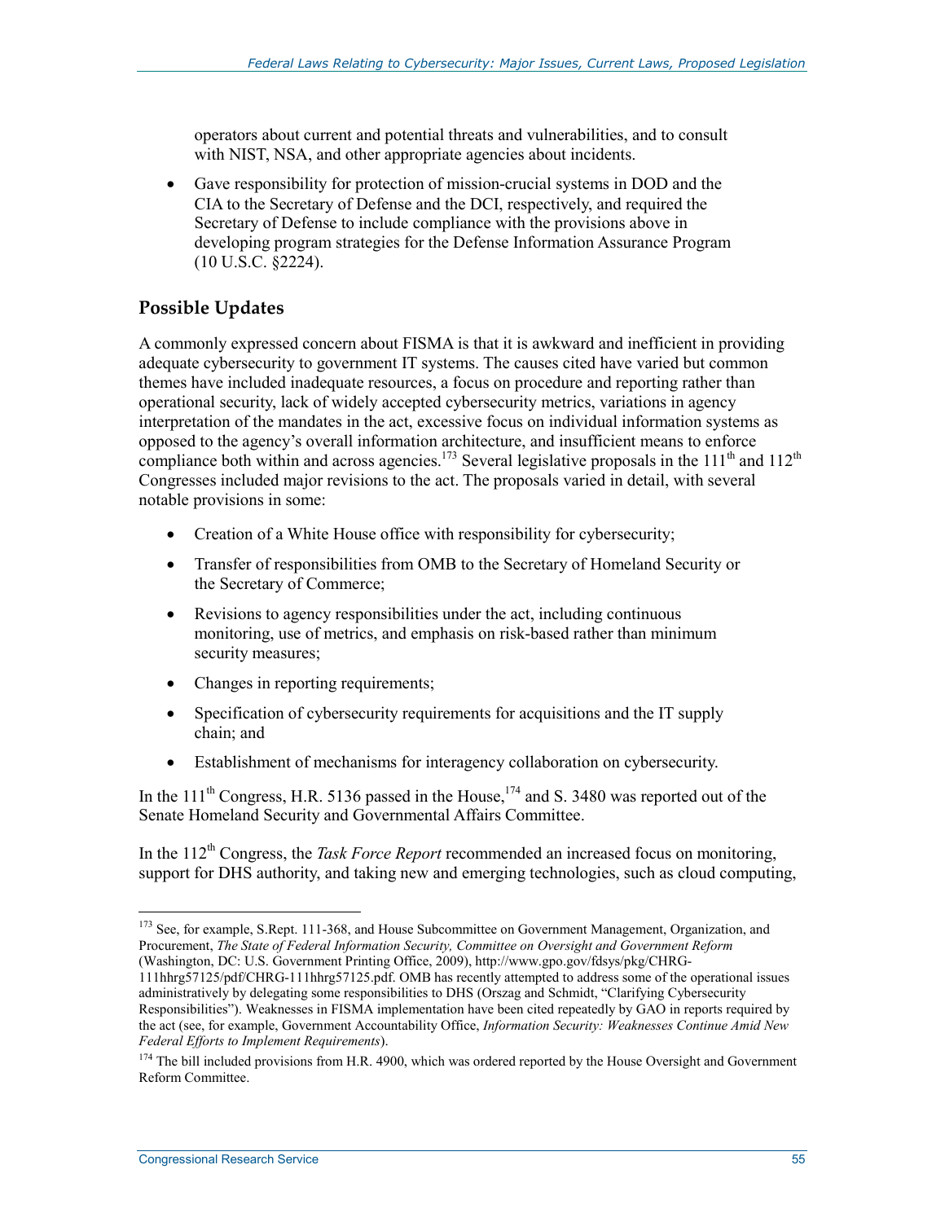operators about current and potential threats and vulnerabilities, and to consult with NIST, NSA, and other appropriate agencies about incidents.

- Gave responsibility for protection of mission-crucial systems in DOD and the CIA to the Secretary of Defense and the DCI, respectively, and required the Secretary of Defense to include compliance with the provisions above in developing program strategies for the Defense Information Assurance Program (10 U.S.C. §2224).

## Possible Updates

A commonly expressed concern about FISMA is that it is awkward and inefficient in providing adequate cybersecurity to government IT systems. The causes cited have varied but common themes have included inadequate resources, a focus on procedure and reporting rather than operational security, lack of widely accepted cybersecurity metrics, variations in agency interpretation of the mandates in the act, excessive focus on individual information systems as opposed to the agency's overall information architecture, and insufficient means to enforce compliance both within and across agencies.[173] Several legislative proposals in the 111th and 112th Congresses included major revisions to the act. The proposals varied in detail, with several notable provisions in some:

- Creation of a White House office with responsibility for cybersecurity;
- Transfer of responsibilities from OMB to the Secretary of Homeland Security or the Secretary of Commerce;
- Revisions to agency responsibilities under the act, including continuous monitoring, use of metrics, and emphasis on risk-based rather than minimum security measures;
- Changes in reporting requirements;
- Specification of cybersecurity requirements for acquisitions and the IT supply chain; and
- Establishment of mechanisms for interagency collaboration on cybersecurity.

In the 111th Congress, H.R. 5136 passed in the House,[174] and S. 3480 was reported out of the Senate Homeland Security and Governmental Affairs Committee.

In the 112th Congress, the *Task Force Report* recommended an increased focus on monitoring, support for DHS authority, and taking new and emerging technologies, such as cloud computing,

---

[173] See, for example, S.Rept. 111-368, and House Subcommittee on Government Management, Organization, and Procurement, *The State of Federal Information Security, Committee on Oversight and Government Reform* (Washington, DC: U.S. Government Printing Office, 2009), http://www.gpo.gov/fdsys/pkg/CHRG-111hhrg57125/pdf/CHRG-111hhrg57125.pdf. OMB has recently attempted to address some of the operational issues administratively by delegating some responsibilities to DHS (Orszag and Schmidt, "Clarifying Cybersecurity Responsibilities"). Weaknesses in FISMA implementation have been cited repeatedly by GAO in reports required by the act (see, for example, Government Accountability Office, *Information Security: Weaknesses Continue Amid New Federal Efforts to Implement Requirements*).

[174] The bill included provisions from H.R. 4900, which was ordered reported by the House Oversight and Government Reform Committee.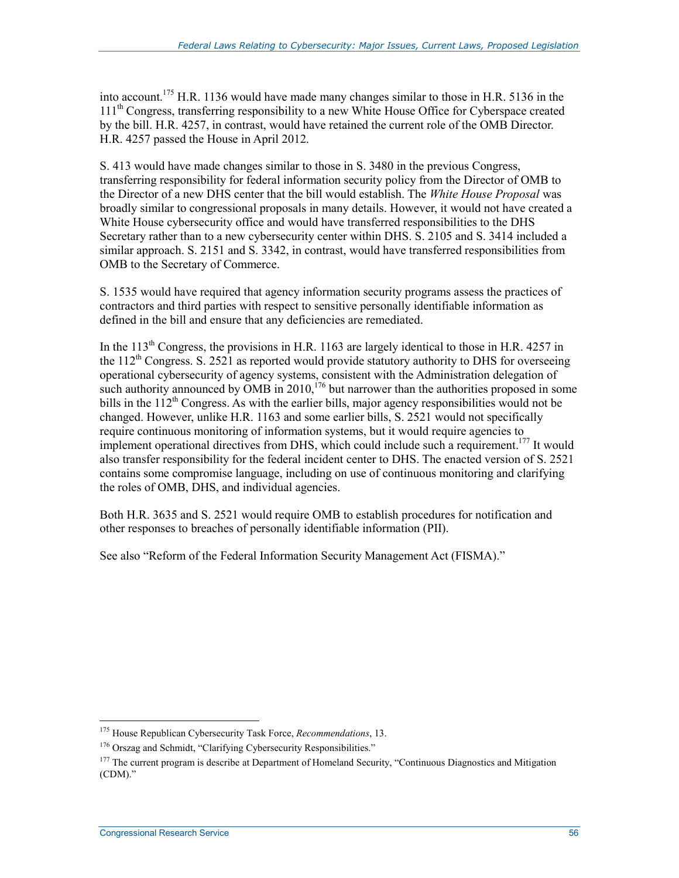into account.[175] H.R. 1136 would have made many changes similar to those in H.R. 5136 in the 111th Congress, transferring responsibility to a new White House Office for Cyberspace created by the bill. H.R. 4257, in contrast, would have retained the current role of the OMB Director. H.R. 4257 passed the House in April 2012.

S. 413 would have made changes similar to those in S. 3480 in the previous Congress, transferring responsibility for federal information security policy from the Director of OMB to the Director of a new DHS center that the bill would establish. The *White House Proposal* was broadly similar to congressional proposals in many details. However, it would not have created a White House cybersecurity office and would have transferred responsibilities to the DHS Secretary rather than to a new cybersecurity center within DHS. S. 2105 and S. 3414 included a similar approach. S. 2151 and S. 3342, in contrast, would have transferred responsibilities from OMB to the Secretary of Commerce.

S. 1535 would have required that agency information security programs assess the practices of contractors and third parties with respect to sensitive personally identifiable information as defined in the bill and ensure that any deficiencies are remediated.

In the 113th Congress, the provisions in H.R. 1163 are largely identical to those in H.R. 4257 in the 112th Congress. S. 2521 as reported would provide statutory authority to DHS for overseeing operational cybersecurity of agency systems, consistent with the Administration delegation of such authority announced by OMB in 2010,[176] but narrower than the authorities proposed in some bills in the 112th Congress. As with the earlier bills, major agency responsibilities would not be changed. However, unlike H.R. 1163 and some earlier bills, S. 2521 would not specifically require continuous monitoring of information systems, but it would require agencies to implement operational directives from DHS, which could include such a requirement.[177] It would also transfer responsibility for the federal incident center to DHS. The enacted version of S. 2521 contains some compromise language, including on use of continuous monitoring and clarifying the roles of OMB, DHS, and individual agencies.

Both H.R. 3635 and S. 2521 would require OMB to establish procedures for notification and other responses to breaches of personally identifiable information (PII).

See also "Reform of the Federal Information Security Management Act (FISMA)."

---

[175] House Republican Cybersecurity Task Force, *Recommendations*, 13.

[176] Orszag and Schmidt, "Clarifying Cybersecurity Responsibilities."

[177] The current program is describe at Department of Homeland Security, "Continuous Diagnostics and Mitigation (CDM)."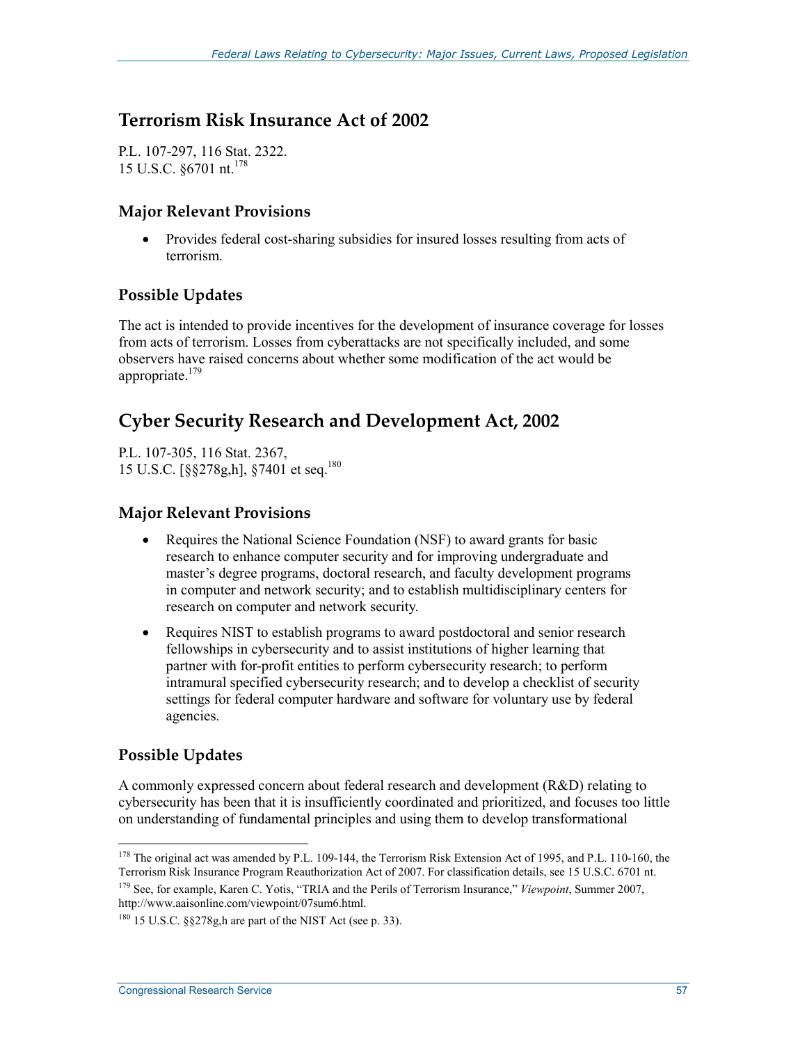## Terrorism Risk Insurance Act of 2002

P.L. 107-297, 116 Stat. 2322.
15 U.S.C. §6701 nt.[178]

### Major Relevant Provisions

- Provides federal cost-sharing subsidies for insured losses resulting from acts of terrorism.

### Possible Updates

The act is intended to provide incentives for the development of insurance coverage for losses from acts of terrorism. Losses from cyberattacks are not specifically included, and some observers have raised concerns about whether some modification of the act would be appropriate.[179]

## Cyber Security Research and Development Act, 2002

P.L. 107-305, 116 Stat. 2367,
15 U.S.C. [§§278g,h], §7401 et seq.[180]

### Major Relevant Provisions

- Requires the National Science Foundation (NSF) to award grants for basic research to enhance computer security and for improving undergraduate and master's degree programs, doctoral research, and faculty development programs in computer and network security; and to establish multidisciplinary centers for research on computer and network security.
- Requires NIST to establish programs to award postdoctoral and senior research fellowships in cybersecurity and to assist institutions of higher learning that partner with for-profit entities to perform cybersecurity research; to perform intramural specified cybersecurity research; and to develop a checklist of security settings for federal computer hardware and software for voluntary use by federal agencies.

### Possible Updates

A commonly expressed concern about federal research and development (R&D) relating to cybersecurity has been that it is insufficiently coordinated and prioritized, and focuses too little on understanding of fundamental principles and using them to develop transformational

---

[178] The original act was amended by P.L. 109-144, the Terrorism Risk Extension Act of 1995, and P.L. 110-160, the Terrorism Risk Insurance Program Reauthorization Act of 2007. For classification details, see 15 U.S.C. 6701 nt.

[179] See, for example, Karen C. Yotis, "TRIA and the Perils of Terrorism Insurance," *Viewpoint*, Summer 2007, http://www.aaisonline.com/viewpoint/07sum6.html.

[180] 15 U.S.C. §§278g,h are part of the NIST Act (see p. 33).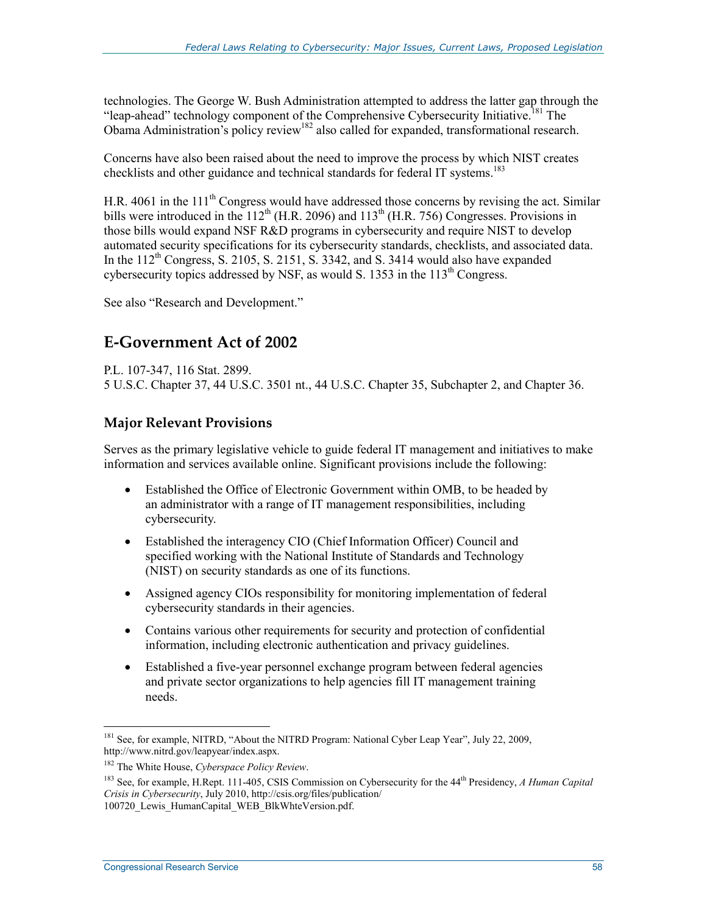technologies. The George W. Bush Administration attempted to address the latter gap through the "leap-ahead" technology component of the Comprehensive Cybersecurity Initiative.[181] The Obama Administration's policy review[182] also called for expanded, transformational research.

Concerns have also been raised about the need to improve the process by which NIST creates checklists and other guidance and technical standards for federal IT systems.[183]

H.R. 4061 in the 111th Congress would have addressed those concerns by revising the act. Similar bills were introduced in the 112th (H.R. 2096) and 113th (H.R. 756) Congresses. Provisions in those bills would expand NSF R&D programs in cybersecurity and require NIST to develop automated security specifications for its cybersecurity standards, checklists, and associated data. In the 112th Congress, S. 2105, S. 2151, S. 3342, and S. 3414 would also have expanded cybersecurity topics addressed by NSF, as would S. 1353 in the 113th Congress.

See also "Research and Development."

## E-Government Act of 2002

P.L. 107-347, 116 Stat. 2899.
5 U.S.C. Chapter 37, 44 U.S.C. 3501 nt., 44 U.S.C. Chapter 35, Subchapter 2, and Chapter 36.

### Major Relevant Provisions

Serves as the primary legislative vehicle to guide federal IT management and initiatives to make information and services available online. Significant provisions include the following:

- Established the Office of Electronic Government within OMB, to be headed by an administrator with a range of IT management responsibilities, including cybersecurity.
- Established the interagency CIO (Chief Information Officer) Council and specified working with the National Institute of Standards and Technology (NIST) on security standards as one of its functions.
- Assigned agency CIOs responsibility for monitoring implementation of federal cybersecurity standards in their agencies.
- Contains various other requirements for security and protection of confidential information, including electronic authentication and privacy guidelines.
- Established a five-year personnel exchange program between federal agencies and private sector organizations to help agencies fill IT management training needs.

---

[181] See, for example, NITRD, "About the NITRD Program: National Cyber Leap Year", July 22, 2009, http://www.nitrd.gov/leapyear/index.aspx.

[182] The White House, *Cyberspace Policy Review*.

[183] See, for example, H.Rept. 111-405, CSIS Commission on Cybersecurity for the 44th Presidency, *A Human Capital Crisis in Cybersecurity*, July 2010, http://csis.org/files/publication/100720_Lewis_HumanCapital_WEB_BlkWhteVersion.pdf.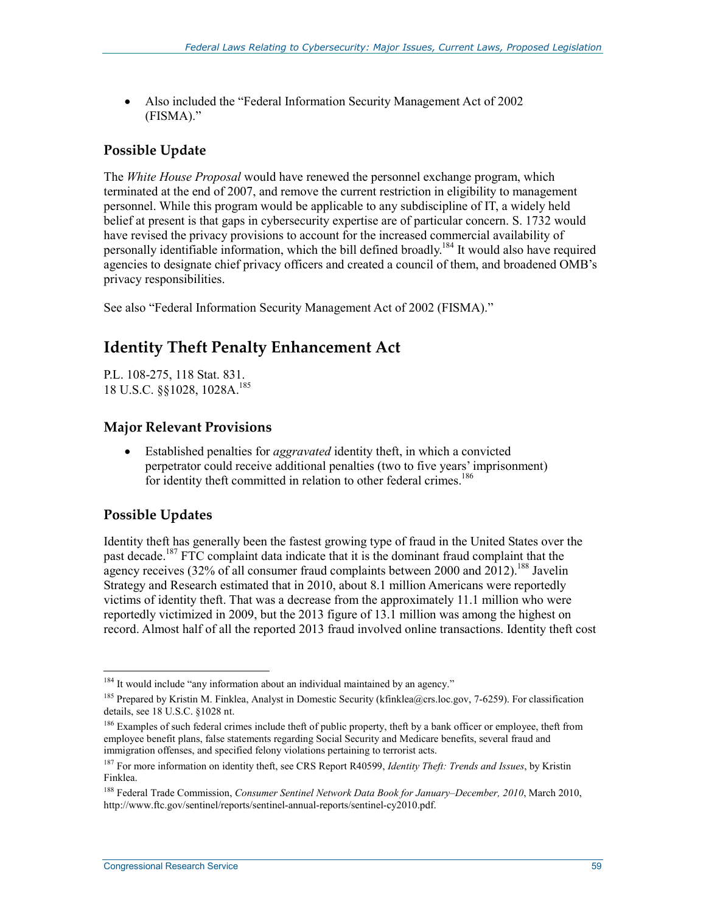- Also included the "Federal Information Security Management Act of 2002 (FISMA)."

### Possible Update

The *White House Proposal* would have renewed the personnel exchange program, which terminated at the end of 2007, and remove the current restriction in eligibility to management personnel. While this program would be applicable to any subdiscipline of IT, a widely held belief at present is that gaps in cybersecurity expertise are of particular concern. S. 1732 would have revised the privacy provisions to account for the increased commercial availability of personally identifiable information, which the bill defined broadly.[184] It would also have required agencies to designate chief privacy officers and created a council of them, and broadened OMB's privacy responsibilities.

See also "Federal Information Security Management Act of 2002 (FISMA)."

## Identity Theft Penalty Enhancement Act

P.L. 108-275, 118 Stat. 831.
18 U.S.C. §§1028, 1028A.[185]

### Major Relevant Provisions

- Established penalties for *aggravated* identity theft, in which a convicted perpetrator could receive additional penalties (two to five years' imprisonment) for identity theft committed in relation to other federal crimes.[186]

### Possible Updates

Identity theft has generally been the fastest growing type of fraud in the United States over the past decade.[187] FTC complaint data indicate that it is the dominant fraud complaint that the agency receives (32% of all consumer fraud complaints between 2000 and 2012).[188] Javelin Strategy and Research estimated that in 2010, about 8.1 million Americans were reportedly victims of identity theft. That was a decrease from the approximately 11.1 million who were reportedly victimized in 2009, but the 2013 figure of 13.1 million was among the highest on record. Almost half of all the reported 2013 fraud involved online transactions. Identity theft cost

---

[184] It would include "any information about an individual maintained by an agency."

[185] Prepared by Kristin M. Finklea, Analyst in Domestic Security (kfinklea@crs.loc.gov, 7-6259). For classification details, see 18 U.S.C. §1028 nt.

[186] Examples of such federal crimes include theft of public property, theft by a bank officer or employee, theft from employee benefit plans, false statements regarding Social Security and Medicare benefits, several fraud and immigration offenses, and specified felony violations pertaining to terrorist acts.

[187] For more information on identity theft, see CRS Report R40599, *Identity Theft: Trends and Issues*, by Kristin Finklea.

[188] Federal Trade Commission, *Consumer Sentinel Network Data Book for January–December, 2010*, March 2010, http://www.ftc.gov/sentinel/reports/sentinel-annual-reports/sentinel-cy2010.pdf.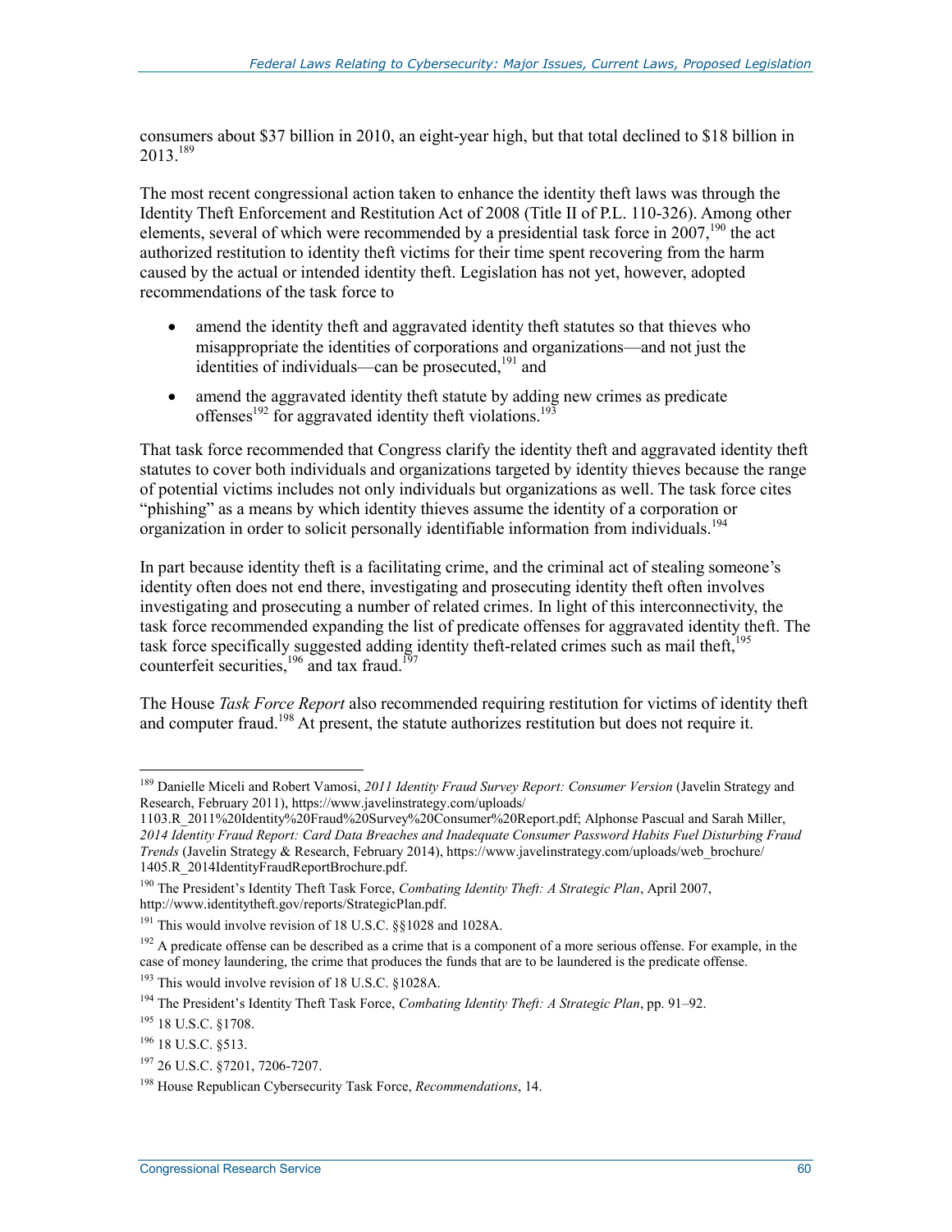consumers about $37 billion in 2010, an eight-year high, but that total declined to $18 billion in 2013.[189]

The most recent congressional action taken to enhance the identity theft laws was through the Identity Theft Enforcement and Restitution Act of 2008 (Title II of P.L. 110-326). Among other elements, several of which were recommended by a presidential task force in 2007,[190] the act authorized restitution to identity theft victims for their time spent recovering from the harm caused by the actual or intended identity theft. Legislation has not yet, however, adopted recommendations of the task force to

- amend the identity theft and aggravated identity theft statutes so that thieves who misappropriate the identities of corporations and organizations—and not just the identities of individuals—can be prosecuted,[191] and
- amend the aggravated identity theft statute by adding new crimes as predicate offenses[192] for aggravated identity theft violations.[193]

That task force recommended that Congress clarify the identity theft and aggravated identity theft statutes to cover both individuals and organizations targeted by identity thieves because the range of potential victims includes not only individuals but organizations as well. The task force cites "phishing" as a means by which identity thieves assume the identity of a corporation or organization in order to solicit personally identifiable information from individuals.[194]

In part because identity theft is a facilitating crime, and the criminal act of stealing someone's identity often does not end there, investigating and prosecuting identity theft often involves investigating and prosecuting a number of related crimes. In light of this interconnectivity, the task force recommended expanding the list of predicate offenses for aggravated identity theft. The task force specifically suggested adding identity theft-related crimes such as mail theft,[195] counterfeit securities,[196] and tax fraud.[197]

The House *Task Force Report* also recommended requiring restitution for victims of identity theft and computer fraud.[198] At present, the statute authorizes restitution but does not require it.

---

[189] Danielle Miceli and Robert Vamosi, *2011 Identity Fraud Survey Report: Consumer Version* (Javelin Strategy and Research, February 2011), https://www.javelinstrategy.com/uploads/1103.R_2011%20Identity%20Fraud%20Survey%20Consumer%20Report.pdf; Alphonse Pascual and Sarah Miller, *2014 Identity Fraud Report: Card Data Breaches and Inadequate Consumer Password Habits Fuel Disturbing Fraud Trends* (Javelin Strategy & Research, February 2014), https://www.javelinstrategy.com/uploads/web_brochure/1405.R_2014IdentityFraudReportBrochure.pdf.

[190] The President's Identity Theft Task Force, *Combating Identity Theft: A Strategic Plan*, April 2007, http://www.identitytheft.gov/reports/StrategicPlan.pdf.

[191] This would involve revision of 18 U.S.C. §§1028 and 1028A.

[192] A predicate offense can be described as a crime that is a component of a more serious offense. For example, in the case of money laundering, the crime that produces the funds that are to be laundered is the predicate offense.

[193] This would involve revision of 18 U.S.C. §1028A.

[194] The President's Identity Theft Task Force, *Combating Identity Theft: A Strategic Plan*, pp. 91–92.

[195] 18 U.S.C. §1708.

[196] 18 U.S.C. §513.

[197] 26 U.S.C. §7201, 7206-7207.

[198] House Republican Cybersecurity Task Force, *Recommendations*, 14.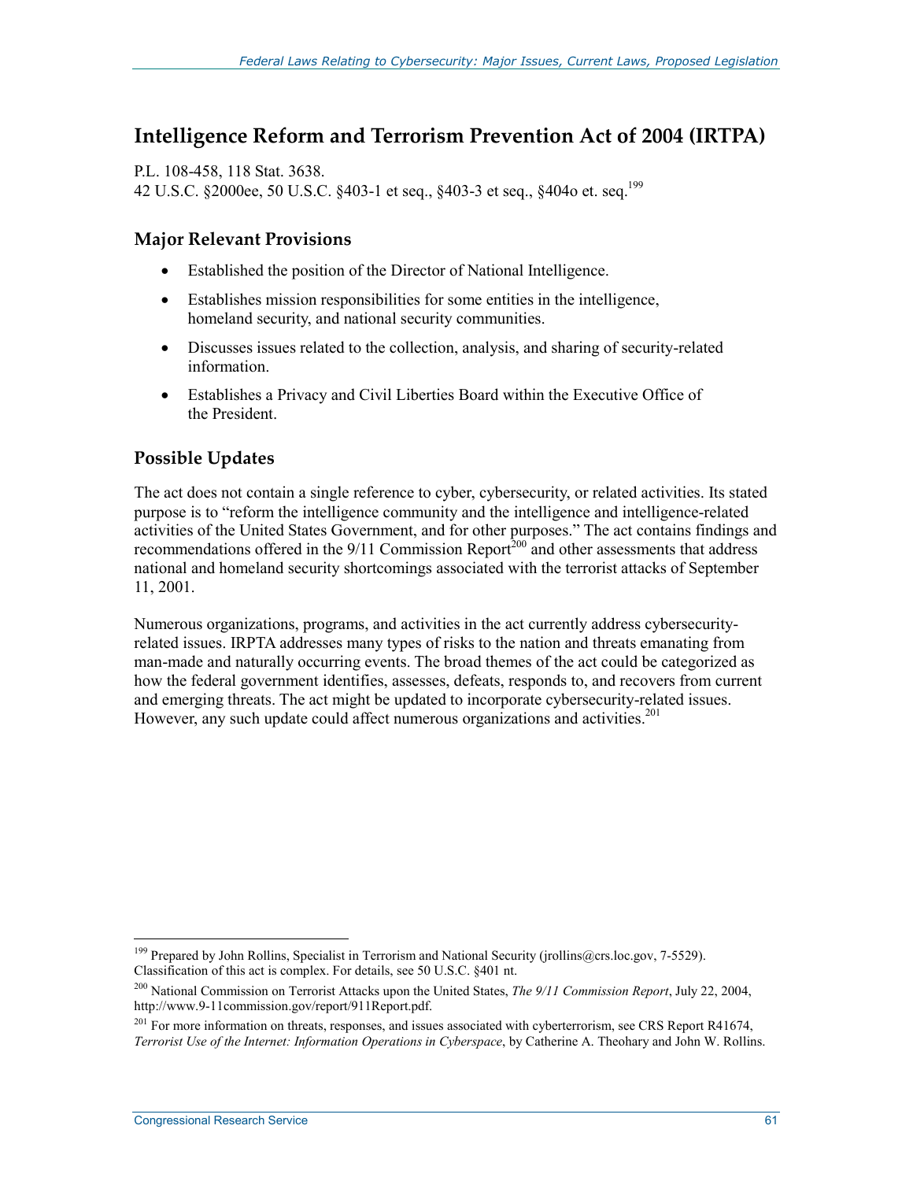## Intelligence Reform and Terrorism Prevention Act of 2004 (IRTPA)

P.L. 108-458, 118 Stat. 3638.
42 U.S.C. §2000ee, 50 U.S.C. §403-1 et seq., §403-3 et seq., §404o et. seq.[199]

### Major Relevant Provisions

- Established the position of the Director of National Intelligence.
- Establishes mission responsibilities for some entities in the intelligence, homeland security, and national security communities.
- Discusses issues related to the collection, analysis, and sharing of security-related information.
- Establishes a Privacy and Civil Liberties Board within the Executive Office of the President.

### Possible Updates

The act does not contain a single reference to cyber, cybersecurity, or related activities. Its stated purpose is to "reform the intelligence community and the intelligence and intelligence-related activities of the United States Government, and for other purposes." The act contains findings and recommendations offered in the 9/11 Commission Report[200] and other assessments that address national and homeland security shortcomings associated with the terrorist attacks of September 11, 2001.

Numerous organizations, programs, and activities in the act currently address cybersecurity-related issues. IRPTA addresses many types of risks to the nation and threats emanating from man-made and naturally occurring events. The broad themes of the act could be categorized as how the federal government identifies, assesses, defeats, responds to, and recovers from current and emerging threats. The act might be updated to incorporate cybersecurity-related issues. However, any such update could affect numerous organizations and activities.[201]

---

[199] Prepared by John Rollins, Specialist in Terrorism and National Security (jrollins@crs.loc.gov, 7-5529). Classification of this act is complex. For details, see 50 U.S.C. §401 nt.

[200] National Commission on Terrorist Attacks upon the United States, *The 9/11 Commission Report*, July 22, 2004, http://www.9-11commission.gov/report/911Report.pdf.

[201] For more information on threats, responses, and issues associated with cyberterrorism, see CRS Report R41674, *Terrorist Use of the Internet: Information Operations in Cyberspace*, by Catherine A. Theohary and John W. Rollins.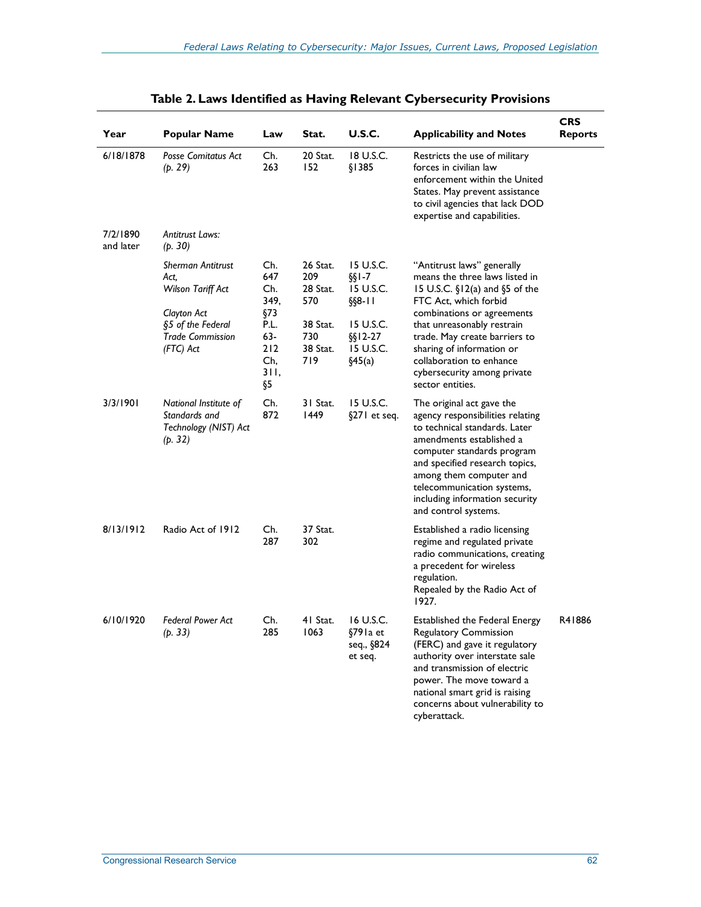**Table 2. Laws Identified as Having Relevant Cybersecurity Provisions**

| Year | Popular Name | Law | Stat. | U.S.C. | Applicability and Notes | CRS Reports |
|---|---|---|---|---|---|---|
| 6/18/1878 | *Posse Comitatus Act (p. 29)* | Ch. 263 | 20 Stat. 152 | 18 U.S.C. §1385 | Restricts the use of military forces in civilian law enforcement within the United States. May prevent assistance to civil agencies that lack DOD expertise and capabilities. | |
| 7/2/1890 and later | *Antitrust Laws: (p. 30)* | | | | | |
| | *Sherman Antitrust Act,* *Wilson Tariff Act* *Clayton Act* *§5 of the Federal Trade Commission (FTC) Act* | Ch. 647 Ch. 349, §73 P.L. 63-212 Ch, 311, §5 | 26 Stat. 209 28 Stat. 570 38 Stat. 730 38 Stat. 719 | 15 U.S.C. §§1-7 15 U.S.C. §§8-11 15 U.S.C. §§12-27 15 U.S.C. §45(a) | "Antitrust laws" generally means the three laws listed in 15 U.S.C. §12(a) and §5 of the FTC Act, which forbid combinations or agreements that unreasonably restrain trade. May create barriers to sharing of information or collaboration to enhance cybersecurity among private sector entities. | |
| 3/3/1901 | *National Institute of Standards and Technology (NIST) Act (p. 32)* | Ch. 872 | 31 Stat. 1449 | 15 U.S.C. §271 et seq. | The original act gave the agency responsibilities relating to technical standards. Later amendments established a computer standards program and specified research topics, among them computer and telecommunication systems, including information security and control systems. | |
| 8/13/1912 | Radio Act of 1912 | Ch. 287 | 37 Stat. 302 | | Established a radio licensing regime and regulated private radio communications, creating a precedent for wireless regulation. Repealed by the Radio Act of 1927. | |
| 6/10/1920 | *Federal Power Act (p. 33)* | Ch. 285 | 41 Stat. 1063 | 16 U.S.C. §791a et seq., §824 et seq. | Established the Federal Energy Regulatory Commission (FERC) and gave it regulatory authority over interstate sale and transmission of electric power. The move toward a national smart grid is raising concerns about vulnerability to cyberattack. | R41886 |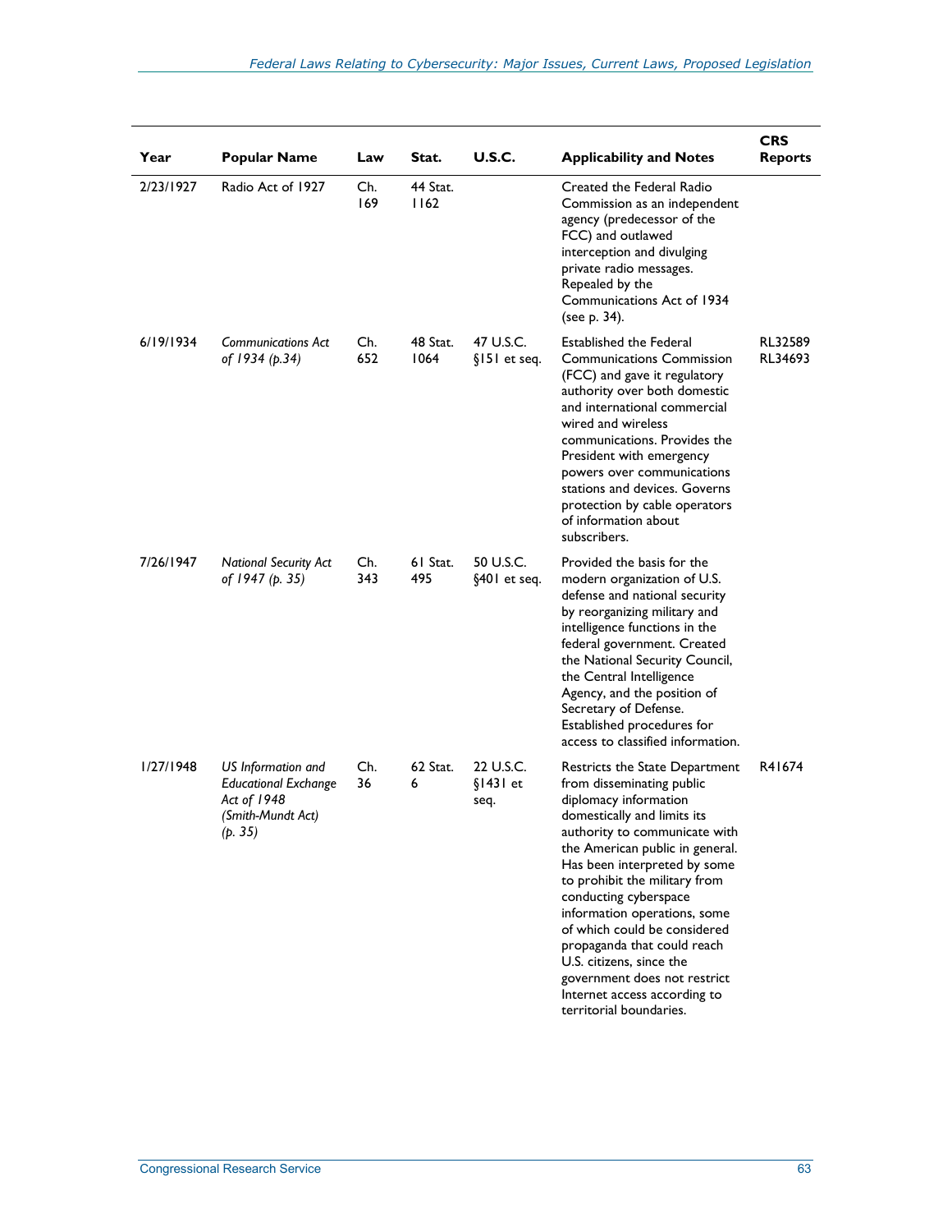| Year | Popular Name | Law | Stat. | U.S.C. | Applicability and Notes | CRS Reports |
|---|---|---|---|---|---|---|
| 2/23/1927 | Radio Act of 1927 | Ch. 169 | 44 Stat. 1162 | | Created the Federal Radio Commission as an independent agency (predecessor of the FCC) and outlawed interception and divulging private radio messages. Repealed by the Communications Act of 1934 (see p. 34). | |
| 6/19/1934 | *Communications Act of 1934 (p.34)* | Ch. 652 | 48 Stat. 1064 | 47 U.S.C. §151 et seq. | Established the Federal Communications Commission (FCC) and gave it regulatory authority over both domestic and international commercial wired and wireless communications. Provides the President with emergency powers over communications stations and devices. Governs protection by cable operators of information about subscribers. | RL32589 RL34693 |
| 7/26/1947 | *National Security Act of 1947 (p. 35)* | Ch. 343 | 61 Stat. 495 | 50 U.S.C. §401 et seq. | Provided the basis for the modern organization of U.S. defense and national security by reorganizing military and intelligence functions in the federal government. Created the National Security Council, the Central Intelligence Agency, and the position of Secretary of Defense. Established procedures for access to classified information. | |
| 1/27/1948 | *US Information and Educational Exchange Act of 1948 (Smith-Mundt Act) (p. 35)* | Ch. 36 | 62 Stat. 6 | 22 U.S.C. §1431 et seq. | Restricts the State Department from disseminating public diplomacy information domestically and limits its authority to communicate with the American public in general. Has been interpreted by some to prohibit the military from conducting cyberspace information operations, some of which could be considered propaganda that could reach U.S. citizens, since the government does not restrict Internet access according to territorial boundaries. | R41674 |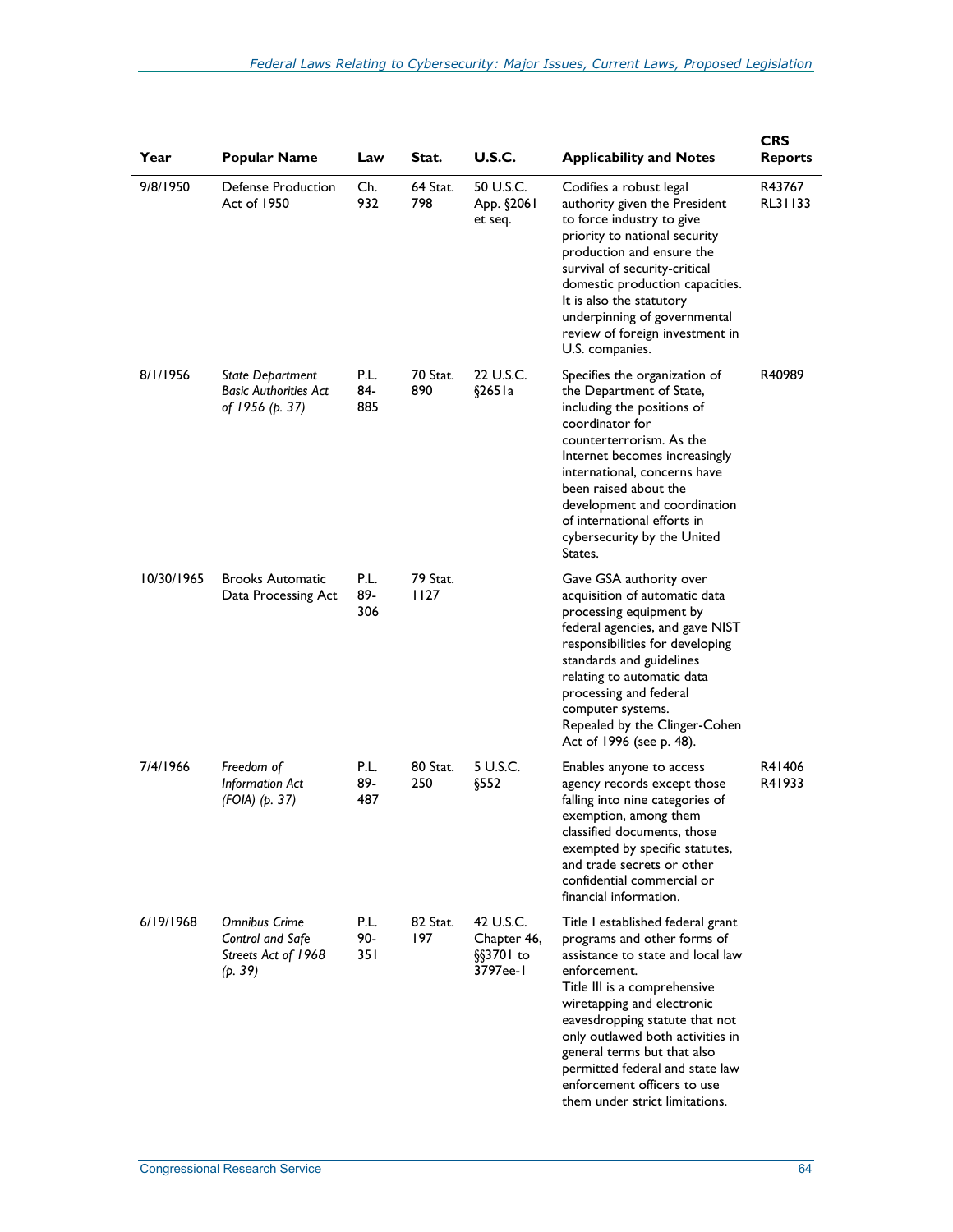| Year | Popular Name | Law | Stat. | U.S.C. | Applicability and Notes | CRS Reports |
|---|---|---|---|---|---|---|
| 9/8/1950 | Defense Production Act of 1950 | Ch. 932 | 64 Stat. 798 | 50 U.S.C. App. §2061 et seq. | Codifies a robust legal authority given the President to force industry to give priority to national security production and ensure the survival of security-critical domestic production capacities. It is also the statutory underpinning of governmental review of foreign investment in U.S. companies. | R43767 RL31133 |
| 8/1/1956 | *State Department Basic Authorities Act of 1956 (p. 37)* | P.L. 84-885 | 70 Stat. 890 | 22 U.S.C. §2651a | Specifies the organization of the Department of State, including the positions of coordinator for counterterrorism. As the Internet becomes increasingly international, concerns have been raised about the development and coordination of international efforts in cybersecurity by the United States. | R40989 |
| 10/30/1965 | Brooks Automatic Data Processing Act | P.L. 89-306 | 79 Stat. 1127 | | Gave GSA authority over acquisition of automatic data processing equipment by federal agencies, and gave NIST responsibilities for developing standards and guidelines relating to automatic data processing and federal computer systems. Repealed by the Clinger-Cohen Act of 1996 (see p. 48). | |
| 7/4/1966 | *Freedom of Information Act (FOIA) (p. 37)* | P.L. 89-487 | 80 Stat. 250 | 5 U.S.C. §552 | Enables anyone to access agency records except those falling into nine categories of exemption, among them classified documents, those exempted by specific statutes, and trade secrets or other confidential commercial or financial information. | R41406 R41933 |
| 6/19/1968 | *Omnibus Crime Control and Safe Streets Act of 1968 (p. 39)* | P.L. 90-351 | 82 Stat. 197 | 42 U.S.C. Chapter 46, §§3701 to 3797ee-1 | Title I established federal grant programs and other forms of assistance to state and local law enforcement. Title III is a comprehensive wiretapping and electronic eavesdropping statute that not only outlawed both activities in general terms but that also permitted federal and state law enforcement officers to use them under strict limitations. | |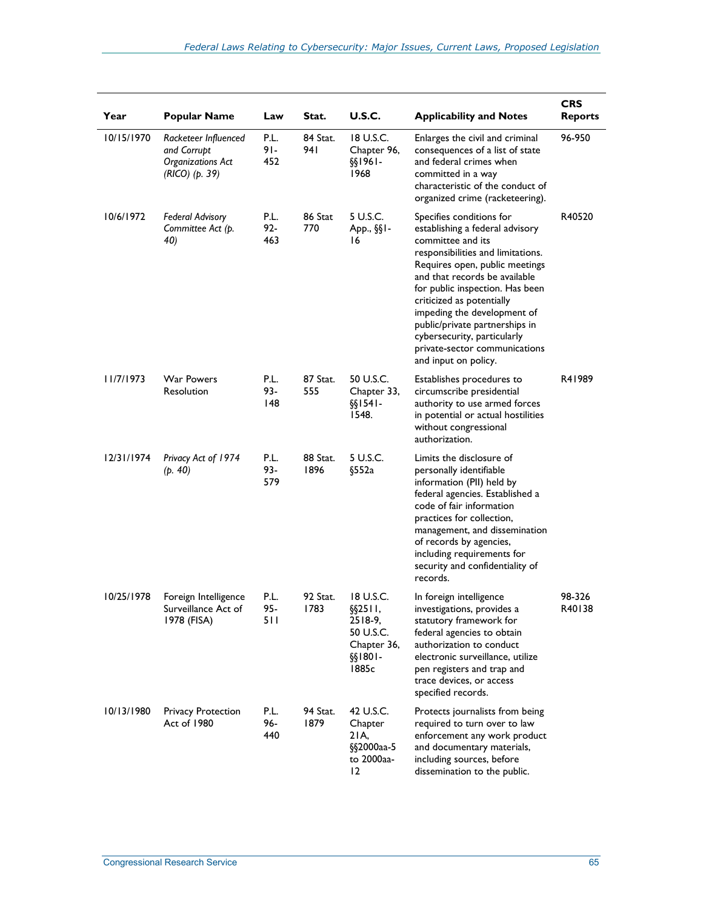| Year | Popular Name | Law | Stat. | U.S.C. | Applicability and Notes | CRS Reports |
| --- | --- | --- | --- | --- | --- | --- |
| 10/15/1970 | *Racketeer Influenced and Corrupt Organizations Act (RICO) (p. 39)* | P.L. 91-452 | 84 Stat. 941 | 18 U.S.C. Chapter 96, §§1961-1968 | Enlarges the civil and criminal consequences of a list of state and federal crimes when committed in a way characteristic of the conduct of organized crime (racketeering). | 96-950 |
| 10/6/1972 | *Federal Advisory Committee Act (p. 40)* | P.L. 92-463 | 86 Stat 770 | 5 U.S.C. App., §§1-16 | Specifies conditions for establishing a federal advisory committee and its responsibilities and limitations. Requires open, public meetings and that records be available for public inspection. Has been criticized as potentially impeding the development of public/private partnerships in cybersecurity, particularly private-sector communications and input on policy. | R40520 |
| 11/7/1973 | War Powers Resolution | P.L. 93-148 | 87 Stat. 555 | 50 U.S.C. Chapter 33, §§1541-1548. | Establishes procedures to circumscribe presidential authority to use armed forces in potential or actual hostilities without congressional authorization. | R41989 |
| 12/31/1974 | *Privacy Act of 1974 (p. 40)* | P.L. 93-579 | 88 Stat. 1896 | 5 U.S.C. §552a | Limits the disclosure of personally identifiable information (PII) held by federal agencies. Established a code of fair information practices for collection, management, and dissemination of records by agencies, including requirements for security and confidentiality of records. | |
| 10/25/1978 | Foreign Intelligence Surveillance Act of 1978 (FISA) | P.L. 95-511 | 92 Stat. 1783 | 18 U.S.C. §§2511, 2518-9, 50 U.S.C. Chapter 36, §§1801-1885c | In foreign intelligence investigations, provides a statutory framework for federal agencies to obtain authorization to conduct electronic surveillance, utilize pen registers and trap and trace devices, or access specified records. | 98-326 R40138 |
| 10/13/1980 | Privacy Protection Act of 1980 | P.L. 96-440 | 94 Stat. 1879 | 42 U.S.C. Chapter 21A, §§2000aa-5 to 2000aa-12 | Protects journalists from being required to turn over to law enforcement any work product and documentary materials, including sources, before dissemination to the public. | |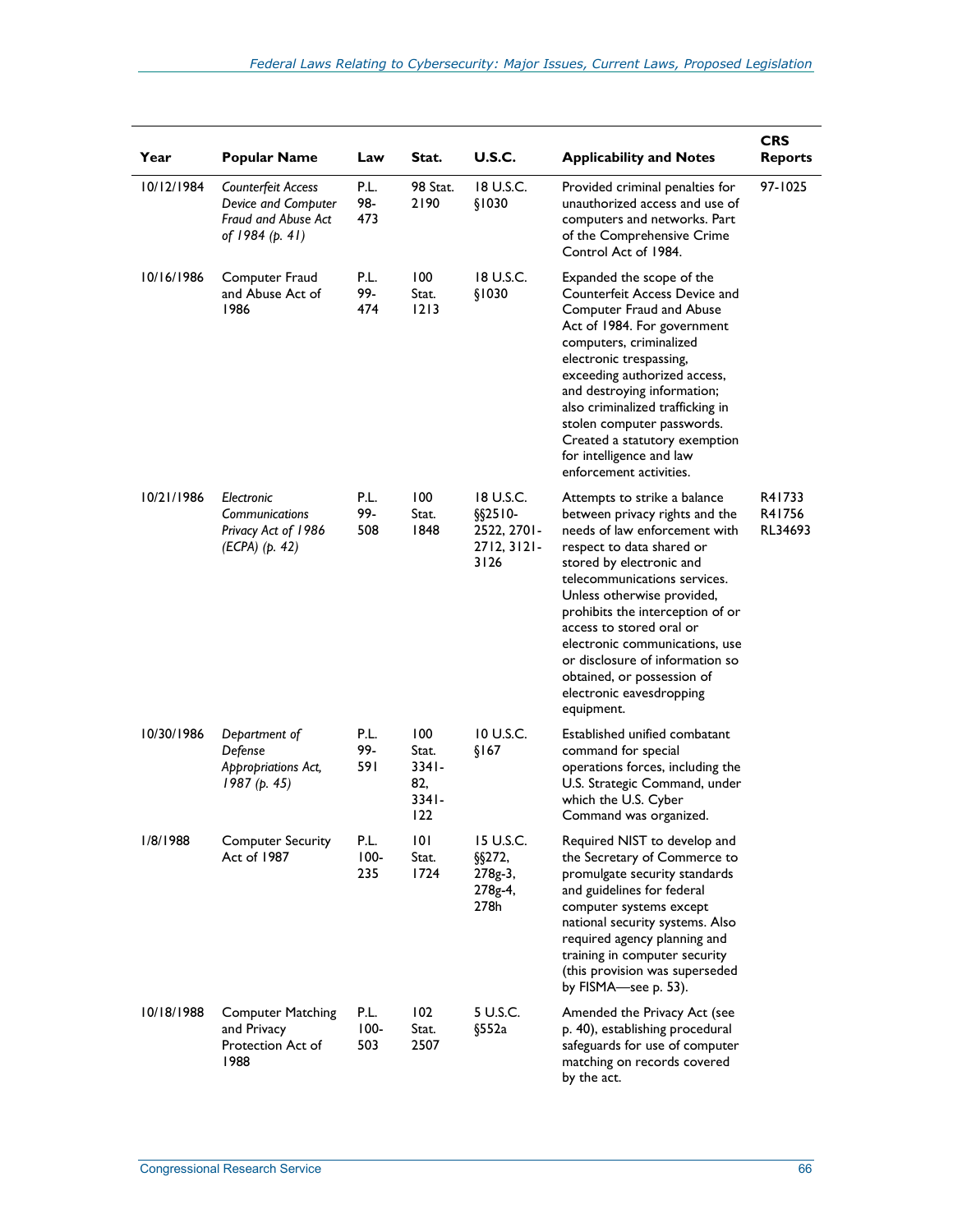| Year | Popular Name | Law | Stat. | U.S.C. | Applicability and Notes | CRS Reports |
|---|---|---|---|---|---|---|
| 10/12/1984 | *Counterfeit Access Device and Computer Fraud and Abuse Act of 1984 (p. 41)* | P.L. 98-473 | 98 Stat. 2190 | 18 U.S.C. §1030 | Provided criminal penalties for unauthorized access and use of computers and networks. Part of the Comprehensive Crime Control Act of 1984. | 97-1025 |
| 10/16/1986 | Computer Fraud and Abuse Act of 1986 | P.L. 99-474 | 100 Stat. 1213 | 18 U.S.C. §1030 | Expanded the scope of the Counterfeit Access Device and Computer Fraud and Abuse Act of 1984. For government computers, criminalized electronic trespassing, exceeding authorized access, and destroying information; also criminalized trafficking in stolen computer passwords. Created a statutory exemption for intelligence and law enforcement activities. | |
| 10/21/1986 | *Electronic Communications Privacy Act of 1986 (ECPA) (p. 42)* | P.L. 99-508 | 100 Stat. 1848 | 18 U.S.C. §§2510-2522, 2701-2712, 3121-3126 | Attempts to strike a balance between privacy rights and the needs of law enforcement with respect to data shared or stored by electronic and telecommunications services. Unless otherwise provided, prohibits the interception of or access to stored oral or electronic communications, use or disclosure of information so obtained, or possession of electronic eavesdropping equipment. | R41733 R41756 RL34693 |
| 10/30/1986 | *Department of Defense Appropriations Act, 1987 (p. 45)* | P.L. 99-591 | 100 Stat. 3341-82, 3341-122 | 10 U.S.C. §167 | Established unified combatant command for special operations forces, including the U.S. Strategic Command, under which the U.S. Cyber Command was organized. | |
| 1/8/1988 | Computer Security Act of 1987 | P.L. 100-235 | 101 Stat. 1724 | 15 U.S.C. §§272, 278g-3, 278g-4, 278h | Required NIST to develop and the Secretary of Commerce to promulgate security standards and guidelines for federal computer systems except national security systems. Also required agency planning and training in computer security (this provision was superseded by FISMA—see p. 53). | |
| 10/18/1988 | Computer Matching and Privacy Protection Act of 1988 | P.L. 100-503 | 102 Stat. 2507 | 5 U.S.C. §552a | Amended the Privacy Act (see p. 40), establishing procedural safeguards for use of computer matching on records covered by the act. | |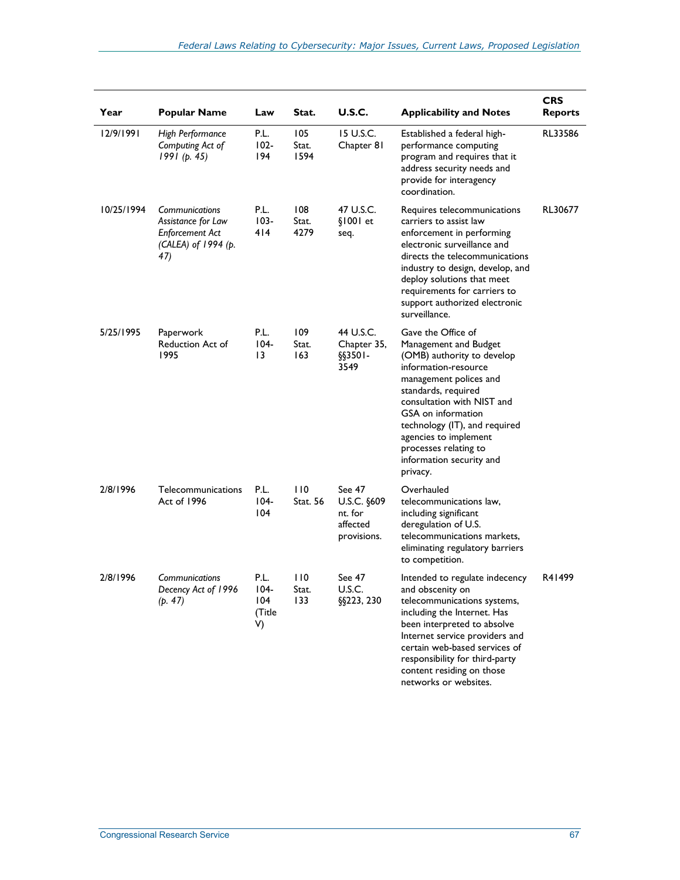| Year | Popular Name | Law | Stat. | U.S.C. | Applicability and Notes | CRS Reports |
|---|---|---|---|---|---|---|
| 12/9/1991 | *High Performance Computing Act of 1991 (p. 45)* | P.L. 102-194 | 105 Stat. 1594 | 15 U.S.C. Chapter 81 | Established a federal high-performance computing program and requires that it address security needs and provide for interagency coordination. | RL33586 |
| 10/25/1994 | *Communications Assistance for Law Enforcement Act (CALEA) of 1994 (p. 47)* | P.L. 103-414 | 108 Stat. 4279 | 47 U.S.C. §1001 et seq. | Requires telecommunications carriers to assist law enforcement in performing electronic surveillance and directs the telecommunications industry to design, develop, and deploy solutions that meet requirements for carriers to support authorized electronic surveillance. | RL30677 |
| 5/25/1995 | Paperwork Reduction Act of 1995 | P.L. 104-13 | 109 Stat. 163 | 44 U.S.C. Chapter 35, §§3501-3549 | Gave the Office of Management and Budget (OMB) authority to develop information-resource management polices and standards, required consultation with NIST and GSA on information technology (IT), and required agencies to implement processes relating to information security and privacy. | |
| 2/8/1996 | Telecommunications Act of 1996 | P.L. 104-104 | 110 Stat. 56 | See 47 U.S.C. §609 nt. for affected provisions. | Overhauled telecommunications law, including significant deregulation of U.S. telecommunications markets, eliminating regulatory barriers to competition. | |
| 2/8/1996 | *Communications Decency Act of 1996 (p. 47)* | P.L. 104-104 (Title V) | 110 Stat. 133 | See 47 U.S.C. §§223, 230 | Intended to regulate indecency and obscenity on telecommunications systems, including the Internet. Has been interpreted to absolve Internet service providers and certain web-based services of responsibility for third-party content residing on those networks or websites. | R41499 |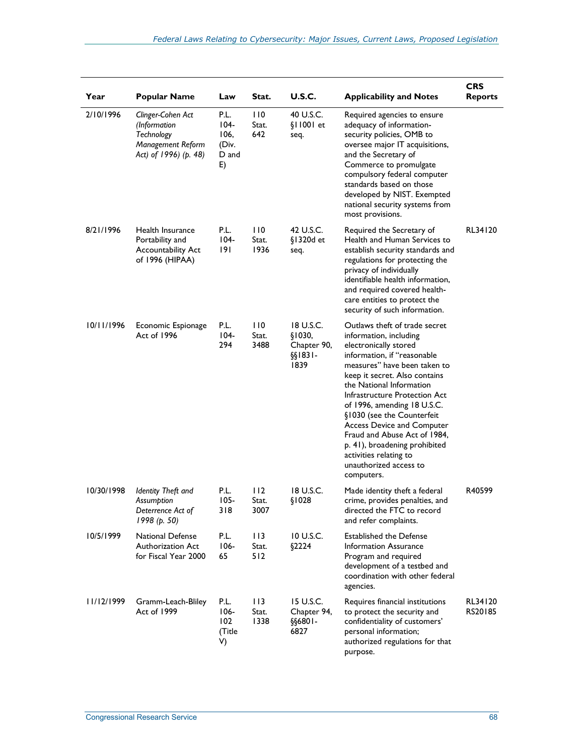| Year | Popular Name | Law | Stat. | U.S.C. | Applicability and Notes | CRS Reports |
|---|---|---|---|---|---|---|
| 2/10/1996 | *Clinger-Cohen Act (Information Technology Management Reform Act) of 1996) (p. 48)* | P.L. 104-106, (Div. D and E) | 110 Stat. 642 | 40 U.S.C. §11001 et seq. | Required agencies to ensure adequacy of information-security policies, OMB to oversee major IT acquisitions, and the Secretary of Commerce to promulgate compulsory federal computer standards based on those developed by NIST. Exempted national security systems from most provisions. | |
| 8/21/1996 | Health Insurance Portability and Accountability Act of 1996 (HIPAA) | P.L. 104-191 | 110 Stat. 1936 | 42 U.S.C. §1320d et seq. | Required the Secretary of Health and Human Services to establish security standards and regulations for protecting the privacy of individually identifiable health information, and required covered health-care entities to protect the security of such information. | RL34120 |
| 10/11/1996 | Economic Espionage Act of 1996 | P.L. 104-294 | 110 Stat. 3488 | 18 U.S.C. §1030, Chapter 90, §§1831-1839 | Outlaws theft of trade secret information, including electronically stored information, if "reasonable measures" have been taken to keep it secret. Also contains the National Information Infrastructure Protection Act of 1996, amending 18 U.S.C. §1030 (see the Counterfeit Access Device and Computer Fraud and Abuse Act of 1984, p. 41), broadening prohibited activities relating to unauthorized access to computers. | |
| 10/30/1998 | *Identity Theft and Assumption Deterrence Act of 1998 (p. 50)* | P.L. 105-318 | 112 Stat. 3007 | 18 U.S.C. §1028 | Made identity theft a federal crime, provides penalties, and directed the FTC to record and refer complaints. | R40599 |
| 10/5/1999 | National Defense Authorization Act for Fiscal Year 2000 | P.L. 106-65 | 113 Stat. 512 | 10 U.S.C. §2224 | Established the Defense Information Assurance Program and required development of a testbed and coordination with other federal agencies. | |
| 11/12/1999 | Gramm-Leach-Bliley Act of 1999 | P.L. 106-102 (Title V) | 113 Stat. 1338 | 15 U.S.C. Chapter 94, §§6801-6827 | Requires financial institutions to protect the security and confidentiality of customers' personal information; authorized regulations for that purpose. | RL34120 RS20185 |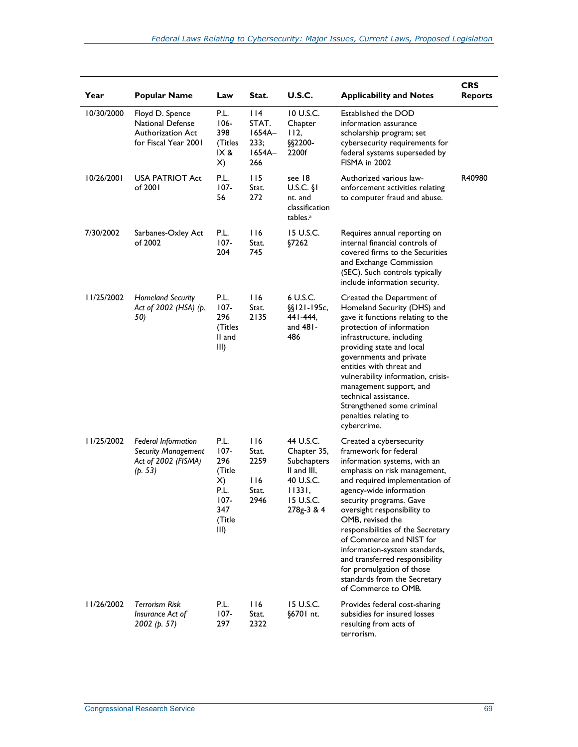| Year | Popular Name | Law | Stat. | U.S.C. | Applicability and Notes | CRS Reports |
|---|---|---|---|---|---|---|
| 10/30/2000 | Floyd D. Spence National Defense Authorization Act for Fiscal Year 2001 | P.L. 106-398 (Titles IX & X) | 114 STAT. 1654A–233; 1654A–266 | 10 U.S.C. Chapter 112, §§2200-2200f | Established the DOD information assurance scholarship program; set cybersecurity requirements for federal systems superseded by FISMA in 2002 | |
| 10/26/2001 | USA PATRIOT Act of 2001 | P.L. 107-56 | 115 Stat. 272 | see 18 U.S.C. §1 nt. and classification tables.[a] | Authorized various law-enforcement activities relating to computer fraud and abuse. | R40980 |
| 7/30/2002 | Sarbanes-Oxley Act of 2002 | P.L. 107-204 | 116 Stat. 745 | 15 U.S.C. §7262 | Requires annual reporting on internal financial controls of covered firms to the Securities and Exchange Commission (SEC). Such controls typically include information security. | |
| 11/25/2002 | *Homeland Security Act of 2002 (HSA) (p. 50)* | P.L. 107-296 (Titles II and III) | 116 Stat. 2135 | 6 U.S.C. §§121-195c, 441-444, and 481-486 | Created the Department of Homeland Security (DHS) and gave it functions relating to the protection of information infrastructure, including providing state and local governments and private entities with threat and vulnerability information, crisis-management support, and technical assistance. Strengthened some criminal penalties relating to cybercrime. | |
| 11/25/2002 | *Federal Information Security Management Act of 2002 (FISMA) (p. 53)* | P.L. 107-296 (Title X) P.L. 107-347 (Title III) | 116 Stat. 2259 116 Stat. 2946 | 44 U.S.C. Chapter 35, Subchapters II and III, 40 U.S.C. 11331, 15 U.S.C. 278g-3 & 4 | Created a cybersecurity framework for federal information systems, with an emphasis on risk management, and required implementation of agency-wide information security programs. Gave oversight responsibility to OMB, revised the responsibilities of the Secretary of Commerce and NIST for information-system standards, and transferred responsibility for promulgation of those standards from the Secretary of Commerce to OMB. | |
| 11/26/2002 | *Terrorism Risk Insurance Act of 2002 (p. 57)* | P.L. 107-297 | 116 Stat. 2322 | 15 U.S.C. §6701 nt. | Provides federal cost-sharing subsidies for insured losses resulting from acts of terrorism. | |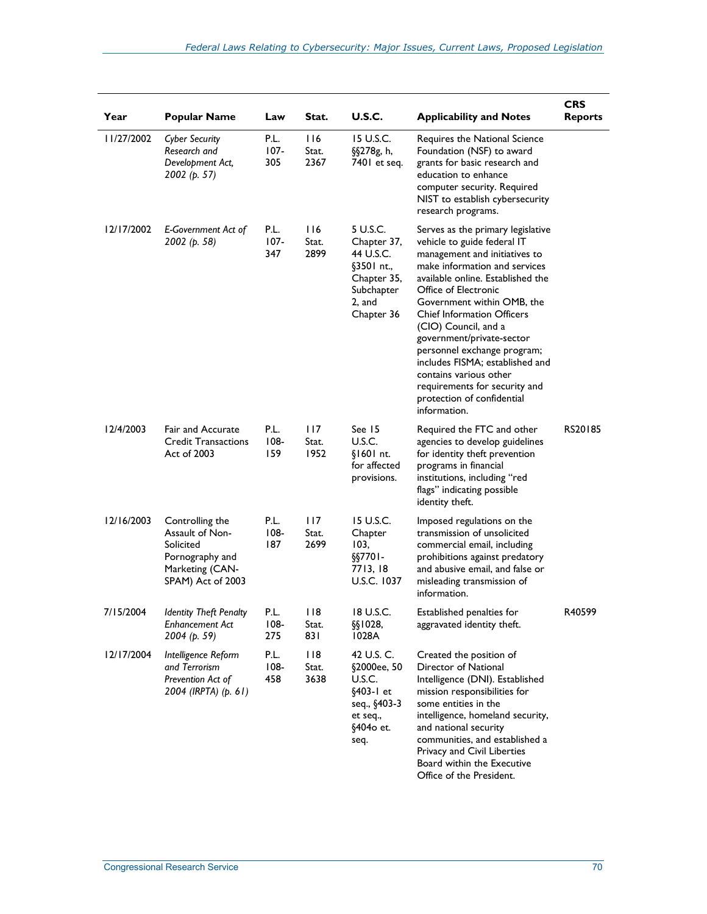| Year | Popular Name | Law | Stat. | U.S.C. | Applicability and Notes | CRS Reports |
| --- | --- | --- | --- | --- | --- | --- |
| 11/27/2002 | *Cyber Security Research and Development Act, 2002 (p. 57)* | P.L. 107-305 | 116 Stat. 2367 | 15 U.S.C. §§278g, h, 7401 et seq. | Requires the National Science Foundation (NSF) to award grants for basic research and education to enhance computer security. Required NIST to establish cybersecurity research programs. | |
| 12/17/2002 | *E-Government Act of 2002 (p. 58)* | P.L. 107-347 | 116 Stat. 2899 | 5 U.S.C. Chapter 37, 44 U.S.C. §3501 nt., Chapter 35, Subchapter 2, and Chapter 36 | Serves as the primary legislative vehicle to guide federal IT management and initiatives to make information and services available online. Established the Office of Electronic Government within OMB, the Chief Information Officers (CIO) Council, and a government/private-sector personnel exchange program; includes FISMA; established and contains various other requirements for security and protection of confidential information. | |
| 12/4/2003 | Fair and Accurate Credit Transactions Act of 2003 | P.L. 108-159 | 117 Stat. 1952 | See 15 U.S.C. §1601 nt. for affected provisions. | Required the FTC and other agencies to develop guidelines for identity theft prevention programs in financial institutions, including "red flags" indicating possible identity theft. | RS20185 |
| 12/16/2003 | Controlling the Assault of Non-Solicited Pornography and Marketing (CAN-SPAM) Act of 2003 | P.L. 108-187 | 117 Stat. 2699 | 15 U.S.C. Chapter 103, §§7701-7713, 18 U.S.C. 1037 | Imposed regulations on the transmission of unsolicited commercial email, including prohibitions against predatory and abusive email, and false or misleading transmission of information. | |
| 7/15/2004 | *Identity Theft Penalty Enhancement Act 2004 (p. 59)* | P.L. 108-275 | 118 Stat. 831 | 18 U.S.C. §§1028, 1028A | Established penalties for aggravated identity theft. | R40599 |
| 12/17/2004 | *Intelligence Reform and Terrorism Prevention Act of 2004 (IRPTA) (p. 61)* | P.L. 108-458 | 118 Stat. 3638 | 42 U.S. C. §2000ee, 50 U.S.C. §403-1 et seq., §403-3 et seq., §404o et. seq. | Created the position of Director of National Intelligence (DNI). Established mission responsibilities for some entities in the intelligence, homeland security, and national security communities, and established a Privacy and Civil Liberties Board within the Executive Office of the President. | |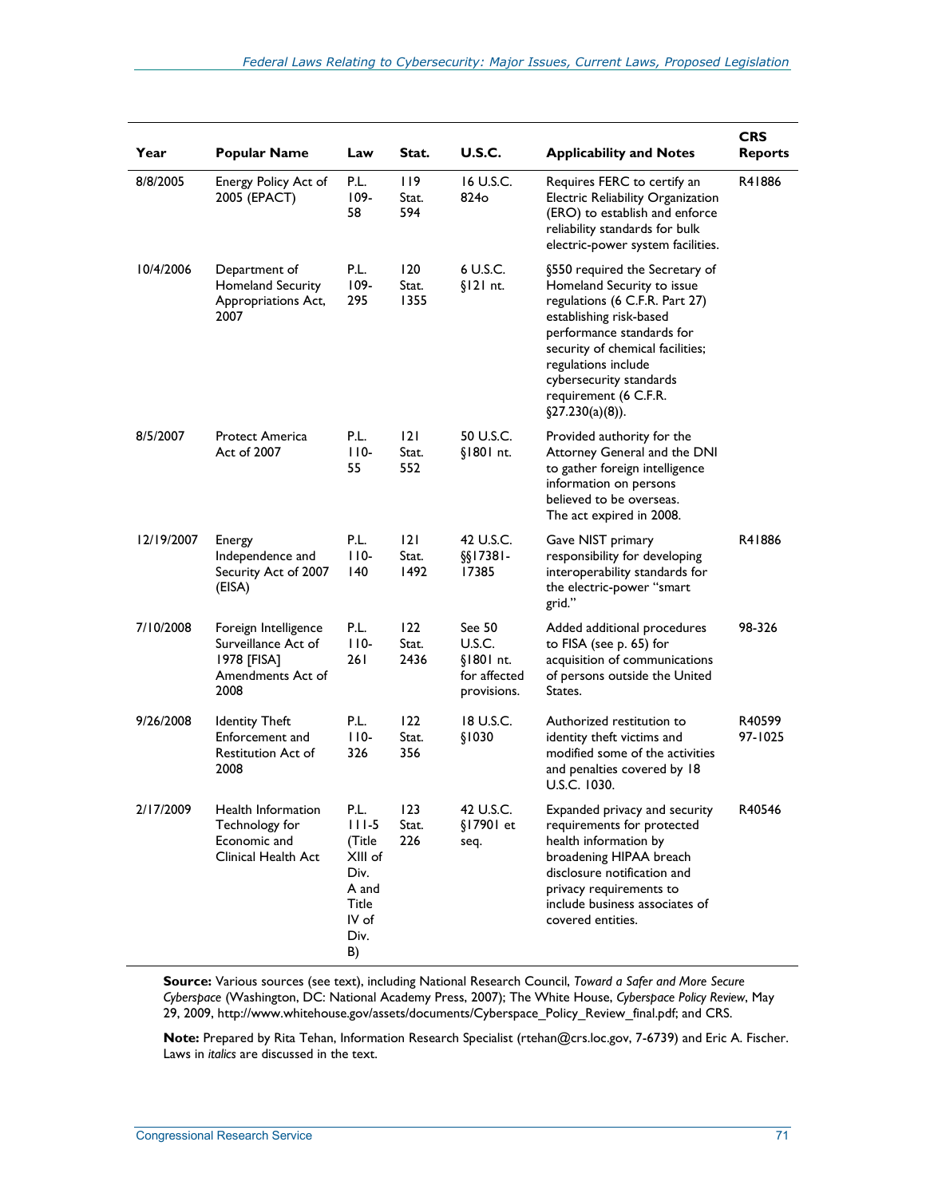| Year | Popular Name | Law | Stat. | U.S.C. | Applicability and Notes | CRS Reports |
|---|---|---|---|---|---|---|
| 8/8/2005 | Energy Policy Act of 2005 (EPACT) | P.L. 109-58 | 119 Stat. 594 | 16 U.S.C. 824o | Requires FERC to certify an Electric Reliability Organization (ERO) to establish and enforce reliability standards for bulk electric-power system facilities. | R41886 |
| 10/4/2006 | Department of Homeland Security Appropriations Act, 2007 | P.L. 109-295 | 120 Stat. 1355 | 6 U.S.C. §121 nt. | §550 required the Secretary of Homeland Security to issue regulations (6 C.F.R. Part 27) establishing risk-based performance standards for security of chemical facilities; regulations include cybersecurity standards requirement (6 C.F.R. §27.230(a)(8)). | |
| 8/5/2007 | Protect America Act of 2007 | P.L. 110-55 | 121 Stat. 552 | 50 U.S.C. §1801 nt. | Provided authority for the Attorney General and the DNI to gather foreign intelligence information on persons believed to be overseas. The act expired in 2008. | |
| 12/19/2007 | Energy Independence and Security Act of 2007 (EISA) | P.L. 110-140 | 121 Stat. 1492 | 42 U.S.C. §§17381-17385 | Gave NIST primary responsibility for developing interoperability standards for the electric-power "smart grid." | R41886 |
| 7/10/2008 | Foreign Intelligence Surveillance Act of 1978 [FISA] Amendments Act of 2008 | P.L. 110-261 | 122 Stat. 2436 | See 50 U.S.C. §1801 nt. for affected provisions. | Added additional procedures to FISA (see p. 65) for acquisition of communications of persons outside the United States. | 98-326 |
| 9/26/2008 | Identity Theft Enforcement and Restitution Act of 2008 | P.L. 110-326 | 122 Stat. 356 | 18 U.S.C. §1030 | Authorized restitution to identity theft victims and modified some of the activities and penalties covered by 18 U.S.C. 1030. | R40599 97-1025 |
| 2/17/2009 | Health Information Technology for Economic and Clinical Health Act | P.L. 111-5 (Title XIII of Div. A and Title IV of Div. B) | 123 Stat. 226 | 42 U.S.C. §17901 et seq. | Expanded privacy and security requirements for protected health information by broadening HIPAA breach disclosure notification and privacy requirements to include business associates of covered entities. | R40546 |

**Source:** Various sources (see text), including National Research Council, *Toward a Safer and More Secure Cyberspace* (Washington, DC: National Academy Press, 2007); The White House, *Cyberspace Policy Review*, May 29, 2009, http://www.whitehouse.gov/assets/documents/Cyberspace_Policy_Review_final.pdf; and CRS.

**Note:** Prepared by Rita Tehan, Information Research Specialist (rtehan@crs.loc.gov, 7-6739) and Eric A. Fischer. Laws in *italics* are discussed in the text.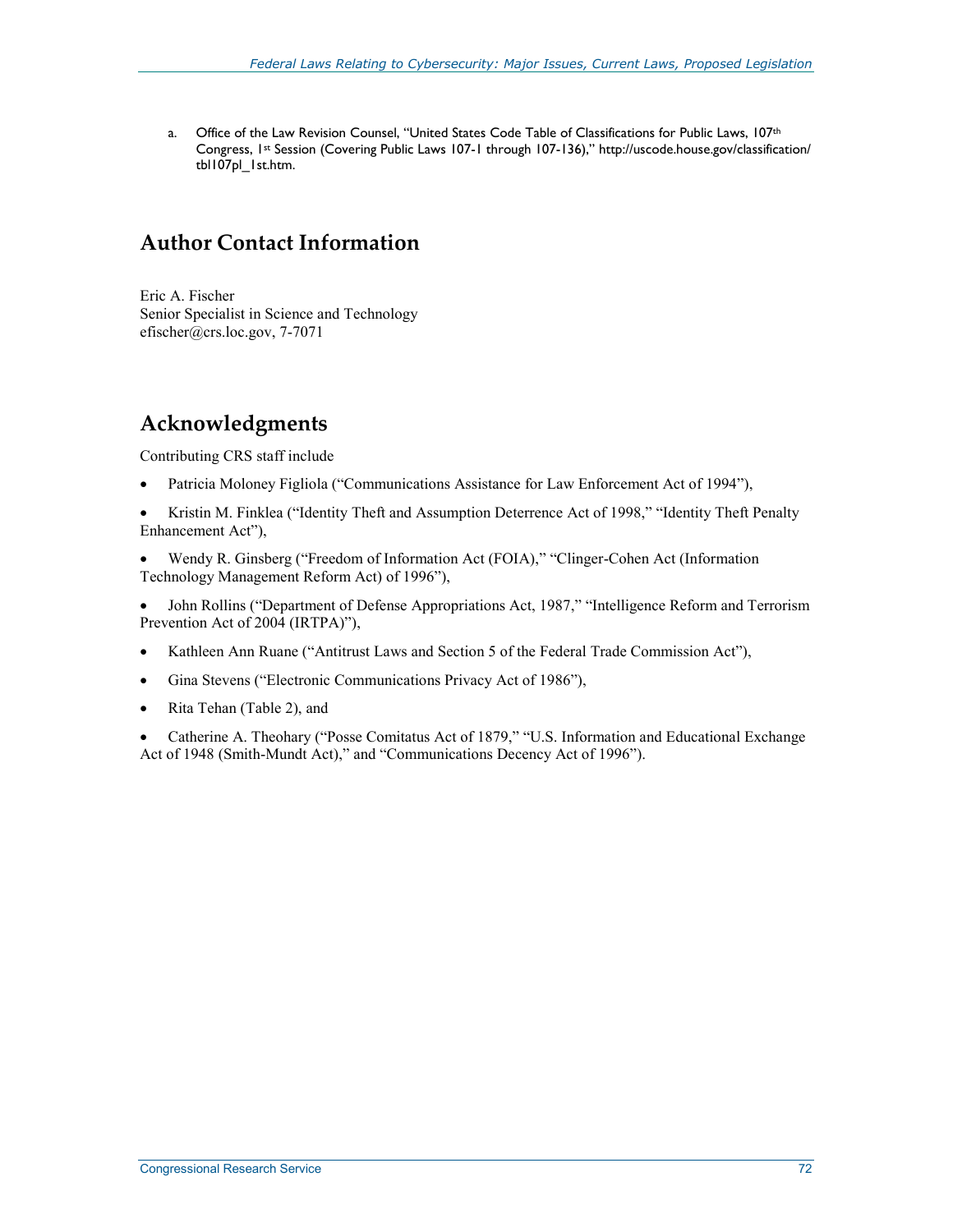a. Office of the Law Revision Counsel, "United States Code Table of Classifications for Public Laws, 107th Congress, 1st Session (Covering Public Laws 107-1 through 107-136)," http://uscode.house.gov/classification/tbl107pl_1st.htm.

## Author Contact Information

Eric A. Fischer
Senior Specialist in Science and Technology
efischer@crs.loc.gov, 7-7071

## Acknowledgments

Contributing CRS staff include

- Patricia Moloney Figliola ("Communications Assistance for Law Enforcement Act of 1994"),
- Kristin M. Finklea ("Identity Theft and Assumption Deterrence Act of 1998," "Identity Theft Penalty Enhancement Act"),
- Wendy R. Ginsberg ("Freedom of Information Act (FOIA)," "Clinger-Cohen Act (Information Technology Management Reform Act) of 1996"),
- John Rollins ("Department of Defense Appropriations Act, 1987," "Intelligence Reform and Terrorism Prevention Act of 2004 (IRTPA)"),
- Kathleen Ann Ruane ("Antitrust Laws and Section 5 of the Federal Trade Commission Act"),
- Gina Stevens ("Electronic Communications Privacy Act of 1986"),
- Rita Tehan (Table 2), and
- Catherine A. Theohary ("Posse Comitatus Act of 1879," "U.S. Information and Educational Exchange Act of 1948 (Smith-Mundt Act)," and "Communications Decency Act of 1996").